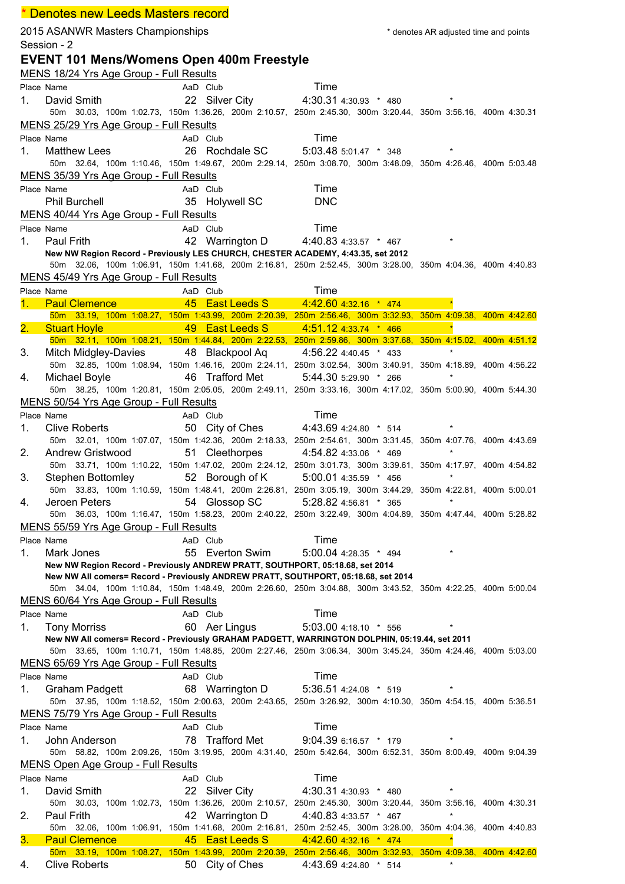\* Denotes new Leeds Masters record

2015 ASANWR Masters Championships

\* denotes AR adjusted time and points

Session - 2

## EVENT 101 Mens/Womens Open 400m Freestyle

### MENS 18/24 Yrs Age Group - Full Results

| Place | Name | AaD | Club | Time | | | | |
|---|---|---|---|---|---|---|---|---|
| 1. | David Smith | 22 | Silver City | 4:30.31 | 4:30.93 | * | 480 | * |

50m 30.03, 100m 1:02.73, 150m 1:36.26, 200m 2:10.57, 250m 2:45.30, 300m 3:20.44, 350m 3:56.16, 400m 4:30.31

### MENS 25/29 Yrs Age Group - Full Results

| Place | Name | AaD | Club | Time | | | | |
|---|---|---|---|---|---|---|---|---|
| 1. | Matthew Lees | 26 | Rochdale SC | 5:03.48 | 5:01.47 | * | 348 | * |

50m 32.64, 100m 1:10.46, 150m 1:49.67, 200m 2:29.14, 250m 3:08.70, 300m 3:48.09, 350m 4:26.46, 400m 5:03.48

### MENS 35/39 Yrs Age Group - Full Results

| Place | Name | AaD | Club | Time |
|---|---|---|---|---|
| | Phil Burchell | 35 | Holywell SC | DNC |

### MENS 40/44 Yrs Age Group - Full Results

| Place | Name | AaD | Club | Time | | | | |
|---|---|---|---|---|---|---|---|---|
| 1. | Paul Frith | 42 | Warrington D | 4:40.83 | 4:33.57 | * | 467 | * |

**New NW Region Record - Previously LES CHURCH, CHESTER ACADEMY, 4:43.35, set 2012**

50m 32.06, 100m 1:06.91, 150m 1:41.68, 200m 2:16.81, 250m 2:52.45, 300m 3:28.00, 350m 4:04.36, 400m 4:40.83

### MENS 45/49 Yrs Age Group - Full Results

| Place | Name | AaD | Club | Time | | | | |
|---|---|---|---|---|---|---|---|---|
| 1. | Paul Clemence | 45 | East Leeds S | 4:42.60 | 4:32.16 | * | 474 | * |

50m 33.19, 100m 1:08.27, 150m 1:43.99, 200m 2:20.39, 250m 2:56.46, 300m 3:32.93, 350m 4:09.38, 400m 4:42.60

| Place | Name | AaD | Club | Time | | | | |
|---|---|---|---|---|---|---|---|---|
| 2. | Stuart Hoyle | 49 | East Leeds S | 4:51.12 | 4:33.74 | * | 466 | * |

50m 32.11, 100m 1:08.21, 150m 1:44.84, 200m 2:22.53, 250m 2:59.86, 300m 3:37.68, 350m 4:15.02, 400m 4:51.12

| Place | Name | AaD | Club | Time | | | | |
|---|---|---|---|---|---|---|---|---|
| 3. | Mitch Midgley-Davies | 48 | Blackpool Aq | 4:56.22 | 4:40.45 | * | 433 | * |

50m 32.85, 100m 1:08.94, 150m 1:46.16, 200m 2:24.11, 250m 3:02.54, 300m 3:40.91, 350m 4:18.89, 400m 4:56.22

| Place | Name | AaD | Club | Time | | | | |
|---|---|---|---|---|---|---|---|---|
| 4. | Michael Boyle | 46 | Trafford Met | 5:44.30 | 5:29.90 | * | 266 | * |

50m 38.25, 100m 1:20.81, 150m 2:05.05, 200m 2:49.11, 250m 3:33.16, 300m 4:17.02, 350m 5:00.90, 400m 5:44.30

### MENS 50/54 Yrs Age Group - Full Results

| Place | Name | AaD | Club | Time | | | | |
|---|---|---|---|---|---|---|---|---|
| 1. | Clive Roberts | 50 | City of Ches | 4:43.69 | 4:24.80 | * | 514 | * |

50m 32.01, 100m 1:07.07, 150m 1:42.36, 200m 2:18.33, 250m 2:54.61, 300m 3:31.45, 350m 4:07.76, 400m 4:43.69

| Place | Name | AaD | Club | Time | | | | |
|---|---|---|---|---|---|---|---|---|
| 2. | Andrew Gristwood | 51 | Cleethorpes | 4:54.82 | 4:33.06 | * | 469 | * |

50m 33.71, 100m 1:10.22, 150m 1:47.02, 200m 2:24.12, 250m 3:01.73, 300m 3:39.61, 350m 4:17.97, 400m 4:54.82

| Place | Name | AaD | Club | Time | | | | |
|---|---|---|---|---|---|---|---|---|
| 3. | Stephen Bottomley | 52 | Borough of K | 5:00.01 | 4:35.59 | * | 456 | * |

50m 33.83, 100m 1:10.59, 150m 1:48.41, 200m 2:26.81, 250m 3:05.19, 300m 3:44.29, 350m 4:22.81, 400m 5:00.01

| Place | Name | AaD | Club | Time | | | | |
|---|---|---|---|---|---|---|---|---|
| 4. | Jeroen Peters | 54 | Glossop SC | 5:28.82 | 4:56.81 | * | 365 | * |

50m 36.03, 100m 1:16.47, 150m 1:58.23, 200m 2:40.22, 250m 3:22.49, 300m 4:04.89, 350m 4:47.44, 400m 5:28.82

### MENS 55/59 Yrs Age Group - Full Results

| Place | Name | AaD | Club | Time | | | | |
|---|---|---|---|---|---|---|---|---|
| 1. | Mark Jones | 55 | Everton Swim | 5:00.04 | 4:28.35 | * | 494 | * |

**New NW Region Record - Previously ANDREW PRATT, SOUTHPORT, 05:18.68, set 2014**

**New NW All comers= Record - Previously ANDREW PRATT, SOUTHPORT, 05:18.68, set 2014**

50m 34.04, 100m 1:10.84, 150m 1:48.49, 200m 2:26.60, 250m 3:04.88, 300m 3:43.52, 350m 4:22.25, 400m 5:00.04

### MENS 60/64 Yrs Age Group - Full Results

| Place | Name | AaD | Club | Time | | | | |
|---|---|---|---|---|---|---|---|---|
| 1. | Tony Morriss | 60 | Aer Lingus | 5:03.00 | 4:18.10 | * | 556 | * |

**New NW All comers= Record - Previously GRAHAM PADGETT, WARRINGTON DOLPHIN, 05:19.44, set 2011**

50m 33.65, 100m 1:10.71, 150m 1:48.85, 200m 2:27.46, 250m 3:06.34, 300m 3:45.24, 350m 4:24.46, 400m 5:03.00

### MENS 65/69 Yrs Age Group - Full Results

| Place | Name | AaD | Club | Time | | | | |
|---|---|---|---|---|---|---|---|---|
| 1. | Graham Padgett | 68 | Warrington D | 5:36.51 | 4:24.08 | * | 519 | * |

50m 37.95, 100m 1:18.52, 150m 2:00.63, 200m 2:43.65, 250m 3:26.92, 300m 4:10.30, 350m 4:54.15, 400m 5:36.51

### MENS 75/79 Yrs Age Group - Full Results

| Place | Name | AaD | Club | Time | | | | |
|---|---|---|---|---|---|---|---|---|
| 1. | John Anderson | 78 | Trafford Met | 9:04.39 | 6:16.57 | * | 179 | * |

50m 58.82, 100m 2:09.26, 150m 3:19.95, 200m 4:31.40, 250m 5:42.64, 300m 6:52.31, 350m 8:00.49, 400m 9:04.39

### MENS Open Age Group - Full Results

| Place | Name | AaD | Club | Time | | | | |
|---|---|---|---|---|---|---|---|---|
| 1. | David Smith | 22 | Silver City | 4:30.31 | 4:30.93 | * | 480 | * |

50m 30.03, 100m 1:02.73, 150m 1:36.26, 200m 2:10.57, 250m 2:45.30, 300m 3:20.44, 350m 3:56.16, 400m 4:30.31

| Place | Name | AaD | Club | Time | | | | |
|---|---|---|---|---|---|---|---|---|
| 2. | Paul Frith | 42 | Warrington D | 4:40.83 | 4:33.57 | * | 467 | * |

50m 32.06, 100m 1:06.91, 150m 1:41.68, 200m 2:16.81, 250m 2:52.45, 300m 3:28.00, 350m 4:04.36, 400m 4:40.83

| Place | Name | AaD | Club | Time | | | | |
|---|---|---|---|---|---|---|---|---|
| 3. | Paul Clemence | 45 | East Leeds S | 4:42.60 | 4:32.16 | * | 474 | * |

50m 33.19, 100m 1:08.27, 150m 1:43.99, 200m 2:20.39, 250m 2:56.46, 300m 3:32.93, 350m 4:09.38, 400m 4:42.60

| Place | Name | AaD | Club | Time | | | | |
|---|---|---|---|---|---|---|---|---|
| 4. | Clive Roberts | 50 | City of Ches | 4:43.69 | 4:24.80 | * | 514 | * |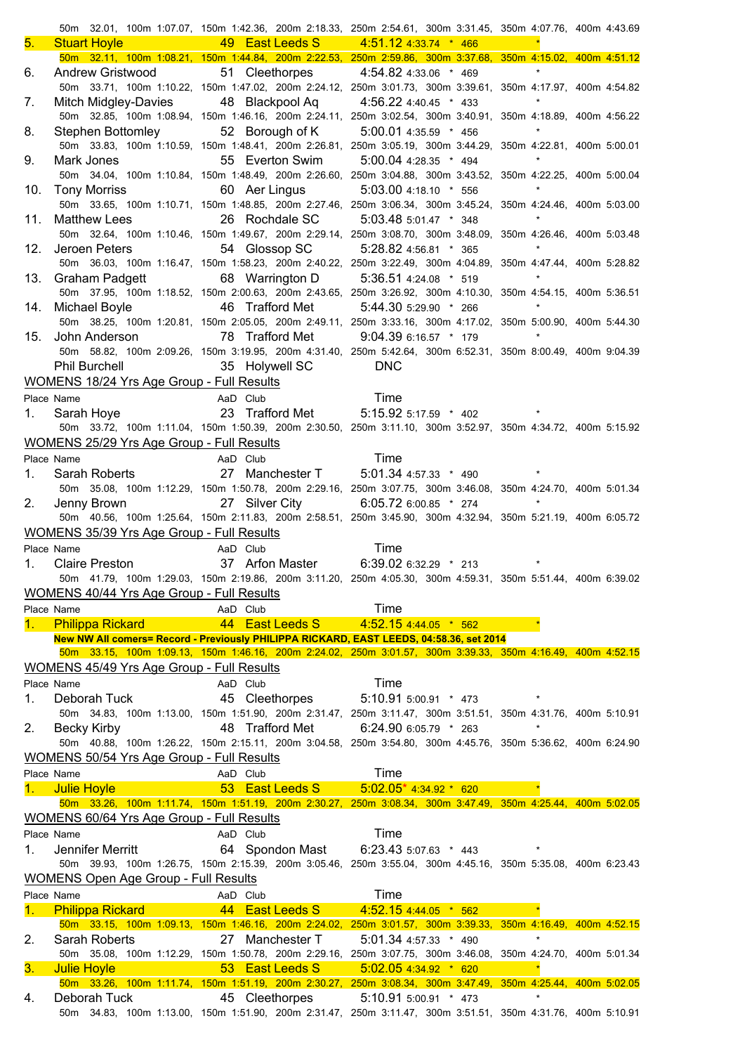50m 32.01, 100m 1:07.07, 150m 1:42.36, 200m 2:18.33, 250m 2:54.61, 300m 3:31.45, 350m 4:07.76, 400m 4:43.69

5. Stuart Hoyle 49 East Leeds S 4:51.12 4:33.74 * 466 *
50m 32.11, 100m 1:08.21, 150m 1:44.84, 200m 2:22.53, 250m 2:59.86, 300m 3:37.68, 350m 4:15.02, 400m 4:51.12

6. Andrew Gristwood 51 Cleethorpes 4:54.82 4:33.06 * 469 *
50m 33.71, 100m 1:10.22, 150m 1:47.02, 200m 2:24.12, 250m 3:01.73, 300m 3:39.61, 350m 4:17.97, 400m 4:54.82

7. Mitch Midgley-Davies 48 Blackpool Aq 4:56.22 4:40.45 * 433 *
50m 32.85, 100m 1:08.94, 150m 1:46.16, 200m 2:24.11, 250m 3:02.54, 300m 3:40.91, 350m 4:18.89, 400m 4:56.22

8. Stephen Bottomley 52 Borough of K 5:00.01 4:35.59 * 456 *
50m 33.83, 100m 1:10.59, 150m 1:48.41, 200m 2:26.81, 250m 3:05.19, 300m 3:44.29, 350m 4:22.81, 400m 5:00.01

9. Mark Jones 55 Everton Swim 5:00.04 4:28.35 * 494 *
50m 34.04, 100m 1:10.84, 150m 1:48.49, 200m 2:26.60, 250m 3:04.88, 300m 3:43.52, 350m 4:22.25, 400m 5:00.04

10. Tony Morriss 60 Aer Lingus 5:03.00 4:18.10 * 556 *
50m 33.65, 100m 1:10.71, 150m 1:48.85, 200m 2:27.46, 250m 3:06.34, 300m 3:45.24, 350m 4:24.46, 400m 5:03.00

11. Matthew Lees 26 Rochdale SC 5:03.48 5:01.47 * 348 *
50m 32.64, 100m 1:10.46, 150m 1:49.67, 200m 2:29.14, 250m 3:08.70, 300m 3:48.09, 350m 4:26.46, 400m 5:03.48

12. Jeroen Peters 54 Glossop SC 5:28.82 4:56.81 * 365 *
50m 36.03, 100m 1:16.47, 150m 1:58.23, 200m 2:40.22, 250m 3:22.49, 300m 4:04.89, 350m 4:47.44, 400m 5:28.82

13. Graham Padgett 68 Warrington D 5:36.51 4:24.08 * 519 *
50m 37.95, 100m 1:18.52, 150m 2:00.63, 200m 2:43.65, 250m 3:26.92, 300m 4:10.30, 350m 4:54.15, 400m 5:36.51

14. Michael Boyle 46 Trafford Met 5:44.30 5:29.90 * 266 *
50m 38.25, 100m 1:20.81, 150m 2:05.05, 200m 2:49.11, 250m 3:33.16, 300m 4:17.02, 350m 5:00.90, 400m 5:44.30

15. John Anderson 78 Trafford Met 9:04.39 6:16.57 * 179 *
50m 58.82, 100m 2:09.26, 150m 3:19.95, 200m 4:31.40, 250m 5:42.64, 300m 6:52.31, 350m 8:00.49, 400m 9:04.39

Phil Burchell 35 Holywell SC DNC

## WOMENS 18/24 Yrs Age Group - Full Results

Place Name AaD Club Time

1. Sarah Hoye 23 Trafford Met 5:15.92 5:17.59 * 402 *
50m 33.72, 100m 1:11.04, 150m 1:50.39, 200m 2:30.50, 250m 3:11.10, 300m 3:52.97, 350m 4:34.72, 400m 5:15.92

## WOMENS 25/29 Yrs Age Group - Full Results

Place Name AaD Club Time

1. Sarah Roberts 27 Manchester T 5:01.34 4:57.33 * 490 *
50m 35.08, 100m 1:12.29, 150m 1:50.78, 200m 2:29.16, 250m 3:07.75, 300m 3:46.08, 350m 4:24.70, 400m 5:01.34

2. Jenny Brown 27 Silver City 6:05.72 6:00.85 * 274 *
50m 40.56, 100m 1:25.64, 150m 2:11.83, 200m 2:58.51, 250m 3:45.90, 300m 4:32.94, 350m 5:21.19, 400m 6:05.72

## WOMENS 35/39 Yrs Age Group - Full Results

Place Name AaD Club Time

1. Claire Preston 37 Arfon Master 6:39.02 6:32.29 * 213 *
50m 41.79, 100m 1:29.03, 150m 2:19.86, 200m 3:11.20, 250m 4:05.30, 300m 4:59.31, 350m 5:51.44, 400m 6:39.02

## WOMENS 40/44 Yrs Age Group - Full Results

Place Name AaD Club Time

1. Philippa Rickard 44 East Leeds S 4:52.15 4:44.05 * 562 *
**New NW All comers= Record - Previously PHILIPPA RICKARD, EAST LEEDS, 04:58.36, set 2014**
50m 33.15, 100m 1:09.13, 150m 1:46.16, 200m 2:24.02, 250m 3:01.57, 300m 3:39.33, 350m 4:16.49, 400m 4:52.15

## WOMENS 45/49 Yrs Age Group - Full Results

Place Name AaD Club Time

1. Deborah Tuck 45 Cleethorpes 5:10.91 5:00.91 * 473 *
50m 34.83, 100m 1:13.00, 150m 1:51.90, 200m 2:31.47, 250m 3:11.47, 300m 3:51.51, 350m 4:31.76, 400m 5:10.91

2. Becky Kirby 48 Trafford Met 6:24.90 6:05.79 * 263 *
50m 40.88, 100m 1:26.22, 150m 2:15.11, 200m 3:04.58, 250m 3:54.80, 300m 4:45.76, 350m 5:36.62, 400m 6:24.90

## WOMENS 50/54 Yrs Age Group - Full Results

Place Name AaD Club Time

1. Julie Hoyle 53 East Leeds S 5:02.05* 4:34.92 * 620 *
50m 33.26, 100m 1:11.74, 150m 1:51.19, 200m 2:30.27, 250m 3:08.34, 300m 3:47.49, 350m 4:25.44, 400m 5:02.05

## WOMENS 60/64 Yrs Age Group - Full Results

Place Name AaD Club Time

1. Jennifer Merritt 64 Spondon Mast 6:23.43 5:07.63 * 443 *
50m 39.93, 100m 1:26.75, 150m 2:15.39, 200m 3:05.46, 250m 3:55.04, 300m 4:45.16, 350m 5:35.08, 400m 6:23.43

## WOMENS Open Age Group - Full Results

Place Name AaD Club Time

1. Philippa Rickard 44 East Leeds S 4:52.15 4:44.05 * 562 *
50m 33.15, 100m 1:09.13, 150m 1:46.16, 200m 2:24.02, 250m 3:01.57, 300m 3:39.33, 350m 4:16.49, 400m 4:52.15

2. Sarah Roberts 27 Manchester T 5:01.34 4:57.33 * 490 *
50m 35.08, 100m 1:12.29, 150m 1:50.78, 200m 2:29.16, 250m 3:07.75, 300m 3:46.08, 350m 4:24.70, 400m 5:01.34

3. Julie Hoyle 53 East Leeds S 5:02.05 4:34.92 * 620 *
50m 33.26, 100m 1:11.74, 150m 1:51.19, 200m 2:30.27, 250m 3:08.34, 300m 3:47.49, 350m 4:25.44, 400m 5:02.05

4. Deborah Tuck 45 Cleethorpes 5:10.91 5:00.91 * 473 *
50m 34.83, 100m 1:13.00, 150m 1:51.90, 200m 2:31.47, 250m 3:11.47, 300m 3:51.51, 350m 4:31.76, 400m 5:10.91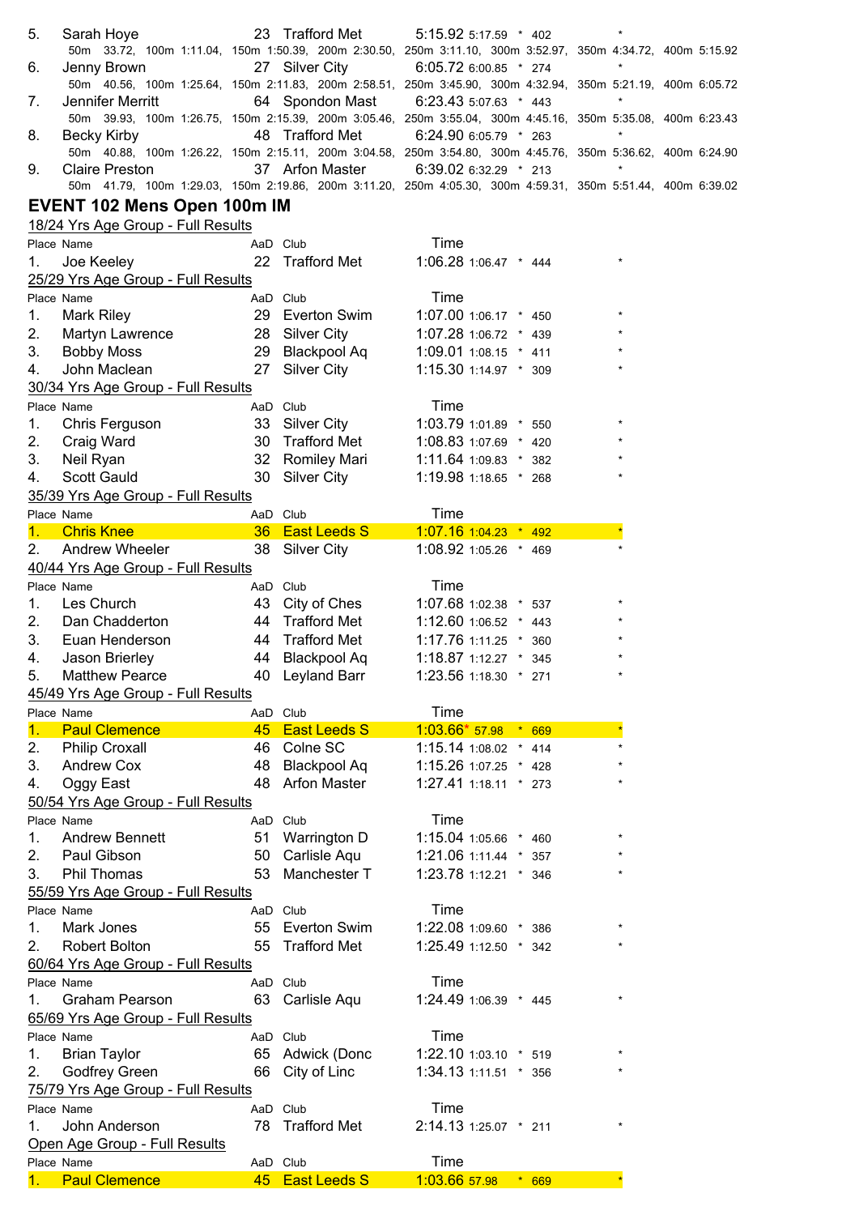| Place | Name | AaD | Club | Time | | | | |
|---|---|---|---|---|---|---|---|---|
| 5. | Sarah Hoye | 23 | Trafford Met | 5:15.92 | 5:17.59 | * | 402 | * |
| | 50m 33.72, 100m 1:11.04, 150m 1:50.39, 200m 2:30.50, 250m 3:11.10, 300m 3:52.97, 350m 4:34.72, 400m 5:15.92 | | | | | | | |
| 6. | Jenny Brown | 27 | Silver City | 6:05.72 | 6:00.85 | * | 274 | * |
| | 50m 40.56, 100m 1:25.64, 150m 2:11.83, 200m 2:58.51, 250m 3:45.90, 300m 4:32.94, 350m 5:21.19, 400m 6:05.72 | | | | | | | |
| 7. | Jennifer Merritt | 64 | Spondon Mast | 6:23.43 | 5:07.63 | * | 443 | * |
| | 50m 39.93, 100m 1:26.75, 150m 2:15.39, 200m 3:05.46, 250m 3:55.04, 300m 4:45.16, 350m 5:35.08, 400m 6:23.43 | | | | | | | |
| 8. | Becky Kirby | 48 | Trafford Met | 6:24.90 | 6:05.79 | * | 263 | * |
| | 50m 40.88, 100m 1:26.22, 150m 2:15.11, 200m 3:04.58, 250m 3:54.80, 300m 4:45.76, 350m 5:36.62, 400m 6:24.90 | | | | | | | |
| 9. | Claire Preston | 37 | Arfon Master | 6:39.02 | 6:32.29 | * | 213 | * |
| | 50m 41.79, 100m 1:29.03, 150m 2:19.86, 200m 3:11.20, 250m 4:05.30, 300m 4:59.31, 350m 5:51.44, 400m 6:39.02 | | | | | | | |

## EVENT 102 Mens Open 100m IM

18/24 Yrs Age Group - Full Results

| Place | Name | AaD | Club | Time | | | | |
|---|---|---|---|---|---|---|---|---|
| 1. | Joe Keeley | 22 | Trafford Met | 1:06.28 | 1:06.47 | * | 444 | * |

25/29 Yrs Age Group - Full Results

| Place | Name | AaD | Club | Time | | | | |
|---|---|---|---|---|---|---|---|---|
| 1. | Mark Riley | 29 | Everton Swim | 1:07.00 | 1:06.17 | * | 450 | * |
| 2. | Martyn Lawrence | 28 | Silver City | 1:07.28 | 1:06.72 | * | 439 | * |
| 3. | Bobby Moss | 29 | Blackpool Aq | 1:09.01 | 1:08.15 | * | 411 | * |
| 4. | John Maclean | 27 | Silver City | 1:15.30 | 1:14.97 | * | 309 | * |

30/34 Yrs Age Group - Full Results

| Place | Name | AaD | Club | Time | | | | |
|---|---|---|---|---|---|---|---|---|
| 1. | Chris Ferguson | 33 | Silver City | 1:03.79 | 1:01.89 | * | 550 | * |
| 2. | Craig Ward | 30 | Trafford Met | 1:08.83 | 1:07.69 | * | 420 | * |
| 3. | Neil Ryan | 32 | Romiley Mari | 1:11.64 | 1:09.83 | * | 382 | * |
| 4. | Scott Gauld | 30 | Silver City | 1:19.98 | 1:18.65 | * | 268 | * |

35/39 Yrs Age Group - Full Results

| Place | Name | AaD | Club | Time | | | | |
|---|---|---|---|---|---|---|---|---|
| 1. | Chris Knee | 36 | East Leeds S | 1:07.16 | 1:04.23 | * | 492 | * |
| 2. | Andrew Wheeler | 38 | Silver City | 1:08.92 | 1:05.26 | * | 469 | * |

40/44 Yrs Age Group - Full Results

| Place | Name | AaD | Club | Time | | | | |
|---|---|---|---|---|---|---|---|---|
| 1. | Les Church | 43 | City of Ches | 1:07.68 | 1:02.38 | * | 537 | * |
| 2. | Dan Chadderton | 44 | Trafford Met | 1:12.60 | 1:06.52 | * | 443 | * |
| 3. | Euan Henderson | 44 | Trafford Met | 1:17.76 | 1:11.25 | * | 360 | * |
| 4. | Jason Brierley | 44 | Blackpool Aq | 1:18.87 | 1:12.27 | * | 345 | * |
| 5. | Matthew Pearce | 40 | Leyland Barr | 1:23.56 | 1:18.30 | * | 271 | * |

45/49 Yrs Age Group - Full Results

| Place | Name | AaD | Club | Time | | | | |
|---|---|---|---|---|---|---|---|---|
| 1. | Paul Clemence | 45 | East Leeds S | 1:03.66* | 57.98 | * | 669 | * |
| 2. | Philip Croxall | 46 | Colne SC | 1:15.14 | 1:08.02 | * | 414 | * |
| 3. | Andrew Cox | 48 | Blackpool Aq | 1:15.26 | 1:07.25 | * | 428 | * |
| 4. | Oggy East | 48 | Arfon Master | 1:27.41 | 1:18.11 | * | 273 | * |

50/54 Yrs Age Group - Full Results

| Place | Name | AaD | Club | Time | | | | |
|---|---|---|---|---|---|---|---|---|
| 1. | Andrew Bennett | 51 | Warrington D | 1:15.04 | 1:05.66 | * | 460 | * |
| 2. | Paul Gibson | 50 | Carlisle Aqu | 1:21.06 | 1:11.44 | * | 357 | * |
| 3. | Phil Thomas | 53 | Manchester T | 1:23.78 | 1:12.21 | * | 346 | * |

55/59 Yrs Age Group - Full Results

| Place | Name | AaD | Club | Time | | | | |
|---|---|---|---|---|---|---|---|---|
| 1. | Mark Jones | 55 | Everton Swim | 1:22.08 | 1:09.60 | * | 386 | * |
| 2. | Robert Bolton | 55 | Trafford Met | 1:25.49 | 1:12.50 | * | 342 | * |

60/64 Yrs Age Group - Full Results

| Place | Name | AaD | Club | Time | | | | |
|---|---|---|---|---|---|---|---|---|
| 1. | Graham Pearson | 63 | Carlisle Aqu | 1:24.49 | 1:06.39 | * | 445 | * |

65/69 Yrs Age Group - Full Results

| Place | Name | AaD | Club | Time | | | | |
|---|---|---|---|---|---|---|---|---|
| 1. | Brian Taylor | 65 | Adwick (Donc | 1:22.10 | 1:03.10 | * | 519 | * |
| 2. | Godfrey Green | 66 | City of Linc | 1:34.13 | 1:11.51 | * | 356 | * |

75/79 Yrs Age Group - Full Results

| Place | Name | AaD | Club | Time | | | | |
|---|---|---|---|---|---|---|---|---|
| 1. | John Anderson | 78 | Trafford Met | 2:14.13 | 1:25.07 | * | 211 | * |

Open Age Group - Full Results

| Place | Name | AaD | Club | Time | | | | |
|---|---|---|---|---|---|---|---|---|
| 1. | Paul Clemence | 45 | East Leeds S | 1:03.66 | 57.98 | * | 669 | * |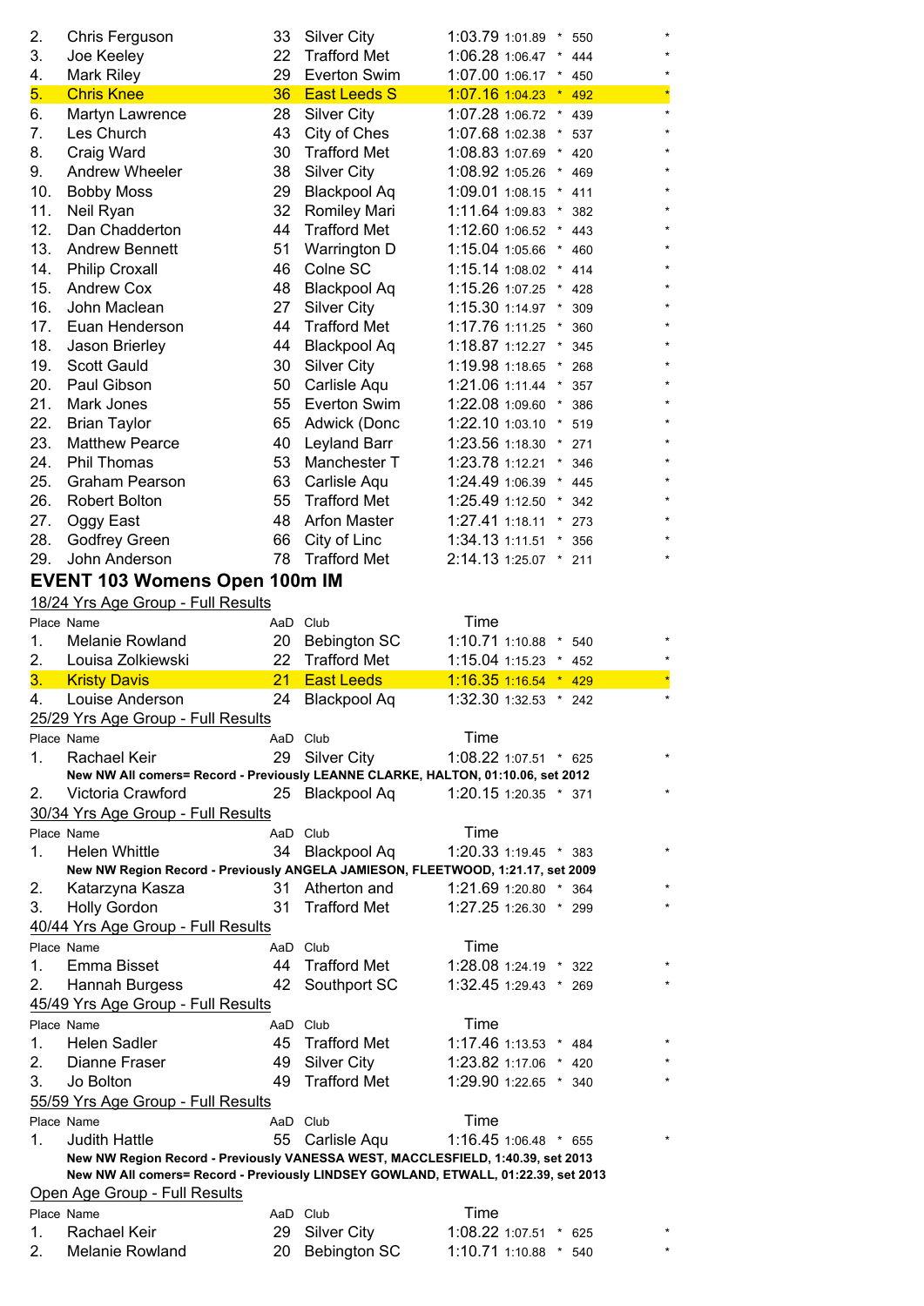| Place | Name | AaD | Club | Time | Split | | Points | |
|---|---|---|---|---|---|---|---|---|
| 2. | Chris Ferguson | 33 | Silver City | 1:03.79 | 1:01.89 | * | 550 | * |
| 3. | Joe Keeley | 22 | Trafford Met | 1:06.28 | 1:06.47 | * | 444 | * |
| 4. | Mark Riley | 29 | Everton Swim | 1:07.00 | 1:06.17 | * | 450 | * |
| 5. | Chris Knee | 36 | East Leeds S | 1:07.16 | 1:04.23 | * | 492 | * |
| 6. | Martyn Lawrence | 28 | Silver City | 1:07.28 | 1:06.72 | * | 439 | * |
| 7. | Les Church | 43 | City of Ches | 1:07.68 | 1:02.38 | * | 537 | * |
| 8. | Craig Ward | 30 | Trafford Met | 1:08.83 | 1:07.69 | * | 420 | * |
| 9. | Andrew Wheeler | 38 | Silver City | 1:08.92 | 1:05.26 | * | 469 | * |
| 10. | Bobby Moss | 29 | Blackpool Aq | 1:09.01 | 1:08.15 | * | 411 | * |
| 11. | Neil Ryan | 32 | Romiley Mari | 1:11.64 | 1:09.83 | * | 382 | * |
| 12. | Dan Chadderton | 44 | Trafford Met | 1:12.60 | 1:06.52 | * | 443 | * |
| 13. | Andrew Bennett | 51 | Warrington D | 1:15.04 | 1:05.66 | * | 460 | * |
| 14. | Philip Croxall | 46 | Colne SC | 1:15.14 | 1:08.02 | * | 414 | * |
| 15. | Andrew Cox | 48 | Blackpool Aq | 1:15.26 | 1:07.25 | * | 428 | * |
| 16. | John Maclean | 27 | Silver City | 1:15.30 | 1:14.97 | * | 309 | * |
| 17. | Euan Henderson | 44 | Trafford Met | 1:17.76 | 1:11.25 | * | 360 | * |
| 18. | Jason Brierley | 44 | Blackpool Aq | 1:18.87 | 1:12.27 | * | 345 | * |
| 19. | Scott Gauld | 30 | Silver City | 1:19.98 | 1:18.65 | * | 268 | * |
| 20. | Paul Gibson | 50 | Carlisle Aqu | 1:21.06 | 1:11.44 | * | 357 | * |
| 21. | Mark Jones | 55 | Everton Swim | 1:22.08 | 1:09.60 | * | 386 | * |
| 22. | Brian Taylor | 65 | Adwick (Donc | 1:22.10 | 1:03.10 | * | 519 | * |
| 23. | Matthew Pearce | 40 | Leyland Barr | 1:23.56 | 1:18.30 | * | 271 | * |
| 24. | Phil Thomas | 53 | Manchester T | 1:23.78 | 1:12.21 | * | 346 | * |
| 25. | Graham Pearson | 63 | Carlisle Aqu | 1:24.49 | 1:06.39 | * | 445 | * |
| 26. | Robert Bolton | 55 | Trafford Met | 1:25.49 | 1:12.50 | * | 342 | * |
| 27. | Oggy East | 48 | Arfon Master | 1:27.41 | 1:18.11 | * | 273 | * |
| 28. | Godfrey Green | 66 | City of Linc | 1:34.13 | 1:11.51 | * | 356 | * |
| 29. | John Anderson | 78 | Trafford Met | 2:14.13 | 1:25.07 | * | 211 | * |

## EVENT 103 Womens Open 100m IM

18/24 Yrs Age Group - Full Results

| Place | Name | AaD | Club | Time | | | | |
|---|---|---|---|---|---|---|---|---|
| 1. | Melanie Rowland | 20 | Bebington SC | 1:10.71 | 1:10.88 | * | 540 | * |
| 2. | Louisa Zolkiewski | 22 | Trafford Met | 1:15.04 | 1:15.23 | * | 452 | * |
| 3. | Kristy Davis | 21 | East Leeds | 1:16.35 | 1:16.54 | * | 429 | * |
| 4. | Louise Anderson | 24 | Blackpool Aq | 1:32.30 | 1:32.53 | * | 242 | * |

25/29 Yrs Age Group - Full Results

| Place | Name | AaD | Club | Time | | | | |
|---|---|---|---|---|---|---|---|---|
| 1. | Rachael Keir | 29 | Silver City | 1:08.22 | 1:07.51 | * | 625 | * |
| | **New NW All comers= Record - Previously LEANNE CLARKE, HALTON, 01:10.06, set 2012** | | | | | | | |
| 2. | Victoria Crawford | 25 | Blackpool Aq | 1:20.15 | 1:20.35 | * | 371 | * |

30/34 Yrs Age Group - Full Results

| Place | Name | AaD | Club | Time | | | | |
|---|---|---|---|---|---|---|---|---|
| 1. | Helen Whittle | 34 | Blackpool Aq | 1:20.33 | 1:19.45 | * | 383 | * |
| | **New NW Region Record - Previously ANGELA JAMIESON, FLEETWOOD, 1:21.17, set 2009** | | | | | | | |
| 2. | Katarzyna Kasza | 31 | Atherton and | 1:21.69 | 1:20.80 | * | 364 | * |
| 3. | Holly Gordon | 31 | Trafford Met | 1:27.25 | 1:26.30 | * | 299 | * |

40/44 Yrs Age Group - Full Results

| Place | Name | AaD | Club | Time | | | | |
|---|---|---|---|---|---|---|---|---|
| 1. | Emma Bisset | 44 | Trafford Met | 1:28.08 | 1:24.19 | * | 322 | * |
| 2. | Hannah Burgess | 42 | Southport SC | 1:32.45 | 1:29.43 | * | 269 | * |

45/49 Yrs Age Group - Full Results

| Place | Name | AaD | Club | Time | | | | |
|---|---|---|---|---|---|---|---|---|
| 1. | Helen Sadler | 45 | Trafford Met | 1:17.46 | 1:13.53 | * | 484 | * |
| 2. | Dianne Fraser | 49 | Silver City | 1:23.82 | 1:17.06 | * | 420 | * |
| 3. | Jo Bolton | 49 | Trafford Met | 1:29.90 | 1:22.65 | * | 340 | * |

55/59 Yrs Age Group - Full Results

| Place | Name | AaD | Club | Time | | | | |
|---|---|---|---|---|---|---|---|---|
| 1. | Judith Hattle | 55 | Carlisle Aqu | 1:16.45 | 1:06.48 | * | 655 | * |
| | **New NW Region Record - Previously VANESSA WEST, MACCLESFIELD, 1:40.39, set 2013** | | | | | | | |
| | **New NW All comers= Record - Previously LINDSEY GOWLAND, ETWALL, 01:22.39, set 2013** | | | | | | | |

Open Age Group - Full Results

| Place | Name | AaD | Club | Time | | | | |
|---|---|---|---|---|---|---|---|---|
| 1. | Rachael Keir | 29 | Silver City | 1:08.22 | 1:07.51 | * | 625 | * |
| 2. | Melanie Rowland | 20 | Bebington SC | 1:10.71 | 1:10.88 | * | 540 | * |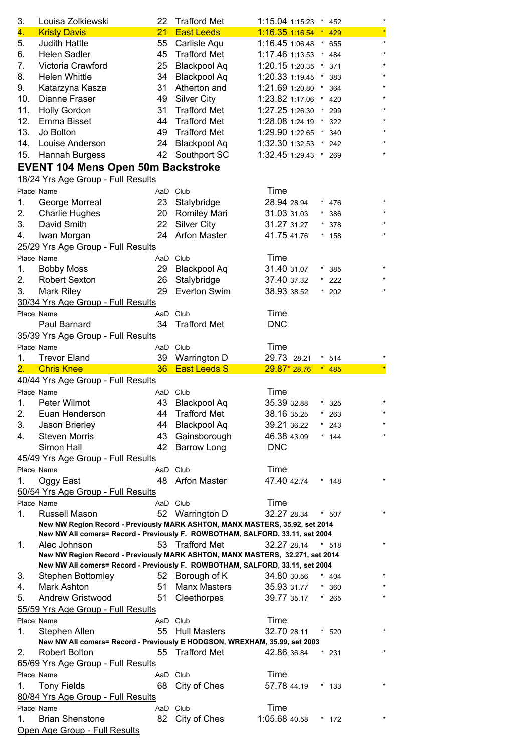| Place | Name | AaD | Club | Time | | | | |
|---|---|---|---|---|---|---|---|---|
| 3. | Louisa Zolkiewski | 22 | Trafford Met | 1:15.04 | 1:15.23 | * | 452 | * |
| 4. | Kristy Davis | 21 | East Leeds | 1:16.35 | 1:16.54 | * | 429 | * |
| 5. | Judith Hattle | 55 | Carlisle Aqu | 1:16.45 | 1:06.48 | * | 655 | * |
| 6. | Helen Sadler | 45 | Trafford Met | 1:17.46 | 1:13.53 | * | 484 | * |
| 7. | Victoria Crawford | 25 | Blackpool Aq | 1:20.15 | 1:20.35 | * | 371 | * |
| 8. | Helen Whittle | 34 | Blackpool Aq | 1:20.33 | 1:19.45 | * | 383 | * |
| 9. | Katarzyna Kasza | 31 | Atherton and | 1:21.69 | 1:20.80 | * | 364 | * |
| 10. | Dianne Fraser | 49 | Silver City | 1:23.82 | 1:17.06 | * | 420 | * |
| 11. | Holly Gordon | 31 | Trafford Met | 1:27.25 | 1:26.30 | * | 299 | * |
| 12. | Emma Bisset | 44 | Trafford Met | 1:28.08 | 1:24.19 | * | 322 | * |
| 13. | Jo Bolton | 49 | Trafford Met | 1:29.90 | 1:22.65 | * | 340 | * |
| 14. | Louise Anderson | 24 | Blackpool Aq | 1:32.30 | 1:32.53 | * | 242 | * |
| 15. | Hannah Burgess | 42 | Southport SC | 1:32.45 | 1:29.43 | * | 269 | * |

## EVENT 104 Mens Open 50m Backstroke

18/24 Yrs Age Group - Full Results

| Place | Name | AaD | Club | Time | | | | |
|---|---|---|---|---|---|---|---|---|
| 1. | George Morreal | 23 | Stalybridge | 28.94 | 28.94 | * | 476 | * |
| 2. | Charlie Hughes | 20 | Romiley Mari | 31.03 | 31.03 | * | 386 | * |
| 3. | David Smith | 22 | Silver City | 31.27 | 31.27 | * | 378 | * |
| 4. | Iwan Morgan | 24 | Arfon Master | 41.75 | 41.76 | * | 158 | * |

25/29 Yrs Age Group - Full Results

| Place | Name | AaD | Club | Time | | | | |
|---|---|---|---|---|---|---|---|---|
| 1. | Bobby Moss | 29 | Blackpool Aq | 31.40 | 31.07 | * | 385 | * |
| 2. | Robert Sexton | 26 | Stalybridge | 37.40 | 37.32 | * | 222 | * |
| 3. | Mark Riley | 29 | Everton Swim | 38.93 | 38.52 | * | 202 | * |

30/34 Yrs Age Group - Full Results

| Place | Name | AaD | Club | Time |
|---|---|---|---|---|
| | Paul Barnard | 34 | Trafford Met | DNC |

35/39 Yrs Age Group - Full Results

| Place | Name | AaD | Club | Time | | | | |
|---|---|---|---|---|---|---|---|---|
| 1. | Trevor Eland | 39 | Warrington D | 29.73 | 28.21 | * | 514 | * |
| 2. | Chris Knee | 36 | East Leeds S | 29.87* | 28.76 | * | 485 | * |

40/44 Yrs Age Group - Full Results

| Place | Name | AaD | Club | Time | | | | |
|---|---|---|---|---|---|---|---|---|
| 1. | Peter Wilmot | 43 | Blackpool Aq | 35.39 | 32.88 | * | 325 | * |
| 2. | Euan Henderson | 44 | Trafford Met | 38.16 | 35.25 | * | 263 | * |
| 3. | Jason Brierley | 44 | Blackpool Aq | 39.21 | 36.22 | * | 243 | * |
| 4. | Steven Morris | 43 | Gainsborough | 46.38 | 43.09 | * | 144 | * |
| | Simon Hall | 42 | Barrow Long | DNC | | | | |

45/49 Yrs Age Group - Full Results

| Place | Name | AaD | Club | Time | | | | |
|---|---|---|---|---|---|---|---|---|
| 1. | Oggy East | 48 | Arfon Master | 47.40 | 42.74 | * | 148 | * |

50/54 Yrs Age Group - Full Results

| Place | Name | AaD | Club | Time | | | | |
|---|---|---|---|---|---|---|---|---|
| 1. | Russell Mason | 52 | Warrington D | 32.27 | 28.34 | * | 507 | * |

**New NW Region Record - Previously MARK ASHTON, MANX MASTERS, 35.92, set 2014**
**New NW All comers= Record - Previously F. ROWBOTHAM, SALFORD, 33.11, set 2004**

| Place | Name | AaD | Club | Time | | | | |
|---|---|---|---|---|---|---|---|---|
| 1. | Alec Johnson | 53 | Trafford Met | 32.27 | 28.14 | * | 518 | * |

**New NW Region Record - Previously MARK ASHTON, MANX MASTERS, 32.271, set 2014**
**New NW All comers= Record - Previously F. ROWBOTHAM, SALFORD, 33.11, set 2004**

| Place | Name | AaD | Club | Time | | | | |
|---|---|---|---|---|---|---|---|---|
| 3. | Stephen Bottomley | 52 | Borough of K | 34.80 | 30.56 | * | 404 | * |
| 4. | Mark Ashton | 51 | Manx Masters | 35.93 | 31.77 | * | 360 | * |
| 5. | Andrew Gristwood | 51 | Cleethorpes | 39.77 | 35.17 | * | 265 | * |

55/59 Yrs Age Group - Full Results

| Place | Name | AaD | Club | Time | | | | |
|---|---|---|---|---|---|---|---|---|
| 1. | Stephen Allen | 55 | Hull Masters | 32.70 | 28.11 | * | 520 | * |

**New NW All comers= Record - Previously E HODGSON, WREXHAM, 35.99, set 2003**

| Place | Name | AaD | Club | Time | | | | |
|---|---|---|---|---|---|---|---|---|
| 2. | Robert Bolton | 55 | Trafford Met | 42.86 | 36.84 | * | 231 | * |

65/69 Yrs Age Group - Full Results

| Place | Name | AaD | Club | Time | | | | |
|---|---|---|---|---|---|---|---|---|
| 1. | Tony Fields | 68 | City of Ches | 57.78 | 44.19 | * | 133 | * |

80/84 Yrs Age Group - Full Results

| Place | Name | AaD | Club | Time | | | | |
|---|---|---|---|---|---|---|---|---|
| 1. | Brian Shenstone | 82 | City of Ches | 1:05.68 | 40.58 | * | 172 | * |

Open Age Group - Full Results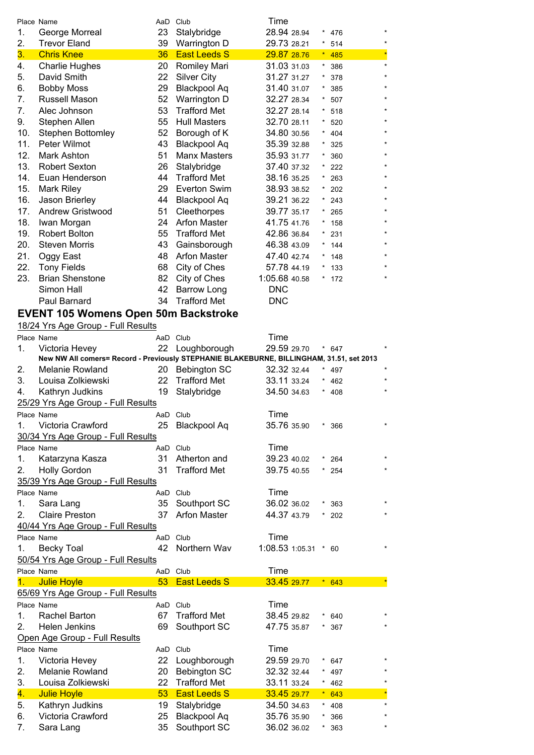| Place | Name | AaD | Club | Time | | | | |
|---|---|---|---|---|---|---|---|---|
| 1. | George Morreal | 23 | Stalybridge | 28.94 | 28.94 | * | 476 | * |
| 2. | Trevor Eland | 39 | Warrington D | 29.73 | 28.21 | * | 514 | * |
| 3. | Chris Knee | 36 | East Leeds S | 29.87 | 28.76 | * | 485 | * |
| 4. | Charlie Hughes | 20 | Romiley Mari | 31.03 | 31.03 | * | 386 | * |
| 5. | David Smith | 22 | Silver City | 31.27 | 31.27 | * | 378 | * |
| 6. | Bobby Moss | 29 | Blackpool Aq | 31.40 | 31.07 | * | 385 | * |
| 7. | Russell Mason | 52 | Warrington D | 32.27 | 28.34 | * | 507 | * |
| 7. | Alec Johnson | 53 | Trafford Met | 32.27 | 28.14 | * | 518 | * |
| 9. | Stephen Allen | 55 | Hull Masters | 32.70 | 28.11 | * | 520 | * |
| 10. | Stephen Bottomley | 52 | Borough of K | 34.80 | 30.56 | * | 404 | * |
| 11. | Peter Wilmot | 43 | Blackpool Aq | 35.39 | 32.88 | * | 325 | * |
| 12. | Mark Ashton | 51 | Manx Masters | 35.93 | 31.77 | * | 360 | * |
| 13. | Robert Sexton | 26 | Stalybridge | 37.40 | 37.32 | * | 222 | * |
| 14. | Euan Henderson | 44 | Trafford Met | 38.16 | 35.25 | * | 263 | * |
| 15. | Mark Riley | 29 | Everton Swim | 38.93 | 38.52 | * | 202 | * |
| 16. | Jason Brierley | 44 | Blackpool Aq | 39.21 | 36.22 | * | 243 | * |
| 17. | Andrew Gristwood | 51 | Cleethorpes | 39.77 | 35.17 | * | 265 | * |
| 18. | Iwan Morgan | 24 | Arfon Master | 41.75 | 41.76 | * | 158 | * |
| 19. | Robert Bolton | 55 | Trafford Met | 42.86 | 36.84 | * | 231 | * |
| 20. | Steven Morris | 43 | Gainsborough | 46.38 | 43.09 | * | 144 | * |
| 21. | Oggy East | 48 | Arfon Master | 47.40 | 42.74 | * | 148 | * |
| 22. | Tony Fields | 68 | City of Ches | 57.78 | 44.19 | * | 133 | * |
| 23. | Brian Shenstone | 82 | City of Ches | 1:05.68 | 40.58 | * | 172 | * |
| | Simon Hall | 42 | Barrow Long | DNC | | | | |
| | Paul Barnard | 34 | Trafford Met | DNC | | | | |

## EVENT 105 Womens Open 50m Backstroke

18/24 Yrs Age Group - Full Results

| Place | Name | AaD | Club | Time | | | | |
|---|---|---|---|---|---|---|---|---|
| 1. | Victoria Hevey | 22 | Loughborough | 29.59 | 29.70 | * | 647 | * |

**New NW All comers= Record - Previously STEPHANIE BLAKEBURNE, BILLINGHAM, 31.51, set 2013**

| Place | Name | AaD | Club | Time | | | | |
|---|---|---|---|---|---|---|---|---|
| 2. | Melanie Rowland | 20 | Bebington SC | 32.32 | 32.44 | * | 497 | * |
| 3. | Louisa Zolkiewski | 22 | Trafford Met | 33.11 | 33.24 | * | 462 | * |
| 4. | Kathryn Judkins | 19 | Stalybridge | 34.50 | 34.63 | * | 408 | * |

25/29 Yrs Age Group - Full Results

| Place | Name | AaD | Club | Time | | | | |
|---|---|---|---|---|---|---|---|---|
| 1. | Victoria Crawford | 25 | Blackpool Aq | 35.76 | 35.90 | * | 366 | * |

30/34 Yrs Age Group - Full Results

| Place | Name | AaD | Club | Time | | | | |
|---|---|---|---|---|---|---|---|---|
| 1. | Katarzyna Kasza | 31 | Atherton and | 39.23 | 40.02 | * | 264 | * |
| 2. | Holly Gordon | 31 | Trafford Met | 39.75 | 40.55 | * | 254 | * |

35/39 Yrs Age Group - Full Results

| Place | Name | AaD | Club | Time | | | | |
|---|---|---|---|---|---|---|---|---|
| 1. | Sara Lang | 35 | Southport SC | 36.02 | 36.02 | * | 363 | * |
| 2. | Claire Preston | 37 | Arfon Master | 44.37 | 43.79 | * | 202 | * |

40/44 Yrs Age Group - Full Results

| Place | Name | AaD | Club | Time | | | | |
|---|---|---|---|---|---|---|---|---|
| 1. | Becky Toal | 42 | Northern Wav | 1:08.53 | 1:05.31 | * | 60 | * |

50/54 Yrs Age Group - Full Results

| Place | Name | AaD | Club | Time | | | | |
|---|---|---|---|---|---|---|---|---|
| 1. | Julie Hoyle | 53 | East Leeds S | 33.45 | 29.77 | * | 643 | * |

65/69 Yrs Age Group - Full Results

| Place | Name | AaD | Club | Time | | | | |
|---|---|---|---|---|---|---|---|---|
| 1. | Rachel Barton | 67 | Trafford Met | 38.45 | 29.82 | * | 640 | * |
| 2. | Helen Jenkins | 69 | Southport SC | 47.75 | 35.87 | * | 367 | * |

Open Age Group - Full Results

| Place | Name | AaD | Club | Time | | | | |
|---|---|---|---|---|---|---|---|---|
| 1. | Victoria Hevey | 22 | Loughborough | 29.59 | 29.70 | * | 647 | * |
| 2. | Melanie Rowland | 20 | Bebington SC | 32.32 | 32.44 | * | 497 | * |
| 3. | Louisa Zolkiewski | 22 | Trafford Met | 33.11 | 33.24 | * | 462 | * |
| 4. | Julie Hoyle | 53 | East Leeds S | 33.45 | 29.77 | * | 643 | * |
| 5. | Kathryn Judkins | 19 | Stalybridge | 34.50 | 34.63 | * | 408 | * |
| 6. | Victoria Crawford | 25 | Blackpool Aq | 35.76 | 35.90 | * | 366 | * |
| 7. | Sara Lang | 35 | Southport SC | 36.02 | 36.02 | * | 363 | * |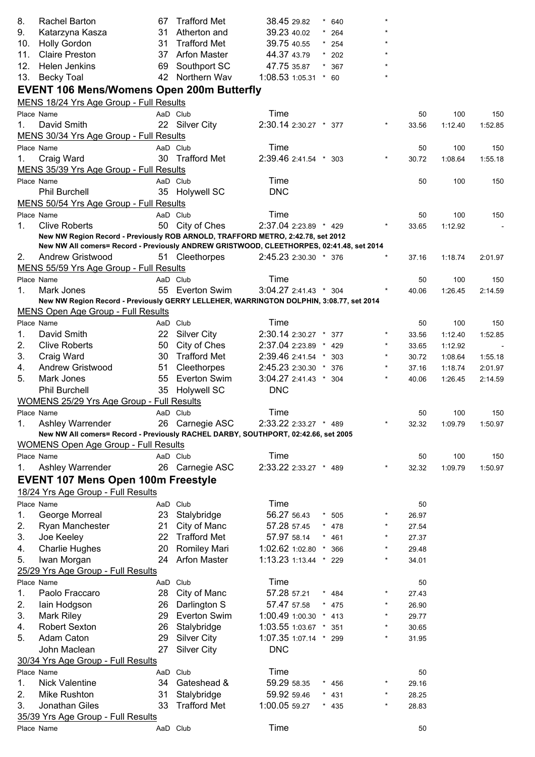| Place | Name | AaD | Club | Time | | | | |
|---|---|---|---|---|---|---|---|---|
| 8. | Rachel Barton | 67 | Trafford Met | 38.45 | 29.82 | * 640 | * | |
| 9. | Katarzyna Kasza | 31 | Atherton and | 39.23 | 40.02 | * 264 | * | |
| 10. | Holly Gordon | 31 | Trafford Met | 39.75 | 40.55 | * 254 | * | |
| 11. | Claire Preston | 37 | Arfon Master | 44.37 | 43.79 | * 202 | * | |
| 12. | Helen Jenkins | 69 | Southport SC | 47.75 | 35.87 | * 367 | * | |
| 13. | Becky Toal | 42 | Northern Wav | 1:08.53 | 1:05.31 | * 60 | * | |

## EVENT 106 Mens/Womens Open 200m Butterfly

MENS 18/24 Yrs Age Group - Full Results

| Place | Name | AaD | Club | Time | | | | 50 | 100 | 150 |
|---|---|---|---|---|---|---|---|---|---|---|
| 1. | David Smith | 22 | Silver City | 2:30.14 | 2:30.27 | * 377 | * | 33.56 | 1:12.40 | 1:52.85 |

MENS 30/34 Yrs Age Group - Full Results

| Place | Name | AaD | Club | Time | | | | 50 | 100 | 150 |
|---|---|---|---|---|---|---|---|---|---|---|
| 1. | Craig Ward | 30 | Trafford Met | 2:39.46 | 2:41.54 | * 303 | * | 30.72 | 1:08.64 | 1:55.18 |

MENS 35/39 Yrs Age Group - Full Results

| Place | Name | AaD | Club | Time | | | | 50 | 100 | 150 |
|---|---|---|---|---|---|---|---|---|---|---|
| | Phil Burchell | 35 | Holywell SC | DNC | | | | | | |

MENS 50/54 Yrs Age Group - Full Results

| Place | Name | AaD | Club | Time | | | | 50 | 100 | 150 |
|---|---|---|---|---|---|---|---|---|---|---|
| 1. | Clive Roberts | 50 | City of Ches | 2:37.04 | 2:23.89 | * 429 | * | 33.65 | 1:12.92 | - |

**New NW Region Record - Previously ROB ARNOLD, TRAFFORD METRO, 2:42.78, set 2012**

**New NW All comers= Record - Previously ANDREW GRISTWOOD, CLEETHORPES, 02:41.48, set 2014**

| Place | Name | AaD | Club | Time | | | | 50 | 100 | 150 |
|---|---|---|---|---|---|---|---|---|---|---|
| 2. | Andrew Gristwood | 51 | Cleethorpes | 2:45.23 | 2:30.30 | * 376 | * | 37.16 | 1:18.74 | 2:01.97 |

MENS 55/59 Yrs Age Group - Full Results

| Place | Name | AaD | Club | Time | | | | 50 | 100 | 150 |
|---|---|---|---|---|---|---|---|---|---|---|
| 1. | Mark Jones | 55 | Everton Swim | 3:04.27 | 2:41.43 | * 304 | * | 40.06 | 1:26.45 | 2:14.59 |

**New NW Region Record - Previously GERRY LELLEHER, WARRINGTON DOLPHIN, 3:08.77, set 2014**

MENS Open Age Group - Full Results

| Place | Name | AaD | Club | Time | | | | 50 | 100 | 150 |
|---|---|---|---|---|---|---|---|---|---|---|
| 1. | David Smith | 22 | Silver City | 2:30.14 | 2:30.27 | * 377 | * | 33.56 | 1:12.40 | 1:52.85 |
| 2. | Clive Roberts | 50 | City of Ches | 2:37.04 | 2:23.89 | * 429 | * | 33.65 | 1:12.92 | - |
| 3. | Craig Ward | 30 | Trafford Met | 2:39.46 | 2:41.54 | * 303 | * | 30.72 | 1:08.64 | 1:55.18 |
| 4. | Andrew Gristwood | 51 | Cleethorpes | 2:45.23 | 2:30.30 | * 376 | * | 37.16 | 1:18.74 | 2:01.97 |
| 5. | Mark Jones | 55 | Everton Swim | 3:04.27 | 2:41.43 | * 304 | * | 40.06 | 1:26.45 | 2:14.59 |
| | Phil Burchell | 35 | Holywell SC | DNC | | | | | | |

WOMENS 25/29 Yrs Age Group - Full Results

| Place | Name | AaD | Club | Time | | | | 50 | 100 | 150 |
|---|---|---|---|---|---|---|---|---|---|---|
| 1. | Ashley Warrender | 26 | Carnegie ASC | 2:33.22 | 2:33.27 | * 489 | * | 32.32 | 1:09.79 | 1:50.97 |

**New NW All comers= Record - Previously RACHEL DARBY, SOUTHPORT, 02:42.66, set 2005**

WOMENS Open Age Group - Full Results

| Place | Name | AaD | Club | Time | | | | 50 | 100 | 150 |
|---|---|---|---|---|---|---|---|---|---|---|
| 1. | Ashley Warrender | 26 | Carnegie ASC | 2:33.22 | 2:33.27 | * 489 | * | 32.32 | 1:09.79 | 1:50.97 |

## EVENT 107 Mens Open 100m Freestyle

18/24 Yrs Age Group - Full Results

| Place | Name | AaD | Club | Time | | | | 50 |
|---|---|---|---|---|---|---|---|---|
| 1. | George Morreal | 23 | Stalybridge | 56.27 | 56.43 | * 505 | * | 26.97 |
| 2. | Ryan Manchester | 21 | City of Manc | 57.28 | 57.45 | * 478 | * | 27.54 |
| 3. | Joe Keeley | 22 | Trafford Met | 57.97 | 58.14 | * 461 | * | 27.37 |
| 4. | Charlie Hughes | 20 | Romiley Mari | 1:02.62 | 1:02.80 | * 366 | * | 29.48 |
| 5. | Iwan Morgan | 24 | Arfon Master | 1:13.23 | 1:13.44 | * 229 | * | 34.01 |

25/29 Yrs Age Group - Full Results

| Place | Name | AaD | Club | Time | | | | 50 |
|---|---|---|---|---|---|---|---|---|
| 1. | Paolo Fraccaro | 28 | City of Manc | 57.28 | 57.21 | * 484 | * | 27.43 |
| 2. | Iain Hodgson | 26 | Darlington S | 57.47 | 57.58 | * 475 | * | 26.90 |
| 3. | Mark Riley | 29 | Everton Swim | 1:00.49 | 1:00.30 | * 413 | * | 29.77 |
| 4. | Robert Sexton | 26 | Stalybridge | 1:03.55 | 1:03.67 | * 351 | * | 30.65 |
| 5. | Adam Caton | 29 | Silver City | 1:07.35 | 1:07.14 | * 299 | * | 31.95 |
| | John Maclean | 27 | Silver City | DNC | | | | |

30/34 Yrs Age Group - Full Results

| Place | Name | AaD | Club | Time | | | | 50 |
|---|---|---|---|---|---|---|---|---|
| 1. | Nick Valentine | 34 | Gateshead & | 59.29 | 58.35 | * 456 | * | 29.16 |
| 2. | Mike Rushton | 31 | Stalybridge | 59.92 | 59.46 | * 431 | * | 28.25 |
| 3. | Jonathan Giles | 33 | Trafford Met | 1:00.05 | 59.27 | * 435 | * | 28.83 |

35/39 Yrs Age Group - Full Results

| Place | Name | AaD | Club | Time | | | | 50 |
|---|---|---|---|---|---|---|---|---|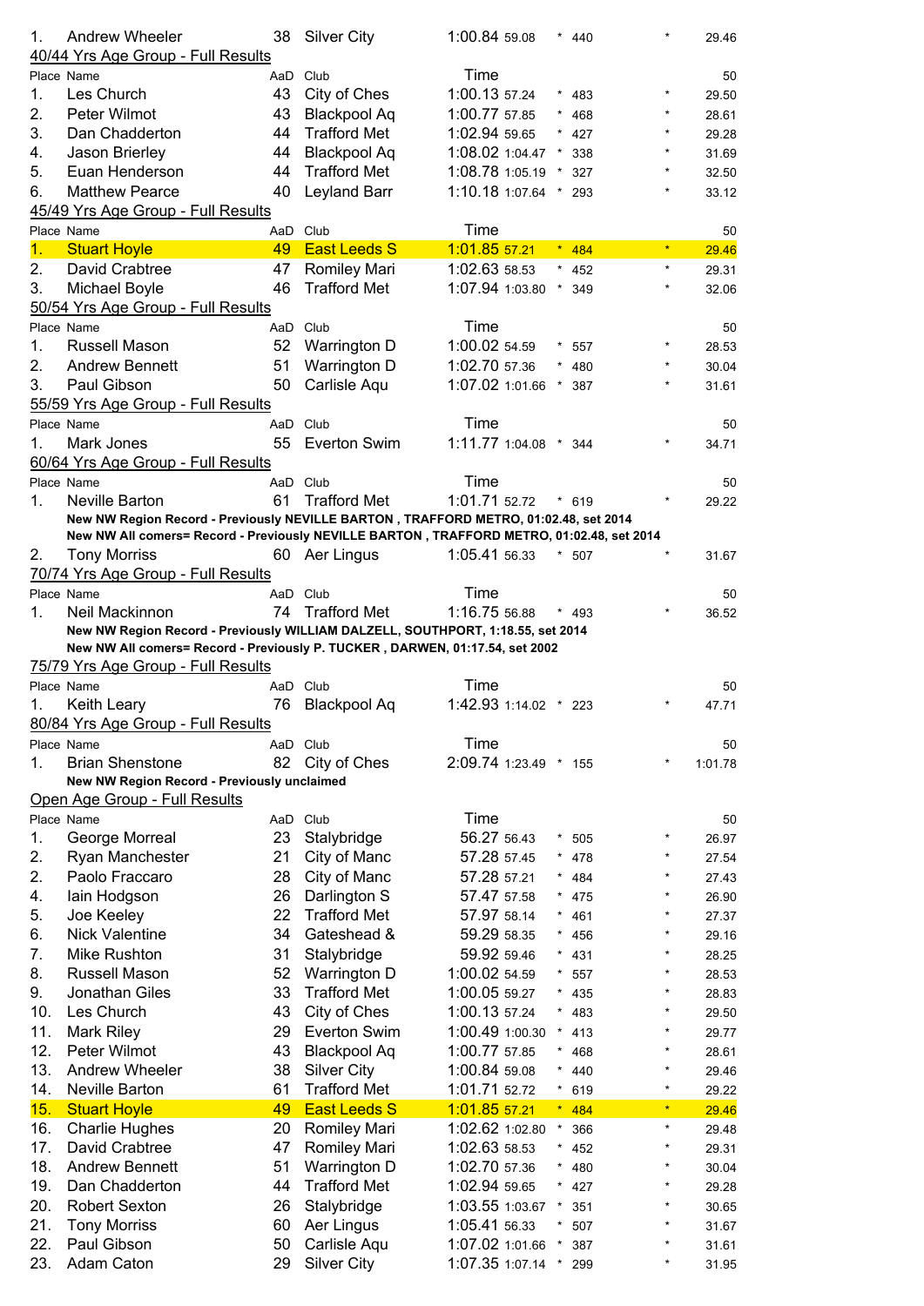| Place | Name | AaD | Club | Time | | | | | 50 |
|---|---|---|---|---|---|---|---|---|---|
| 1. | Andrew Wheeler | 38 | Silver City | 1:00.84 | 59.08 | * | 440 | * | 29.46 |

40/44 Yrs Age Group - Full Results

| Place | Name | AaD | Club | Time | | | | | 50 |
|---|---|---|---|---|---|---|---|---|---|
| 1. | Les Church | 43 | City of Ches | 1:00.13 | 57.24 | * | 483 | * | 29.50 |
| 2. | Peter Wilmot | 43 | Blackpool Aq | 1:00.77 | 57.85 | * | 468 | * | 28.61 |
| 3. | Dan Chadderton | 44 | Trafford Met | 1:02.94 | 59.65 | * | 427 | * | 29.28 |
| 4. | Jason Brierley | 44 | Blackpool Aq | 1:08.02 | 1:04.47 | * | 338 | * | 31.69 |
| 5. | Euan Henderson | 44 | Trafford Met | 1:08.78 | 1:05.19 | * | 327 | * | 32.50 |
| 6. | Matthew Pearce | 40 | Leyland Barr | 1:10.18 | 1:07.64 | * | 293 | * | 33.12 |

45/49 Yrs Age Group - Full Results

| Place | Name | AaD | Club | Time | | | | | 50 |
|---|---|---|---|---|---|---|---|---|---|
| 1. | Stuart Hoyle | 49 | East Leeds S | 1:01.85 | 57.21 | * | 484 | * | 29.46 |
| 2. | David Crabtree | 47 | Romiley Mari | 1:02.63 | 58.53 | * | 452 | * | 29.31 |
| 3. | Michael Boyle | 46 | Trafford Met | 1:07.94 | 1:03.80 | * | 349 | * | 32.06 |

50/54 Yrs Age Group - Full Results

| Place | Name | AaD | Club | Time | | | | | 50 |
|---|---|---|---|---|---|---|---|---|---|
| 1. | Russell Mason | 52 | Warrington D | 1:00.02 | 54.59 | * | 557 | * | 28.53 |
| 2. | Andrew Bennett | 51 | Warrington D | 1:02.70 | 57.36 | * | 480 | * | 30.04 |
| 3. | Paul Gibson | 50 | Carlisle Aqu | 1:07.02 | 1:01.66 | * | 387 | * | 31.61 |

55/59 Yrs Age Group - Full Results

| Place | Name | AaD | Club | Time | | | | | 50 |
|---|---|---|---|---|---|---|---|---|---|
| 1. | Mark Jones | 55 | Everton Swim | 1:11.77 | 1:04.08 | * | 344 | * | 34.71 |

60/64 Yrs Age Group - Full Results

| Place | Name | AaD | Club | Time | | | | | 50 |
|---|---|---|---|---|---|---|---|---|---|
| 1. | Neville Barton | 61 | Trafford Met | 1:01.71 | 52.72 | * | 619 | * | 29.22 |

**New NW Region Record - Previously NEVILLE BARTON , TRAFFORD METRO, 01:02.48, set 2014**
**New NW All comers= Record - Previously NEVILLE BARTON , TRAFFORD METRO, 01:02.48, set 2014**

| Place | Name | AaD | Club | Time | | | | | 50 |
|---|---|---|---|---|---|---|---|---|---|
| 2. | Tony Morriss | 60 | Aer Lingus | 1:05.41 | 56.33 | * | 507 | * | 31.67 |

70/74 Yrs Age Group - Full Results

| Place | Name | AaD | Club | Time | | | | | 50 |
|---|---|---|---|---|---|---|---|---|---|
| 1. | Neil Mackinnon | 74 | Trafford Met | 1:16.75 | 56.88 | * | 493 | * | 36.52 |

**New NW Region Record - Previously WILLIAM DALZELL, SOUTHPORT, 1:18.55, set 2014**
**New NW All comers= Record - Previously P. TUCKER , DARWEN, 01:17.54, set 2002**

75/79 Yrs Age Group - Full Results

| Place | Name | AaD | Club | Time | | | | | 50 |
|---|---|---|---|---|---|---|---|---|---|
| 1. | Keith Leary | 76 | Blackpool Aq | 1:42.93 | 1:14.02 | * | 223 | * | 47.71 |

80/84 Yrs Age Group - Full Results

| Place | Name | AaD | Club | Time | | | | | 50 |
|---|---|---|---|---|---|---|---|---|---|
| 1. | Brian Shenstone | 82 | City of Ches | 2:09.74 | 1:23.49 | * | 155 | * | 1:01.78 |

**New NW Region Record - Previously unclaimed**

Open Age Group - Full Results

| Place | Name | AaD | Club | Time | | | | | 50 |
|---|---|---|---|---|---|---|---|---|---|
| 1. | George Morreal | 23 | Stalybridge | 56.27 | 56.43 | * | 505 | * | 26.97 |
| 2. | Ryan Manchester | 21 | City of Manc | 57.28 | 57.45 | * | 478 | * | 27.54 |
| 2. | Paolo Fraccaro | 28 | City of Manc | 57.28 | 57.21 | * | 484 | * | 27.43 |
| 4. | Iain Hodgson | 26 | Darlington S | 57.47 | 57.58 | * | 475 | * | 26.90 |
| 5. | Joe Keeley | 22 | Trafford Met | 57.97 | 58.14 | * | 461 | * | 27.37 |
| 6. | Nick Valentine | 34 | Gateshead & | 59.29 | 58.35 | * | 456 | * | 29.16 |
| 7. | Mike Rushton | 31 | Stalybridge | 59.92 | 59.46 | * | 431 | * | 28.25 |
| 8. | Russell Mason | 52 | Warrington D | 1:00.02 | 54.59 | * | 557 | * | 28.53 |
| 9. | Jonathan Giles | 33 | Trafford Met | 1:00.05 | 59.27 | * | 435 | * | 28.83 |
| 10. | Les Church | 43 | City of Ches | 1:00.13 | 57.24 | * | 483 | * | 29.50 |
| 11. | Mark Riley | 29 | Everton Swim | 1:00.49 | 1:00.30 | * | 413 | * | 29.77 |
| 12. | Peter Wilmot | 43 | Blackpool Aq | 1:00.77 | 57.85 | * | 468 | * | 28.61 |
| 13. | Andrew Wheeler | 38 | Silver City | 1:00.84 | 59.08 | * | 440 | * | 29.46 |
| 14. | Neville Barton | 61 | Trafford Met | 1:01.71 | 52.72 | * | 619 | * | 29.22 |
| 15. | Stuart Hoyle | 49 | East Leeds S | 1:01.85 | 57.21 | * | 484 | * | 29.46 |
| 16. | Charlie Hughes | 20 | Romiley Mari | 1:02.62 | 1:02.80 | * | 366 | * | 29.48 |
| 17. | David Crabtree | 47 | Romiley Mari | 1:02.63 | 58.53 | * | 452 | * | 29.31 |
| 18. | Andrew Bennett | 51 | Warrington D | 1:02.70 | 57.36 | * | 480 | * | 30.04 |
| 19. | Dan Chadderton | 44 | Trafford Met | 1:02.94 | 59.65 | * | 427 | * | 29.28 |
| 20. | Robert Sexton | 26 | Stalybridge | 1:03.55 | 1:03.67 | * | 351 | * | 30.65 |
| 21. | Tony Morriss | 60 | Aer Lingus | 1:05.41 | 56.33 | * | 507 | * | 31.67 |
| 22. | Paul Gibson | 50 | Carlisle Aqu | 1:07.02 | 1:01.66 | * | 387 | * | 31.61 |
| 23. | Adam Caton | 29 | Silver City | 1:07.35 | 1:07.14 | * | 299 | * | 31.95 |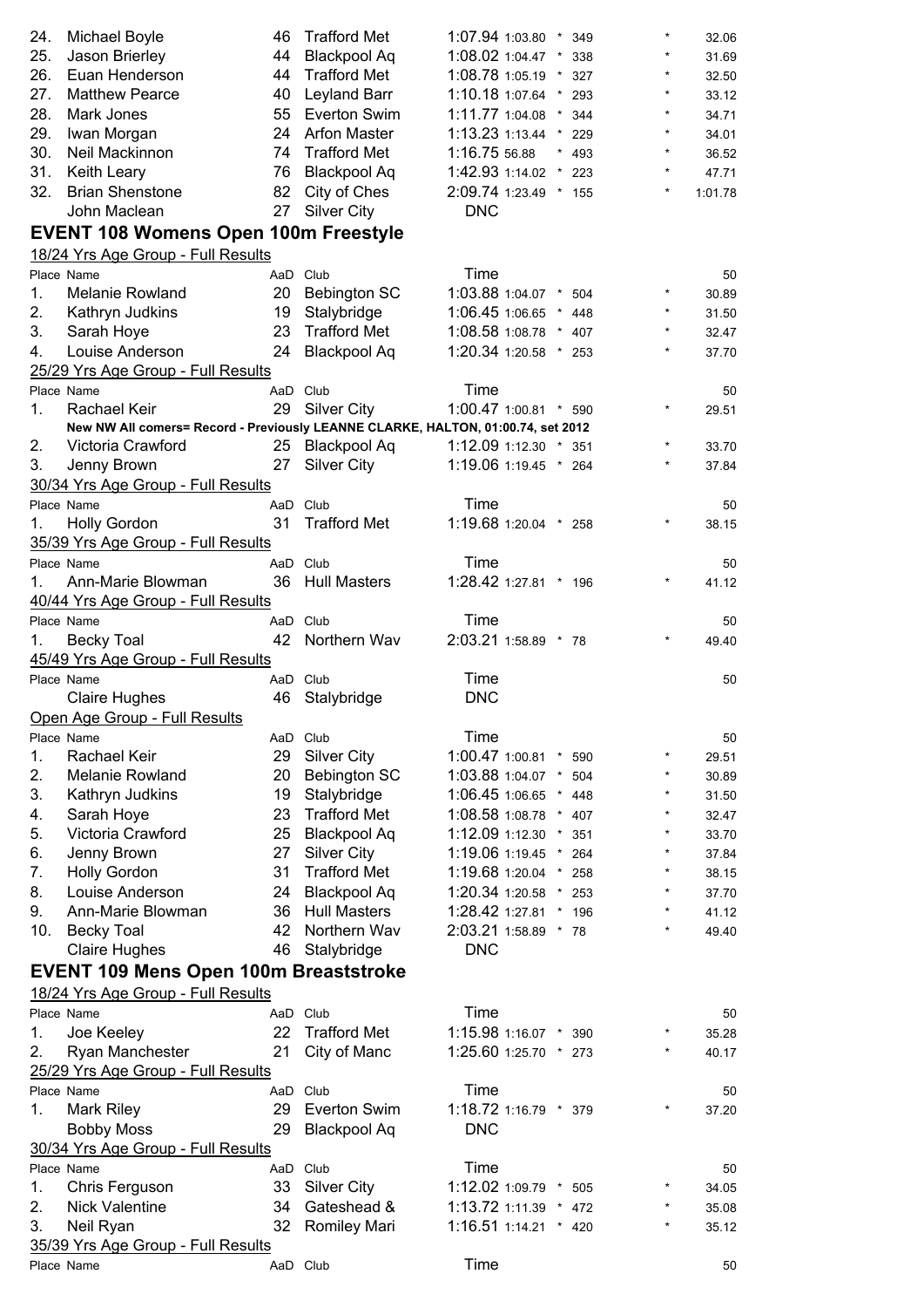| Place | Name | AaD | Club | Time | | | | 50 |
|---|---|---|---|---|---|---|---|---|
| 24. | Michael Boyle | 46 | Trafford Met | 1:07.94 1:03.80 | * | 349 | * | 32.06 |
| 25. | Jason Brierley | 44 | Blackpool Aq | 1:08.02 1:04.47 | * | 338 | * | 31.69 |
| 26. | Euan Henderson | 44 | Trafford Met | 1:08.78 1:05.19 | * | 327 | * | 32.50 |
| 27. | Matthew Pearce | 40 | Leyland Barr | 1:10.18 1:07.64 | * | 293 | * | 33.12 |
| 28. | Mark Jones | 55 | Everton Swim | 1:11.77 1:04.08 | * | 344 | * | 34.71 |
| 29. | Iwan Morgan | 24 | Arfon Master | 1:13.23 1:13.44 | * | 229 | * | 34.01 |
| 30. | Neil Mackinnon | 74 | Trafford Met | 1:16.75 56.88 | * | 493 | * | 36.52 |
| 31. | Keith Leary | 76 | Blackpool Aq | 1:42.93 1:14.02 | * | 223 | * | 47.71 |
| 32. | Brian Shenstone | 82 | City of Ches | 2:09.74 1:23.49 | * | 155 | * | 1:01.78 |
| | John Maclean | 27 | Silver City | DNC | | | | |

## EVENT 108 Womens Open 100m Freestyle

18/24 Yrs Age Group - Full Results

| Place | Name | AaD | Club | Time | | | | 50 |
|---|---|---|---|---|---|---|---|---|
| 1. | Melanie Rowland | 20 | Bebington SC | 1:03.88 1:04.07 | * | 504 | * | 30.89 |
| 2. | Kathryn Judkins | 19 | Stalybridge | 1:06.45 1:06.65 | * | 448 | * | 31.50 |
| 3. | Sarah Hoye | 23 | Trafford Met | 1:08.58 1:08.78 | * | 407 | * | 32.47 |
| 4. | Louise Anderson | 24 | Blackpool Aq | 1:20.34 1:20.58 | * | 253 | * | 37.70 |

25/29 Yrs Age Group - Full Results

| Place | Name | AaD | Club | Time | | | | 50 |
|---|---|---|---|---|---|---|---|---|
| 1. | Rachael Keir | 29 | Silver City | 1:00.47 1:00.81 | * | 590 | * | 29.51 |

**New NW All comers= Record - Previously LEANNE CLARKE, HALTON, 01:00.74, set 2012**

| Place | Name | AaD | Club | Time | | | | 50 |
|---|---|---|---|---|---|---|---|---|
| 2. | Victoria Crawford | 25 | Blackpool Aq | 1:12.09 1:12.30 | * | 351 | * | 33.70 |
| 3. | Jenny Brown | 27 | Silver City | 1:19.06 1:19.45 | * | 264 | * | 37.84 |

30/34 Yrs Age Group - Full Results

| Place | Name | AaD | Club | Time | | | | 50 |
|---|---|---|---|---|---|---|---|---|
| 1. | Holly Gordon | 31 | Trafford Met | 1:19.68 1:20.04 | * | 258 | * | 38.15 |

35/39 Yrs Age Group - Full Results

| Place | Name | AaD | Club | Time | | | | 50 |
|---|---|---|---|---|---|---|---|---|
| 1. | Ann-Marie Blowman | 36 | Hull Masters | 1:28.42 1:27.81 | * | 196 | * | 41.12 |

40/44 Yrs Age Group - Full Results

| Place | Name | AaD | Club | Time | | | | 50 |
|---|---|---|---|---|---|---|---|---|
| 1. | Becky Toal | 42 | Northern Wav | 2:03.21 1:58.89 | * | 78 | * | 49.40 |

45/49 Yrs Age Group - Full Results

| Place | Name | AaD | Club | Time | | | | 50 |
|---|---|---|---|---|---|---|---|---|
| | Claire Hughes | 46 | Stalybridge | DNC | | | | |

Open Age Group - Full Results

| Place | Name | AaD | Club | Time | | | | 50 |
|---|---|---|---|---|---|---|---|---|
| 1. | Rachael Keir | 29 | Silver City | 1:00.47 1:00.81 | * | 590 | * | 29.51 |
| 2. | Melanie Rowland | 20 | Bebington SC | 1:03.88 1:04.07 | * | 504 | * | 30.89 |
| 3. | Kathryn Judkins | 19 | Stalybridge | 1:06.45 1:06.65 | * | 448 | * | 31.50 |
| 4. | Sarah Hoye | 23 | Trafford Met | 1:08.58 1:08.78 | * | 407 | * | 32.47 |
| 5. | Victoria Crawford | 25 | Blackpool Aq | 1:12.09 1:12.30 | * | 351 | * | 33.70 |
| 6. | Jenny Brown | 27 | Silver City | 1:19.06 1:19.45 | * | 264 | * | 37.84 |
| 7. | Holly Gordon | 31 | Trafford Met | 1:19.68 1:20.04 | * | 258 | * | 38.15 |
| 8. | Louise Anderson | 24 | Blackpool Aq | 1:20.34 1:20.58 | * | 253 | * | 37.70 |
| 9. | Ann-Marie Blowman | 36 | Hull Masters | 1:28.42 1:27.81 | * | 196 | * | 41.12 |
| 10. | Becky Toal | 42 | Northern Wav | 2:03.21 1:58.89 | * | 78 | * | 49.40 |
| | Claire Hughes | 46 | Stalybridge | DNC | | | | |

## EVENT 109 Mens Open 100m Breaststroke

18/24 Yrs Age Group - Full Results

| Place | Name | AaD | Club | Time | | | | 50 |
|---|---|---|---|---|---|---|---|---|
| 1. | Joe Keeley | 22 | Trafford Met | 1:15.98 1:16.07 | * | 390 | * | 35.28 |
| 2. | Ryan Manchester | 21 | City of Manc | 1:25.60 1:25.70 | * | 273 | * | 40.17 |

25/29 Yrs Age Group - Full Results

| Place | Name | AaD | Club | Time | | | | 50 |
|---|---|---|---|---|---|---|---|---|
| 1. | Mark Riley | 29 | Everton Swim | 1:18.72 1:16.79 | * | 379 | * | 37.20 |
| | Bobby Moss | 29 | Blackpool Aq | DNC | | | | |

30/34 Yrs Age Group - Full Results

| Place | Name | AaD | Club | Time | | | | 50 |
|---|---|---|---|---|---|---|---|---|
| 1. | Chris Ferguson | 33 | Silver City | 1:12.02 1:09.79 | * | 505 | * | 34.05 |
| 2. | Nick Valentine | 34 | Gateshead & | 1:13.72 1:11.39 | * | 472 | * | 35.08 |
| 3. | Neil Ryan | 32 | Romiley Mari | 1:16.51 1:14.21 | * | 420 | * | 35.12 |

35/39 Yrs Age Group - Full Results

| Place | Name | AaD | Club | Time | | | | 50 |
|---|---|---|---|---|---|---|---|---|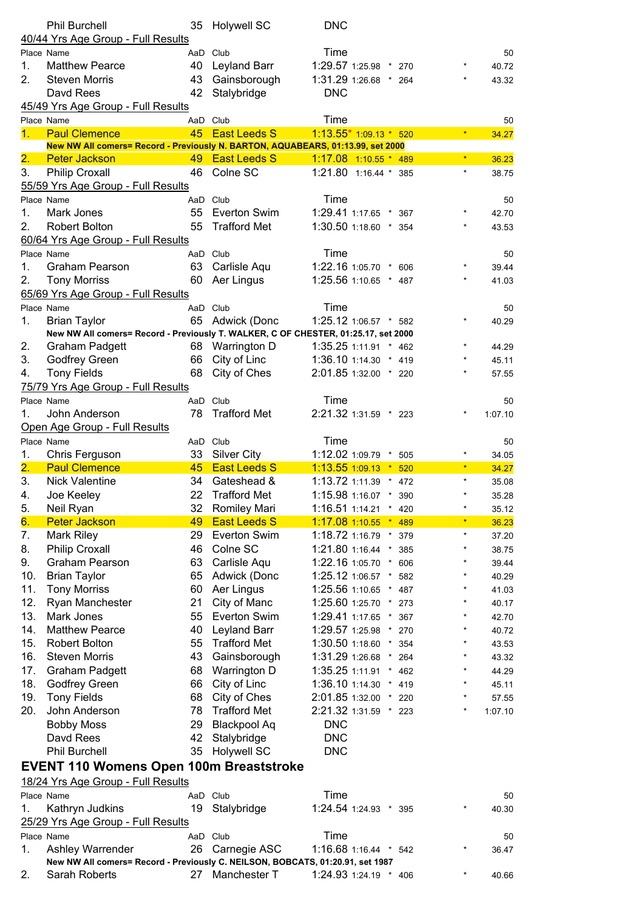| | Phil Burchell | 35 | Holywell SC | DNC | | | |
|---|---|---|---|---|---|---|---|

40/44 Yrs Age Group - Full Results

| Place | Name | AaD | Club | Time | | | 50 |
|---|---|---|---|---|---|---|---|
| 1. | Matthew Pearce | 40 | Leyland Barr | 1:29.57 | 1:25.98 * 270 | * | 40.72 |
| 2. | Steven Morris | 43 | Gainsborough | 1:31.29 | 1:26.68 * 264 | * | 43.32 |
| | Davd Rees | 42 | Stalybridge | DNC | | | |

45/49 Yrs Age Group - Full Results

| Place | Name | AaD | Club | Time | | | 50 |
|---|---|---|---|---|---|---|---|
| 1. | Paul Clemence | 45 | East Leeds S | 1:13.55* | 1:09.13 * 520 | * | 34.27 |

**New NW All comers= Record - Previously N. BARTON, AQUABEARS, 01:13.99, set 2000**

| Place | Name | AaD | Club | Time | | | 50 |
|---|---|---|---|---|---|---|---|
| 2. | Peter Jackson | 49 | East Leeds S | 1:17.08 | 1:10.55 * 489 | * | 36.23 |
| 3. | Philip Croxall | 46 | Colne SC | 1:21.80 | 1:16.44 * 385 | * | 38.75 |

55/59 Yrs Age Group - Full Results

| Place | Name | AaD | Club | Time | | | 50 |
|---|---|---|---|---|---|---|---|
| 1. | Mark Jones | 55 | Everton Swim | 1:29.41 | 1:17.65 * 367 | * | 42.70 |
| 2. | Robert Bolton | 55 | Trafford Met | 1:30.50 | 1:18.60 * 354 | * | 43.53 |

60/64 Yrs Age Group - Full Results

| Place | Name | AaD | Club | Time | | | 50 |
|---|---|---|---|---|---|---|---|
| 1. | Graham Pearson | 63 | Carlisle Aqu | 1:22.16 | 1:05.70 * 606 | * | 39.44 |
| 2. | Tony Morriss | 60 | Aer Lingus | 1:25.56 | 1:10.65 * 487 | * | 41.03 |

65/69 Yrs Age Group - Full Results

| Place | Name | AaD | Club | Time | | | 50 |
|---|---|---|---|---|---|---|---|
| 1. | Brian Taylor | 65 | Adwick (Donc | 1:25.12 | 1:06.57 * 582 | * | 40.29 |

**New NW All comers= Record - Previously T. WALKER, C OF CHESTER, 01:25.17, set 2000**

| Place | Name | AaD | Club | Time | | | 50 |
|---|---|---|---|---|---|---|---|
| 2. | Graham Padgett | 68 | Warrington D | 1:35.25 | 1:11.91 * 462 | * | 44.29 |
| 3. | Godfrey Green | 66 | City of Linc | 1:36.10 | 1:14.30 * 419 | * | 45.11 |
| 4. | Tony Fields | 68 | City of Ches | 2:01.85 | 1:32.00 * 220 | * | 57.55 |

75/79 Yrs Age Group - Full Results

| Place | Name | AaD | Club | Time | | | 50 |
|---|---|---|---|---|---|---|---|
| 1. | John Anderson | 78 | Trafford Met | 2:21.32 | 1:31.59 * 223 | * | 1:07.10 |

Open Age Group - Full Results

| Place | Name | AaD | Club | Time | | | 50 |
|---|---|---|---|---|---|---|---|
| 1. | Chris Ferguson | 33 | Silver City | 1:12.02 | 1:09.79 * 505 | * | 34.05 |
| 2. | Paul Clemence | 45 | East Leeds S | 1:13.55 | 1:09.13 * 520 | * | 34.27 |
| 3. | Nick Valentine | 34 | Gateshead & | 1:13.72 | 1:11.39 * 472 | * | 35.08 |
| 4. | Joe Keeley | 22 | Trafford Met | 1:15.98 | 1:16.07 * 390 | * | 35.28 |
| 5. | Neil Ryan | 32 | Romiley Mari | 1:16.51 | 1:14.21 * 420 | * | 35.12 |
| 6. | Peter Jackson | 49 | East Leeds S | 1:17.08 | 1:10.55 * 489 | * | 36.23 |
| 7. | Mark Riley | 29 | Everton Swim | 1:18.72 | 1:16.79 * 379 | * | 37.20 |
| 8. | Philip Croxall | 46 | Colne SC | 1:21.80 | 1:16.44 * 385 | * | 38.75 |
| 9. | Graham Pearson | 63 | Carlisle Aqu | 1:22.16 | 1:05.70 * 606 | * | 39.44 |
| 10. | Brian Taylor | 65 | Adwick (Donc | 1:25.12 | 1:06.57 * 582 | * | 40.29 |
| 11. | Tony Morriss | 60 | Aer Lingus | 1:25.56 | 1:10.65 * 487 | * | 41.03 |
| 12. | Ryan Manchester | 21 | City of Manc | 1:25.60 | 1:25.70 * 273 | * | 40.17 |
| 13. | Mark Jones | 55 | Everton Swim | 1:29.41 | 1:17.65 * 367 | * | 42.70 |
| 14. | Matthew Pearce | 40 | Leyland Barr | 1:29.57 | 1:25.98 * 270 | * | 40.72 |
| 15. | Robert Bolton | 55 | Trafford Met | 1:30.50 | 1:18.60 * 354 | * | 43.53 |
| 16. | Steven Morris | 43 | Gainsborough | 1:31.29 | 1:26.68 * 264 | * | 43.32 |
| 17. | Graham Padgett | 68 | Warrington D | 1:35.25 | 1:11.91 * 462 | * | 44.29 |
| 18. | Godfrey Green | 66 | City of Linc | 1:36.10 | 1:14.30 * 419 | * | 45.11 |
| 19. | Tony Fields | 68 | City of Ches | 2:01.85 | 1:32.00 * 220 | * | 57.55 |
| 20. | John Anderson | 78 | Trafford Met | 2:21.32 | 1:31.59 * 223 | * | 1:07.10 |
| | Bobby Moss | 29 | Blackpool Aq | DNC | | | |
| | Davd Rees | 42 | Stalybridge | DNC | | | |
| | Phil Burchell | 35 | Holywell SC | DNC | | | |

## EVENT 110 Womens Open 100m Breaststroke

18/24 Yrs Age Group - Full Results

| Place | Name | AaD | Club | Time | | | 50 |
|---|---|---|---|---|---|---|---|
| 1. | Kathryn Judkins | 19 | Stalybridge | 1:24.54 | 1:24.93 * 395 | * | 40.30 |

25/29 Yrs Age Group - Full Results

| Place | Name | AaD | Club | Time | | | 50 |
|---|---|---|---|---|---|---|---|
| 1. | Ashley Warrender | 26 | Carnegie ASC | 1:16.68 | 1:16.44 * 542 | * | 36.47 |

**New NW All comers= Record - Previously C. NEILSON, BOBCATS, 01:20.91, set 1987**

| Place | Name | AaD | Club | Time | | | 50 |
|---|---|---|---|---|---|---|---|
| 2. | Sarah Roberts | 27 | Manchester T | 1:24.93 | 1:24.19 * 406 | * | 40.66 |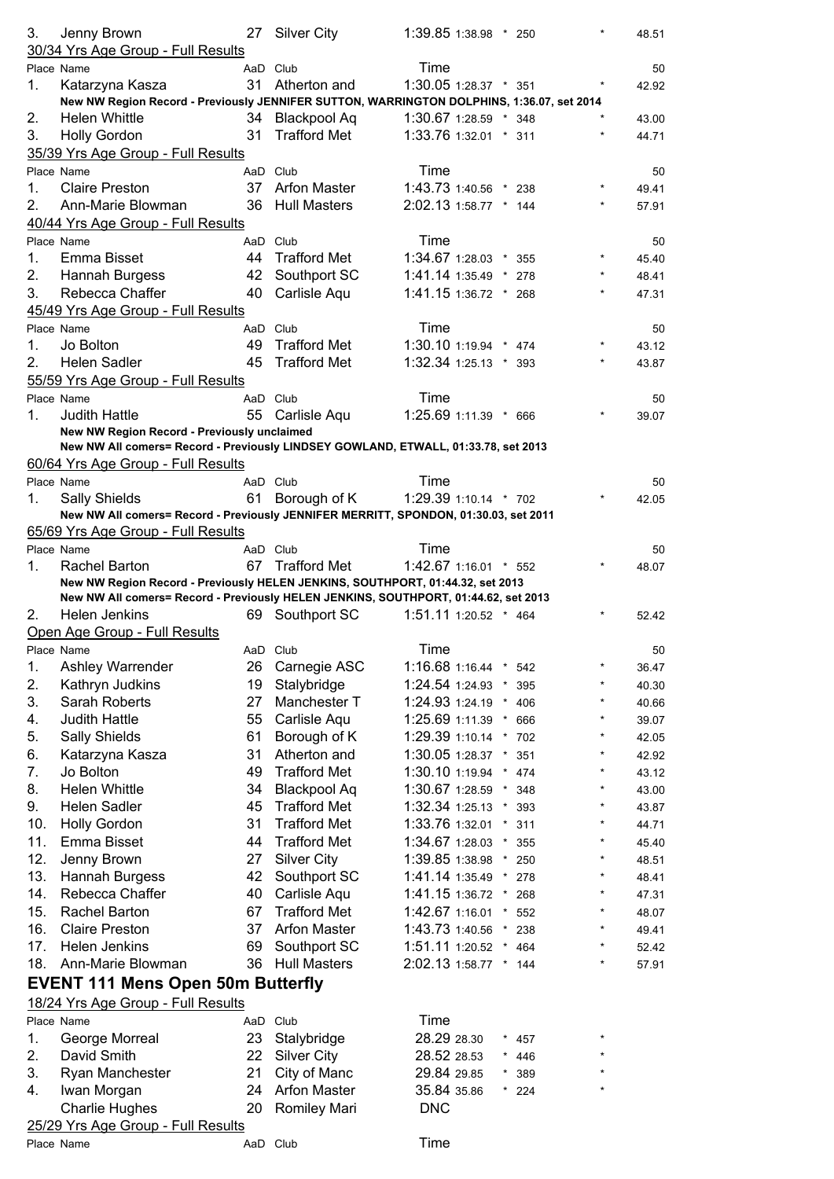| Place | Name | AaD | Club | Time | | | | | 50 |
|---|---|---|---|---|---|---|---|---|---|
| 3. | Jenny Brown | 27 | Silver City | 1:39.85 | 1:38.98 | * | 250 | * | 48.51 |

30/34 Yrs Age Group - Full Results

| Place | Name | AaD | Club | Time | | | | | 50 |
|---|---|---|---|---|---|---|---|---|---|
| 1. | Katarzyna Kasza | 31 | Atherton and | 1:30.05 | 1:28.37 | * | 351 | * | 42.92 |
| | **New NW Region Record - Previously JENNIFER SUTTON, WARRINGTON DOLPHINS, 1:36.07, set 2014** | | | | | | | | |
| 2. | Helen Whittle | 34 | Blackpool Aq | 1:30.67 | 1:28.59 | * | 348 | * | 43.00 |
| 3. | Holly Gordon | 31 | Trafford Met | 1:33.76 | 1:32.01 | * | 311 | * | 44.71 |

35/39 Yrs Age Group - Full Results

| Place | Name | AaD | Club | Time | | | | | 50 |
|---|---|---|---|---|---|---|---|---|---|
| 1. | Claire Preston | 37 | Arfon Master | 1:43.73 | 1:40.56 | * | 238 | * | 49.41 |
| 2. | Ann-Marie Blowman | 36 | Hull Masters | 2:02.13 | 1:58.77 | * | 144 | * | 57.91 |

40/44 Yrs Age Group - Full Results

| Place | Name | AaD | Club | Time | | | | | 50 |
|---|---|---|---|---|---|---|---|---|---|
| 1. | Emma Bisset | 44 | Trafford Met | 1:34.67 | 1:28.03 | * | 355 | * | 45.40 |
| 2. | Hannah Burgess | 42 | Southport SC | 1:41.14 | 1:35.49 | * | 278 | * | 48.41 |
| 3. | Rebecca Chaffer | 40 | Carlisle Aqu | 1:41.15 | 1:36.72 | * | 268 | * | 47.31 |

45/49 Yrs Age Group - Full Results

| Place | Name | AaD | Club | Time | | | | | 50 |
|---|---|---|---|---|---|---|---|---|---|
| 1. | Jo Bolton | 49 | Trafford Met | 1:30.10 | 1:19.94 | * | 474 | * | 43.12 |
| 2. | Helen Sadler | 45 | Trafford Met | 1:32.34 | 1:25.13 | * | 393 | * | 43.87 |

55/59 Yrs Age Group - Full Results

| Place | Name | AaD | Club | Time | | | | | 50 |
|---|---|---|---|---|---|---|---|---|---|
| 1. | Judith Hattle | 55 | Carlisle Aqu | 1:25.69 | 1:11.39 | * | 666 | * | 39.07 |
| | **New NW Region Record - Previously unclaimed** | | | | | | | | |
| | **New NW All comers= Record - Previously LINDSEY GOWLAND, ETWALL, 01:33.78, set 2013** | | | | | | | | |

60/64 Yrs Age Group - Full Results

| Place | Name | AaD | Club | Time | | | | | 50 |
|---|---|---|---|---|---|---|---|---|---|
| 1. | Sally Shields | 61 | Borough of K | 1:29.39 | 1:10.14 | * | 702 | * | 42.05 |
| | **New NW All comers= Record - Previously JENNIFER MERRITT, SPONDON, 01:30.03, set 2011** | | | | | | | | |

65/69 Yrs Age Group - Full Results

| Place | Name | AaD | Club | Time | | | | | 50 |
|---|---|---|---|---|---|---|---|---|---|
| 1. | Rachel Barton | 67 | Trafford Met | 1:42.67 | 1:16.01 | * | 552 | * | 48.07 |
| | **New NW Region Record - Previously HELEN JENKINS, SOUTHPORT, 01:44.32, set 2013** | | | | | | | | |
| | **New NW All comers= Record - Previously HELEN JENKINS, SOUTHPORT, 01:44.62, set 2013** | | | | | | | | |
| 2. | Helen Jenkins | 69 | Southport SC | 1:51.11 | 1:20.52 | * | 464 | * | 52.42 |

Open Age Group - Full Results

| Place | Name | AaD | Club | Time | | | | | 50 |
|---|---|---|---|---|---|---|---|---|---|
| 1. | Ashley Warrender | 26 | Carnegie ASC | 1:16.68 | 1:16.44 | * | 542 | * | 36.47 |
| 2. | Kathryn Judkins | 19 | Stalybridge | 1:24.54 | 1:24.93 | * | 395 | * | 40.30 |
| 3. | Sarah Roberts | 27 | Manchester T | 1:24.93 | 1:24.19 | * | 406 | * | 40.66 |
| 4. | Judith Hattle | 55 | Carlisle Aqu | 1:25.69 | 1:11.39 | * | 666 | * | 39.07 |
| 5. | Sally Shields | 61 | Borough of K | 1:29.39 | 1:10.14 | * | 702 | * | 42.05 |
| 6. | Katarzyna Kasza | 31 | Atherton and | 1:30.05 | 1:28.37 | * | 351 | * | 42.92 |
| 7. | Jo Bolton | 49 | Trafford Met | 1:30.10 | 1:19.94 | * | 474 | * | 43.12 |
| 8. | Helen Whittle | 34 | Blackpool Aq | 1:30.67 | 1:28.59 | * | 348 | * | 43.00 |
| 9. | Helen Sadler | 45 | Trafford Met | 1:32.34 | 1:25.13 | * | 393 | * | 43.87 |
| 10. | Holly Gordon | 31 | Trafford Met | 1:33.76 | 1:32.01 | * | 311 | * | 44.71 |
| 11. | Emma Bisset | 44 | Trafford Met | 1:34.67 | 1:28.03 | * | 355 | * | 45.40 |
| 12. | Jenny Brown | 27 | Silver City | 1:39.85 | 1:38.98 | * | 250 | * | 48.51 |
| 13. | Hannah Burgess | 42 | Southport SC | 1:41.14 | 1:35.49 | * | 278 | * | 48.41 |
| 14. | Rebecca Chaffer | 40 | Carlisle Aqu | 1:41.15 | 1:36.72 | * | 268 | * | 47.31 |
| 15. | Rachel Barton | 67 | Trafford Met | 1:42.67 | 1:16.01 | * | 552 | * | 48.07 |
| 16. | Claire Preston | 37 | Arfon Master | 1:43.73 | 1:40.56 | * | 238 | * | 49.41 |
| 17. | Helen Jenkins | 69 | Southport SC | 1:51.11 | 1:20.52 | * | 464 | * | 52.42 |
| 18. | Ann-Marie Blowman | 36 | Hull Masters | 2:02.13 | 1:58.77 | * | 144 | * | 57.91 |

## EVENT 111 Mens Open 50m Butterfly

18/24 Yrs Age Group - Full Results

| Place | Name | AaD | Club | Time | | | | |
|---|---|---|---|---|---|---|---|---|
| 1. | George Morreal | 23 | Stalybridge | 28.29 | 28.30 | * | 457 | * |
| 2. | David Smith | 22 | Silver City | 28.52 | 28.53 | * | 446 | * |
| 3. | Ryan Manchester | 21 | City of Manc | 29.84 | 29.85 | * | 389 | * |
| 4. | Iwan Morgan | 24 | Arfon Master | 35.84 | 35.86 | * | 224 | * |
| | Charlie Hughes | 20 | Romiley Mari | DNC | | | | |

25/29 Yrs Age Group - Full Results

| Place | Name | AaD | Club | Time |
|---|---|---|---|---|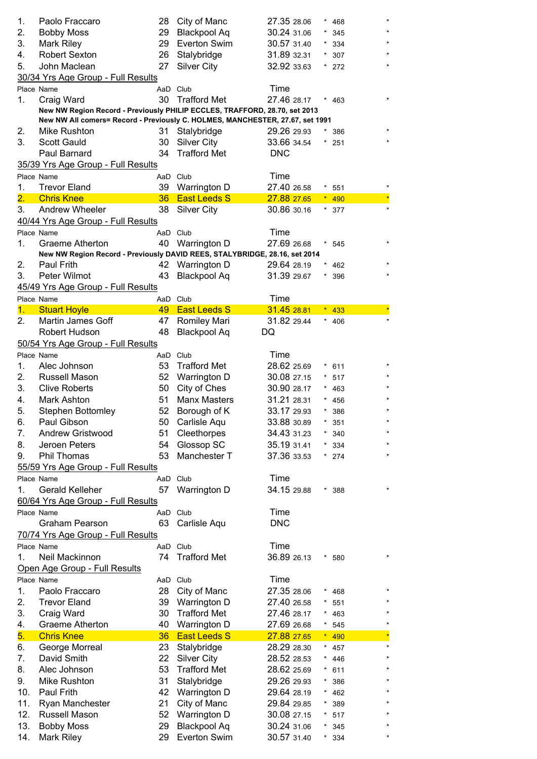| | | | | | | | |
|---|---|---|---|---|---|---|---|
| 1. | Paolo Fraccaro | 28 | City of Manc | 27.35 28.06 | * | 468 | * |
| 2. | Bobby Moss | 29 | Blackpool Aq | 30.24 31.06 | * | 345 | * |
| 3. | Mark Riley | 29 | Everton Swim | 30.57 31.40 | * | 334 | * |
| 4. | Robert Sexton | 26 | Stalybridge | 31.89 32.31 | * | 307 | * |
| 5. | John Maclean | 27 | Silver City | 32.92 33.63 | * | 272 | * |

30/34 Yrs Age Group - Full Results

| Place | Name | AaD | Club | Time | | | |
|---|---|---|---|---|---|---|---|
| 1. | Craig Ward | 30 | Trafford Met | 27.46 28.17 | * | 463 | * |

**New NW Region Record - Previously PHILIP ECCLES, TRAFFORD, 28.70, set 2013**
**New NW All comers= Record - Previously C. HOLMES, MANCHESTER, 27.67, set 1991**

| Place | Name | AaD | Club | Time | | | |
|---|---|---|---|---|---|---|---|
| 2. | Mike Rushton | 31 | Stalybridge | 29.26 29.93 | * | 386 | * |
| 3. | Scott Gauld | 30 | Silver City | 33.66 34.54 | * | 251 | * |
| | Paul Barnard | 34 | Trafford Met | DNC | | | |

35/39 Yrs Age Group - Full Results

| Place | Name | AaD | Club | Time | | | |
|---|---|---|---|---|---|---|---|
| 1. | Trevor Eland | 39 | Warrington D | 27.40 26.58 | * | 551 | * |
| 2. | Chris Knee | 36 | East Leeds S | 27.88 27.65 | * | 490 | * |
| 3. | Andrew Wheeler | 38 | Silver City | 30.86 30.16 | * | 377 | * |

40/44 Yrs Age Group - Full Results

| Place | Name | AaD | Club | Time | | | |
|---|---|---|---|---|---|---|---|
| 1. | Graeme Atherton | 40 | Warrington D | 27.69 26.68 | * | 545 | * |

**New NW Region Record - Previously DAVID REES, STALYBRIDGE, 28.16, set 2014**

| Place | Name | AaD | Club | Time | | | |
|---|---|---|---|---|---|---|---|
| 2. | Paul Frith | 42 | Warrington D | 29.64 28.19 | * | 462 | * |
| 3. | Peter Wilmot | 43 | Blackpool Aq | 31.39 29.67 | * | 396 | * |

45/49 Yrs Age Group - Full Results

| Place | Name | AaD | Club | Time | | | |
|---|---|---|---|---|---|---|---|
| 1. | Stuart Hoyle | 49 | East Leeds S | 31.45 28.81 | * | 433 | * |
| 2. | Martin James Goff | 47 | Romiley Mari | 31.82 29.44 | * | 406 | * |
| | Robert Hudson | 48 | Blackpool Aq | DQ | | | |

50/54 Yrs Age Group - Full Results

| Place | Name | AaD | Club | Time | | | |
|---|---|---|---|---|---|---|---|
| 1. | Alec Johnson | 53 | Trafford Met | 28.62 25.69 | * | 611 | * |
| 2. | Russell Mason | 52 | Warrington D | 30.08 27.15 | * | 517 | * |
| 3. | Clive Roberts | 50 | City of Ches | 30.90 28.17 | * | 463 | * |
| 4. | Mark Ashton | 51 | Manx Masters | 31.21 28.31 | * | 456 | * |
| 5. | Stephen Bottomley | 52 | Borough of K | 33.17 29.93 | * | 386 | * |
| 6. | Paul Gibson | 50 | Carlisle Aqu | 33.88 30.89 | * | 351 | * |
| 7. | Andrew Gristwood | 51 | Cleethorpes | 34.43 31.23 | * | 340 | * |
| 8. | Jeroen Peters | 54 | Glossop SC | 35.19 31.41 | * | 334 | * |
| 9. | Phil Thomas | 53 | Manchester T | 37.36 33.53 | * | 274 | * |

55/59 Yrs Age Group - Full Results

| Place | Name | AaD | Club | Time | | | |
|---|---|---|---|---|---|---|---|
| 1. | Gerald Kelleher | 57 | Warrington D | 34.15 29.88 | * | 388 | * |

60/64 Yrs Age Group - Full Results

| Place | Name | AaD | Club | Time |
|---|---|---|---|---|
| | Graham Pearson | 63 | Carlisle Aqu | DNC |

70/74 Yrs Age Group - Full Results

| Place | Name | AaD | Club | Time | | | |
|---|---|---|---|---|---|---|---|
| 1. | Neil Mackinnon | 74 | Trafford Met | 36.89 26.13 | * | 580 | * |

Open Age Group - Full Results

| Place | Name | AaD | Club | Time | | | |
|---|---|---|---|---|---|---|---|
| 1. | Paolo Fraccaro | 28 | City of Manc | 27.35 28.06 | * | 468 | * |
| 2. | Trevor Eland | 39 | Warrington D | 27.40 26.58 | * | 551 | * |
| 3. | Craig Ward | 30 | Trafford Met | 27.46 28.17 | * | 463 | * |
| 4. | Graeme Atherton | 40 | Warrington D | 27.69 26.68 | * | 545 | * |
| 5. | Chris Knee | 36 | East Leeds S | 27.88 27.65 | * | 490 | * |
| 6. | George Morreal | 23 | Stalybridge | 28.29 28.30 | * | 457 | * |
| 7. | David Smith | 22 | Silver City | 28.52 28.53 | * | 446 | * |
| 8. | Alec Johnson | 53 | Trafford Met | 28.62 25.69 | * | 611 | * |
| 9. | Mike Rushton | 31 | Stalybridge | 29.26 29.93 | * | 386 | * |
| 10. | Paul Frith | 42 | Warrington D | 29.64 28.19 | * | 462 | * |
| 11. | Ryan Manchester | 21 | City of Manc | 29.84 29.85 | * | 389 | * |
| 12. | Russell Mason | 52 | Warrington D | 30.08 27.15 | * | 517 | * |
| 13. | Bobby Moss | 29 | Blackpool Aq | 30.24 31.06 | * | 345 | * |
| 14. | Mark Riley | 29 | Everton Swim | 30.57 31.40 | * | 334 | * |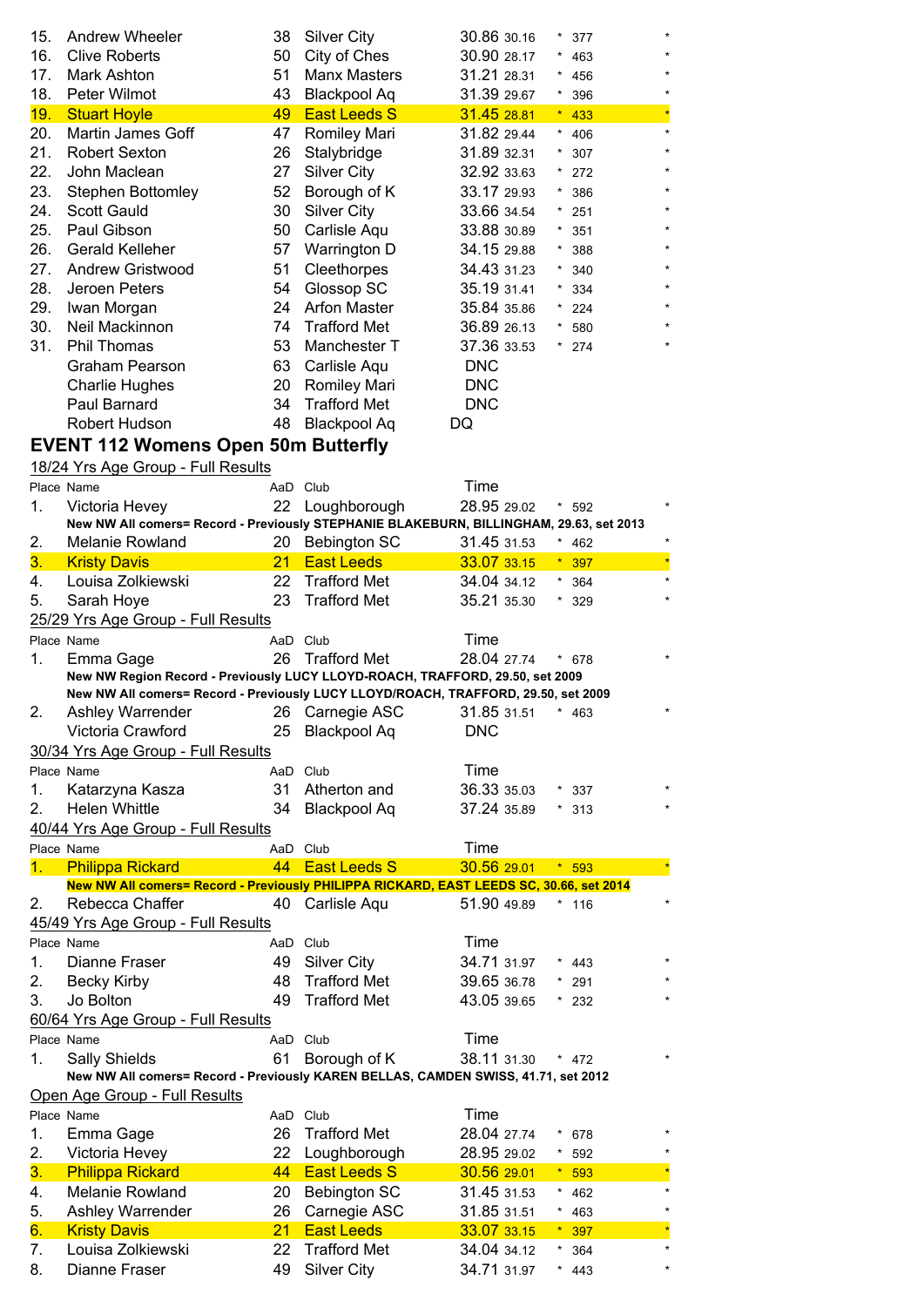| Place | Name | AaD | Club | Time | Split | | Points | |
|---|---|---|---|---|---|---|---|---|
| 15. | Andrew Wheeler | 38 | Silver City | 30.86 | 30.16 | * | 377 | * |
| 16. | Clive Roberts | 50 | City of Ches | 30.90 | 28.17 | * | 463 | * |
| 17. | Mark Ashton | 51 | Manx Masters | 31.21 | 28.31 | * | 456 | * |
| 18. | Peter Wilmot | 43 | Blackpool Aq | 31.39 | 29.67 | * | 396 | * |
| 19. | Stuart Hoyle | 49 | East Leeds S | 31.45 | 28.81 | * | 433 | * |
| 20. | Martin James Goff | 47 | Romiley Mari | 31.82 | 29.44 | * | 406 | * |
| 21. | Robert Sexton | 26 | Stalybridge | 31.89 | 32.31 | * | 307 | * |
| 22. | John Maclean | 27 | Silver City | 32.92 | 33.63 | * | 272 | * |
| 23. | Stephen Bottomley | 52 | Borough of K | 33.17 | 29.93 | * | 386 | * |
| 24. | Scott Gauld | 30 | Silver City | 33.66 | 34.54 | * | 251 | * |
| 25. | Paul Gibson | 50 | Carlisle Aqu | 33.88 | 30.89 | * | 351 | * |
| 26. | Gerald Kelleher | 57 | Warrington D | 34.15 | 29.88 | * | 388 | * |
| 27. | Andrew Gristwood | 51 | Cleethorpes | 34.43 | 31.23 | * | 340 | * |
| 28. | Jeroen Peters | 54 | Glossop SC | 35.19 | 31.41 | * | 334 | * |
| 29. | Iwan Morgan | 24 | Arfon Master | 35.84 | 35.86 | * | 224 | * |
| 30. | Neil Mackinnon | 74 | Trafford Met | 36.89 | 26.13 | * | 580 | * |
| 31. | Phil Thomas | 53 | Manchester T | 37.36 | 33.53 | * | 274 | * |
| | Graham Pearson | 63 | Carlisle Aqu | DNC | | | | |
| | Charlie Hughes | 20 | Romiley Mari | DNC | | | | |
| | Paul Barnard | 34 | Trafford Met | DNC | | | | |
| | Robert Hudson | 48 | Blackpool Aq | DQ | | | | |

## EVENT 112 Womens Open 50m Butterfly

18/24 Yrs Age Group - Full Results

| Place | Name | AaD | Club | Time | | | | |
|---|---|---|---|---|---|---|---|---|
| 1. | Victoria Hevey | 22 | Loughborough | 28.95 | 29.02 | * | 592 | * |

**New NW All comers= Record - Previously STEPHANIE BLAKEBURN, BILLINGHAM, 29.63, set 2013**

| Place | Name | AaD | Club | Time | | | | |
|---|---|---|---|---|---|---|---|---|
| 2. | Melanie Rowland | 20 | Bebington SC | 31.45 | 31.53 | * | 462 | * |
| 3. | Kristy Davis | 21 | East Leeds | 33.07 | 33.15 | * | 397 | * |
| 4. | Louisa Zolkiewski | 22 | Trafford Met | 34.04 | 34.12 | * | 364 | * |
| 5. | Sarah Hoye | 23 | Trafford Met | 35.21 | 35.30 | * | 329 | * |

25/29 Yrs Age Group - Full Results

| Place | Name | AaD | Club | Time | | | | |
|---|---|---|---|---|---|---|---|---|
| 1. | Emma Gage | 26 | Trafford Met | 28.04 | 27.74 | * | 678 | * |

**New NW Region Record - Previously LUCY LLOYD-ROACH, TRAFFORD, 29.50, set 2009**

**New NW All comers= Record - Previously LUCY LLOYD/ROACH, TRAFFORD, 29.50, set 2009**

| Place | Name | AaD | Club | Time | | | | |
|---|---|---|---|---|---|---|---|---|
| 2. | Ashley Warrender | 26 | Carnegie ASC | 31.85 | 31.51 | * | 463 | * |
| | Victoria Crawford | 25 | Blackpool Aq | DNC | | | | |

30/34 Yrs Age Group - Full Results

| Place | Name | AaD | Club | Time | | | | |
|---|---|---|---|---|---|---|---|---|
| 1. | Katarzyna Kasza | 31 | Atherton and | 36.33 | 35.03 | * | 337 | * |
| 2. | Helen Whittle | 34 | Blackpool Aq | 37.24 | 35.89 | * | 313 | * |

40/44 Yrs Age Group - Full Results

| Place | Name | AaD | Club | Time | | | | |
|---|---|---|---|---|---|---|---|---|
| 1. | Philippa Rickard | 44 | East Leeds S | 30.56 | 29.01 | * | 593 | * |

**New NW All comers= Record - Previously PHILIPPA RICKARD, EAST LEEDS SC, 30.66, set 2014**

| Place | Name | AaD | Club | Time | | | | |
|---|---|---|---|---|---|---|---|---|
| 2. | Rebecca Chaffer | 40 | Carlisle Aqu | 51.90 | 49.89 | * | 116 | * |

45/49 Yrs Age Group - Full Results

| Place | Name | AaD | Club | Time | | | | |
|---|---|---|---|---|---|---|---|---|
| 1. | Dianne Fraser | 49 | Silver City | 34.71 | 31.97 | * | 443 | * |
| 2. | Becky Kirby | 48 | Trafford Met | 39.65 | 36.78 | * | 291 | * |
| 3. | Jo Bolton | 49 | Trafford Met | 43.05 | 39.65 | * | 232 | * |

60/64 Yrs Age Group - Full Results

| Place | Name | AaD | Club | Time | | | | |
|---|---|---|---|---|---|---|---|---|
| 1. | Sally Shields | 61 | Borough of K | 38.11 | 31.30 | * | 472 | * |

**New NW All comers= Record - Previously KAREN BELLAS, CAMDEN SWISS, 41.71, set 2012**

Open Age Group - Full Results

| Place | Name | AaD | Club | Time | | | | |
|---|---|---|---|---|---|---|---|---|
| 1. | Emma Gage | 26 | Trafford Met | 28.04 | 27.74 | * | 678 | * |
| 2. | Victoria Hevey | 22 | Loughborough | 28.95 | 29.02 | * | 592 | * |
| 3. | Philippa Rickard | 44 | East Leeds S | 30.56 | 29.01 | * | 593 | * |
| 4. | Melanie Rowland | 20 | Bebington SC | 31.45 | 31.53 | * | 462 | * |
| 5. | Ashley Warrender | 26 | Carnegie ASC | 31.85 | 31.51 | * | 463 | * |
| 6. | Kristy Davis | 21 | East Leeds | 33.07 | 33.15 | * | 397 | * |
| 7. | Louisa Zolkiewski | 22 | Trafford Met | 34.04 | 34.12 | * | 364 | * |
| 8. | Dianne Fraser | 49 | Silver City | 34.71 | 31.97 | * | 443 | * |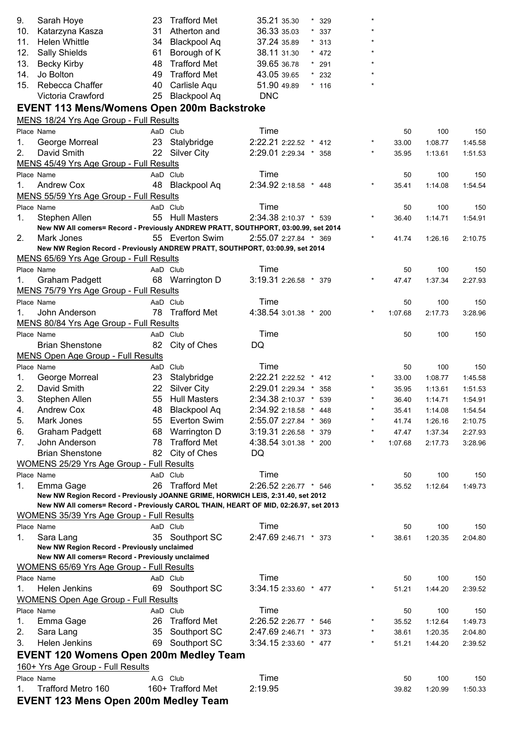| Place | Name | AaD | Club | Time | | | | |
|---|---|---|---|---|---|---|---|---|
| 9. | Sarah Hoye | 23 | Trafford Met | 35.21 | 35.30 | * 329 | * | |
| 10. | Katarzyna Kasza | 31 | Atherton and | 36.33 | 35.03 | * 337 | * | |
| 11. | Helen Whittle | 34 | Blackpool Aq | 37.24 | 35.89 | * 313 | * | |
| 12. | Sally Shields | 61 | Borough of K | 38.11 | 31.30 | * 472 | * | |
| 13. | Becky Kirby | 48 | Trafford Met | 39.65 | 36.78 | * 291 | * | |
| 14. | Jo Bolton | 49 | Trafford Met | 43.05 | 39.65 | * 232 | * | |
| 15. | Rebecca Chaffer | 40 | Carlisle Aqu | 51.90 | 49.89 | * 116 | * | |
| | Victoria Crawford | 25 | Blackpool Aq | DNC | | | | |

## EVENT 113 Mens/Womens Open 200m Backstroke

MENS 18/24 Yrs Age Group - Full Results

| Place | Name | AaD | Club | Time | | | | 50 | 100 | 150 |
|---|---|---|---|---|---|---|---|---|---|---|
| 1. | George Morreal | 23 | Stalybridge | 2:22.21 | 2:22.52 | * 412 | * | 33.00 | 1:08.77 | 1:45.58 |
| 2. | David Smith | 22 | Silver City | 2:29.01 | 2:29.34 | * 358 | * | 35.95 | 1:13.61 | 1:51.53 |

MENS 45/49 Yrs Age Group - Full Results

| Place | Name | AaD | Club | Time | | | | 50 | 100 | 150 |
|---|---|---|---|---|---|---|---|---|---|---|
| 1. | Andrew Cox | 48 | Blackpool Aq | 2:34.92 | 2:18.58 | * 448 | * | 35.41 | 1:14.08 | 1:54.54 |

MENS 55/59 Yrs Age Group - Full Results

| Place | Name | AaD | Club | Time | | | | 50 | 100 | 150 |
|---|---|---|---|---|---|---|---|---|---|---|
| 1. | Stephen Allen | 55 | Hull Masters | 2:34.38 | 2:10.37 | * 539 | * | 36.40 | 1:14.71 | 1:54.91 |
| | New NW All comers= Record - Previously ANDREW PRATT, SOUTHPORT, 03:00.99, set 2014 | | | | | | | | | |
| 2. | Mark Jones | 55 | Everton Swim | 2:55.07 | 2:27.84 | * 369 | * | 41.74 | 1:26.16 | 2:10.75 |
| | New NW Region Record - Previously ANDREW PRATT, SOUTHPORT, 03:00.99, set 2014 | | | | | | | | | |

MENS 65/69 Yrs Age Group - Full Results

| Place | Name | AaD | Club | Time | | | | 50 | 100 | 150 |
|---|---|---|---|---|---|---|---|---|---|---|
| 1. | Graham Padgett | 68 | Warrington D | 3:19.31 | 2:26.58 | * 379 | * | 47.47 | 1:37.34 | 2:27.93 |

MENS 75/79 Yrs Age Group - Full Results

| Place | Name | AaD | Club | Time | | | | 50 | 100 | 150 |
|---|---|---|---|---|---|---|---|---|---|---|
| 1. | John Anderson | 78 | Trafford Met | 4:38.54 | 3:01.38 | * 200 | * | 1:07.68 | 2:17.73 | 3:28.96 |

MENS 80/84 Yrs Age Group - Full Results

| Place | Name | AaD | Club | Time | 50 | 100 | 150 |
|---|---|---|---|---|---|---|---|
| | Brian Shenstone | 82 | City of Ches | DQ | | | |

MENS Open Age Group - Full Results

| Place | Name | AaD | Club | Time | | | | 50 | 100 | 150 |
|---|---|---|---|---|---|---|---|---|---|---|
| 1. | George Morreal | 23 | Stalybridge | 2:22.21 | 2:22.52 | * 412 | * | 33.00 | 1:08.77 | 1:45.58 |
| 2. | David Smith | 22 | Silver City | 2:29.01 | 2:29.34 | * 358 | * | 35.95 | 1:13.61 | 1:51.53 |
| 3. | Stephen Allen | 55 | Hull Masters | 2:34.38 | 2:10.37 | * 539 | * | 36.40 | 1:14.71 | 1:54.91 |
| 4. | Andrew Cox | 48 | Blackpool Aq | 2:34.92 | 2:18.58 | * 448 | * | 35.41 | 1:14.08 | 1:54.54 |
| 5. | Mark Jones | 55 | Everton Swim | 2:55.07 | 2:27.84 | * 369 | * | 41.74 | 1:26.16 | 2:10.75 |
| 6. | Graham Padgett | 68 | Warrington D | 3:19.31 | 2:26.58 | * 379 | * | 47.47 | 1:37.34 | 2:27.93 |
| 7. | John Anderson | 78 | Trafford Met | 4:38.54 | 3:01.38 | * 200 | * | 1:07.68 | 2:17.73 | 3:28.96 |
| | Brian Shenstone | 82 | City of Ches | DQ | | | | | | |

WOMENS 25/29 Yrs Age Group - Full Results

| Place | Name | AaD | Club | Time | | | | 50 | 100 | 150 |
|---|---|---|---|---|---|---|---|---|---|---|
| 1. | Emma Gage | 26 | Trafford Met | 2:26.52 | 2:26.77 | * 546 | * | 35.52 | 1:12.64 | 1:49.73 |
| | New NW Region Record - Previously JOANNE GRIME, HORWICH LEIS, 2:31.40, set 2012 | | | | | | | | | |
| | New NW All comers= Record - Previously CAROL THAIN, HEART OF MID, 02:26.97, set 2013 | | | | | | | | | |

WOMENS 35/39 Yrs Age Group - Full Results

| Place | Name | AaD | Club | Time | | | | 50 | 100 | 150 |
|---|---|---|---|---|---|---|---|---|---|---|
| 1. | Sara Lang | 35 | Southport SC | 2:47.69 | 2:46.71 | * 373 | * | 38.61 | 1:20.35 | 2:04.80 |
| | New NW Region Record - Previously unclaimed | | | | | | | | | |
| | New NW All comers= Record - Previously unclaimed | | | | | | | | | |

WOMENS 65/69 Yrs Age Group - Full Results

| Place | Name | AaD | Club | Time | | | | 50 | 100 | 150 |
|---|---|---|---|---|---|---|---|---|---|---|
| 1. | Helen Jenkins | 69 | Southport SC | 3:34.15 | 2:33.60 | * 477 | * | 51.21 | 1:44.20 | 2:39.52 |

WOMENS Open Age Group - Full Results

| Place | Name | AaD | Club | Time | | | | 50 | 100 | 150 |
|---|---|---|---|---|---|---|---|---|---|---|
| 1. | Emma Gage | 26 | Trafford Met | 2:26.52 | 2:26.77 | * 546 | * | 35.52 | 1:12.64 | 1:49.73 |
| 2. | Sara Lang | 35 | Southport SC | 2:47.69 | 2:46.71 | * 373 | * | 38.61 | 1:20.35 | 2:04.80 |
| 3. | Helen Jenkins | 69 | Southport SC | 3:34.15 | 2:33.60 | * 477 | * | 51.21 | 1:44.20 | 2:39.52 |

## EVENT 120 Womens Open 200m Medley Team

160+ Yrs Age Group - Full Results

| Place | Name | A.G | Club | Time | 50 | 100 | 150 |
|---|---|---|---|---|---|---|---|
| 1. | Trafford Metro 160 | 160+ | Trafford Met | 2:19.95 | 39.82 | 1:20.99 | 1:50.33 |

## EVENT 123 Mens Open 200m Medley Team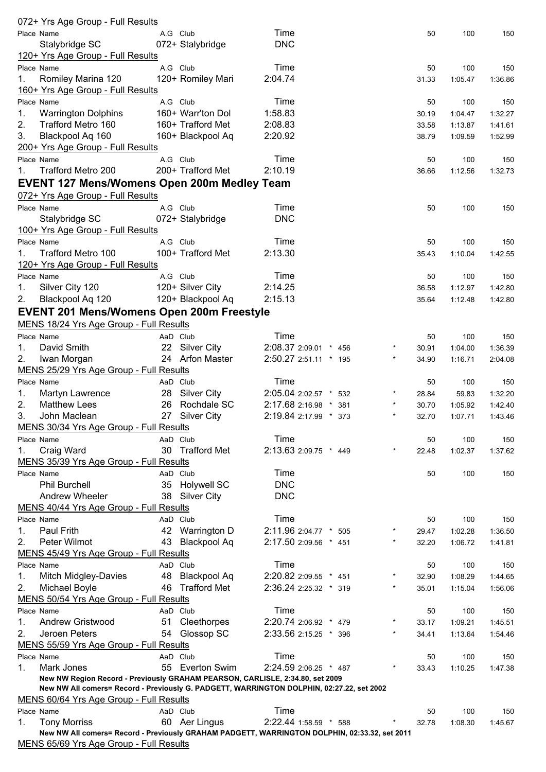072+ Yrs Age Group - Full Results

| Place | Name | A.G | Club | Time | 50 | 100 | 150 |
|---|---|---|---|---|---|---|---|
| | Stalybridge SC | 072+ | Stalybridge | DNC | | | |

120+ Yrs Age Group - Full Results

| Place | Name | A.G | Club | Time | 50 | 100 | 150 |
|---|---|---|---|---|---|---|---|
| 1. | Romiley Marina 120 | 120+ | Romiley Mari | 2:04.74 | 31.33 | 1:05.47 | 1:36.86 |

160+ Yrs Age Group - Full Results

| Place | Name | A.G | Club | Time | 50 | 100 | 150 |
|---|---|---|---|---|---|---|---|
| 1. | Warrington Dolphins | 160+ | Warr'ton Dol | 1:58.83 | 30.19 | 1:04.47 | 1:32.27 |
| 2. | Trafford Metro 160 | 160+ | Trafford Met | 2:08.83 | 33.58 | 1:13.87 | 1:41.61 |
| 3. | Blackpool Aq 160 | 160+ | Blackpool Aq | 2:20.92 | 38.79 | 1:09.59 | 1:52.99 |

200+ Yrs Age Group - Full Results

| Place | Name | A.G | Club | Time | 50 | 100 | 150 |
|---|---|---|---|---|---|---|---|
| 1. | Trafford Metro 200 | 200+ | Trafford Met | 2:10.19 | 36.66 | 1:12.56 | 1:32.73 |

## EVENT 127 Mens/Womens Open 200m Medley Team

072+ Yrs Age Group - Full Results

| Place | Name | A.G | Club | Time | 50 | 100 | 150 |
|---|---|---|---|---|---|---|---|
| | Stalybridge SC | 072+ | Stalybridge | DNC | | | |

100+ Yrs Age Group - Full Results

| Place | Name | A.G | Club | Time | 50 | 100 | 150 |
|---|---|---|---|---|---|---|---|
| 1. | Trafford Metro 100 | 100+ | Trafford Met | 2:13.30 | 35.43 | 1:10.04 | 1:42.55 |

120+ Yrs Age Group - Full Results

| Place | Name | A.G | Club | Time | 50 | 100 | 150 |
|---|---|---|---|---|---|---|---|
| 1. | Silver City 120 | 120+ | Silver City | 2:14.25 | 36.58 | 1:12.97 | 1:42.80 |
| 2. | Blackpool Aq 120 | 120+ | Blackpool Aq | 2:15.13 | 35.64 | 1:12.48 | 1:42.80 |

## EVENT 201 Mens/Womens Open 200m Freestyle

MENS 18/24 Yrs Age Group - Full Results

| Place | Name | AaD | Club | Time | | | | | 50 | 100 | 150 |
|---|---|---|---|---|---|---|---|---|---|---|---|
| 1. | David Smith | 22 | Silver City | 2:08.37 | 2:09.01 | * | 456 | * | 30.91 | 1:04.00 | 1:36.39 |
| 2. | Iwan Morgan | 24 | Arfon Master | 2:50.27 | 2:51.11 | * | 195 | * | 34.90 | 1:16.71 | 2:04.08 |

MENS 25/29 Yrs Age Group - Full Results

| Place | Name | AaD | Club | Time | | | | | 50 | 100 | 150 |
|---|---|---|---|---|---|---|---|---|---|---|---|
| 1. | Martyn Lawrence | 28 | Silver City | 2:05.04 | 2:02.57 | * | 532 | * | 28.84 | 59.83 | 1:32.20 |
| 2. | Matthew Lees | 26 | Rochdale SC | 2:17.68 | 2:16.98 | * | 381 | * | 30.70 | 1:05.92 | 1:42.40 |
| 3. | John Maclean | 27 | Silver City | 2:19.84 | 2:17.99 | * | 373 | * | 32.70 | 1:07.71 | 1:43.46 |

MENS 30/34 Yrs Age Group - Full Results

| Place | Name | AaD | Club | Time | | | | | 50 | 100 | 150 |
|---|---|---|---|---|---|---|---|---|---|---|---|
| 1. | Craig Ward | 30 | Trafford Met | 2:13.63 | 2:09.75 | * | 449 | * | 22.48 | 1:02.37 | 1:37.62 |

MENS 35/39 Yrs Age Group - Full Results

| Place | Name | AaD | Club | Time | 50 | 100 | 150 |
|---|---|---|---|---|---|---|---|
| | Phil Burchell | 35 | Holywell SC | DNC | | | |
| | Andrew Wheeler | 38 | Silver City | DNC | | | |

MENS 40/44 Yrs Age Group - Full Results

| Place | Name | AaD | Club | Time | | | | | 50 | 100 | 150 |
|---|---|---|---|---|---|---|---|---|---|---|---|
| 1. | Paul Frith | 42 | Warrington D | 2:11.96 | 2:04.77 | * | 505 | * | 29.47 | 1:02.28 | 1:36.50 |
| 2. | Peter Wilmot | 43 | Blackpool Aq | 2:17.50 | 2:09.56 | * | 451 | * | 32.20 | 1:06.72 | 1:41.81 |

MENS 45/49 Yrs Age Group - Full Results

| Place | Name | AaD | Club | Time | | | | | 50 | 100 | 150 |
|---|---|---|---|---|---|---|---|---|---|---|---|
| 1. | Mitch Midgley-Davies | 48 | Blackpool Aq | 2:20.82 | 2:09.55 | * | 451 | * | 32.90 | 1:08.29 | 1:44.65 |
| 2. | Michael Boyle | 46 | Trafford Met | 2:36.24 | 2:25.32 | * | 319 | * | 35.01 | 1:15.04 | 1:56.06 |

MENS 50/54 Yrs Age Group - Full Results

| Place | Name | AaD | Club | Time | | | | | 50 | 100 | 150 |
|---|---|---|---|---|---|---|---|---|---|---|---|
| 1. | Andrew Gristwood | 51 | Cleethorpes | 2:20.74 | 2:06.92 | * | 479 | * | 33.17 | 1:09.21 | 1:45.51 |
| 2. | Jeroen Peters | 54 | Glossop SC | 2:33.56 | 2:15.25 | * | 396 | * | 34.41 | 1:13.64 | 1:54.46 |

MENS 55/59 Yrs Age Group - Full Results

| Place | Name | AaD | Club | Time | | | | | 50 | 100 | 150 |
|---|---|---|---|---|---|---|---|---|---|---|---|
| 1. | Mark Jones | 55 | Everton Swim | 2:24.59 | 2:06.25 | * | 487 | * | 33.43 | 1:10.25 | 1:47.38 |

**New NW Region Record - Previously GRAHAM PEARSON, CARLISLE, 2:34.80, set 2009**
**New NW All comers= Record - Previously G. PADGETT, WARRINGTON DOLPHIN, 02:27.22, set 2002**

MENS 60/64 Yrs Age Group - Full Results

| Place | Name | AaD | Club | Time | | | | | 50 | 100 | 150 |
|---|---|---|---|---|---|---|---|---|---|---|---|
| 1. | Tony Morriss | 60 | Aer Lingus | 2:22.44 | 1:58.59 | * | 588 | * | 32.78 | 1:08.30 | 1:45.67 |

**New NW All comers= Record - Previously GRAHAM PADGETT, WARRINGTON DOLPHIN, 02:33.32, set 2011**

MENS 65/69 Yrs Age Group - Full Results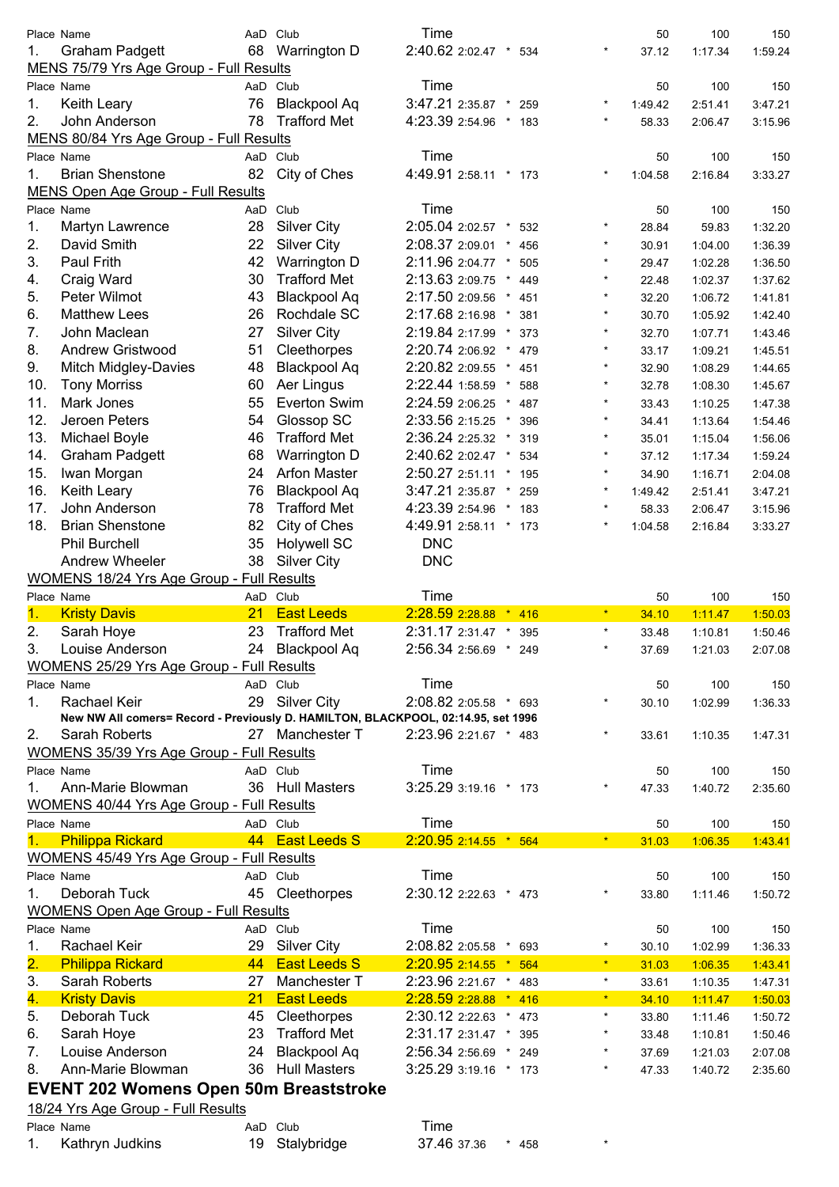| Place | Name | AaD | Club | Time | | | | | 50 | 100 | 150 |
|---|---|---|---|---|---|---|---|---|---|---|---|
| 1. | Graham Padgett | 68 | Warrington D | 2:40.62 | 2:02.47 | * | 534 | * | 37.12 | 1:17.34 | 1:59.24 |

MENS 75/79 Yrs Age Group - Full Results

| Place | Name | AaD | Club | Time | | | | | 50 | 100 | 150 |
|---|---|---|---|---|---|---|---|---|---|---|---|
| 1. | Keith Leary | 76 | Blackpool Aq | 3:47.21 | 2:35.87 | * | 259 | * | 1:49.42 | 2:51.41 | 3:47.21 |
| 2. | John Anderson | 78 | Trafford Met | 4:23.39 | 2:54.96 | * | 183 | * | 58.33 | 2:06.47 | 3:15.96 |

MENS 80/84 Yrs Age Group - Full Results

| Place | Name | AaD | Club | Time | | | | | 50 | 100 | 150 |
|---|---|---|---|---|---|---|---|---|---|---|---|
| 1. | Brian Shenstone | 82 | City of Ches | 4:49.91 | 2:58.11 | * | 173 | * | 1:04.58 | 2:16.84 | 3:33.27 |

MENS Open Age Group - Full Results

| Place | Name | AaD | Club | Time | | | | | 50 | 100 | 150 |
|---|---|---|---|---|---|---|---|---|---|---|---|
| 1. | Martyn Lawrence | 28 | Silver City | 2:05.04 | 2:02.57 | * | 532 | * | 28.84 | 59.83 | 1:32.20 |
| 2. | David Smith | 22 | Silver City | 2:08.37 | 2:09.01 | * | 456 | * | 30.91 | 1:04.00 | 1:36.39 |
| 3. | Paul Frith | 42 | Warrington D | 2:11.96 | 2:04.77 | * | 505 | * | 29.47 | 1:02.28 | 1:36.50 |
| 4. | Craig Ward | 30 | Trafford Met | 2:13.63 | 2:09.75 | * | 449 | * | 22.48 | 1:02.37 | 1:37.62 |
| 5. | Peter Wilmot | 43 | Blackpool Aq | 2:17.50 | 2:09.56 | * | 451 | * | 32.20 | 1:06.72 | 1:41.81 |
| 6. | Matthew Lees | 26 | Rochdale SC | 2:17.68 | 2:16.98 | * | 381 | * | 30.70 | 1:05.92 | 1:42.40 |
| 7. | John Maclean | 27 | Silver City | 2:19.84 | 2:17.99 | * | 373 | * | 32.70 | 1:07.71 | 1:43.46 |
| 8. | Andrew Gristwood | 51 | Cleethorpes | 2:20.74 | 2:06.92 | * | 479 | * | 33.17 | 1:09.21 | 1:45.51 |
| 9. | Mitch Midgley-Davies | 48 | Blackpool Aq | 2:20.82 | 2:09.55 | * | 451 | * | 32.90 | 1:08.29 | 1:44.65 |
| 10. | Tony Morriss | 60 | Aer Lingus | 2:22.44 | 1:58.59 | * | 588 | * | 32.78 | 1:08.30 | 1:45.67 |
| 11. | Mark Jones | 55 | Everton Swim | 2:24.59 | 2:06.25 | * | 487 | * | 33.43 | 1:10.25 | 1:47.38 |
| 12. | Jeroen Peters | 54 | Glossop SC | 2:33.56 | 2:15.25 | * | 396 | * | 34.41 | 1:13.64 | 1:54.46 |
| 13. | Michael Boyle | 46 | Trafford Met | 2:36.24 | 2:25.32 | * | 319 | * | 35.01 | 1:15.04 | 1:56.06 |
| 14. | Graham Padgett | 68 | Warrington D | 2:40.62 | 2:02.47 | * | 534 | * | 37.12 | 1:17.34 | 1:59.24 |
| 15. | Iwan Morgan | 24 | Arfon Master | 2:50.27 | 2:51.11 | * | 195 | * | 34.90 | 1:16.71 | 2:04.08 |
| 16. | Keith Leary | 76 | Blackpool Aq | 3:47.21 | 2:35.87 | * | 259 | * | 1:49.42 | 2:51.41 | 3:47.21 |
| 17. | John Anderson | 78 | Trafford Met | 4:23.39 | 2:54.96 | * | 183 | * | 58.33 | 2:06.47 | 3:15.96 |
| 18. | Brian Shenstone | 82 | City of Ches | 4:49.91 | 2:58.11 | * | 173 | * | 1:04.58 | 2:16.84 | 3:33.27 |
| | Phil Burchell | 35 | Holywell SC | DNC | | | | | | | |
| | Andrew Wheeler | 38 | Silver City | DNC | | | | | | | |

WOMENS 18/24 Yrs Age Group - Full Results

| Place | Name | AaD | Club | Time | | | | | 50 | 100 | 150 |
|---|---|---|---|---|---|---|---|---|---|---|---|
| 1. | Kristy Davis | 21 | East Leeds | 2:28.59 | 2:28.88 | * | 416 | * | 34.10 | 1:11.47 | 1:50.03 |
| 2. | Sarah Hoye | 23 | Trafford Met | 2:31.17 | 2:31.47 | * | 395 | * | 33.48 | 1:10.81 | 1:50.46 |
| 3. | Louise Anderson | 24 | Blackpool Aq | 2:56.34 | 2:56.69 | * | 249 | * | 37.69 | 1:21.03 | 2:07.08 |

WOMENS 25/29 Yrs Age Group - Full Results

| Place | Name | AaD | Club | Time | | | | | 50 | 100 | 150 |
|---|---|---|---|---|---|---|---|---|---|---|---|
| 1. | Rachael Keir | 29 | Silver City | 2:08.82 | 2:05.58 | * | 693 | * | 30.10 | 1:02.99 | 1:36.33 |
| | **New NW All comers= Record - Previously D. HAMILTON, BLACKPOOL, 02:14.95, set 1996** | | | | | | | | | | |
| 2. | Sarah Roberts | 27 | Manchester T | 2:23.96 | 2:21.67 | * | 483 | * | 33.61 | 1:10.35 | 1:47.31 |

WOMENS 35/39 Yrs Age Group - Full Results

| Place | Name | AaD | Club | Time | | | | | 50 | 100 | 150 |
|---|---|---|---|---|---|---|---|---|---|---|---|
| 1. | Ann-Marie Blowman | 36 | Hull Masters | 3:25.29 | 3:19.16 | * | 173 | * | 47.33 | 1:40.72 | 2:35.60 |

WOMENS 40/44 Yrs Age Group - Full Results

| Place | Name | AaD | Club | Time | | | | | 50 | 100 | 150 |
|---|---|---|---|---|---|---|---|---|---|---|---|
| 1. | Philippa Rickard | 44 | East Leeds S | 2:20.95 | 2:14.55 | * | 564 | * | 31.03 | 1:06.35 | 1:43.41 |

WOMENS 45/49 Yrs Age Group - Full Results

| Place | Name | AaD | Club | Time | | | | | 50 | 100 | 150 |
|---|---|---|---|---|---|---|---|---|---|---|---|
| 1. | Deborah Tuck | 45 | Cleethorpes | 2:30.12 | 2:22.63 | * | 473 | * | 33.80 | 1:11.46 | 1:50.72 |

WOMENS Open Age Group - Full Results

| Place | Name | AaD | Club | Time | | | | | 50 | 100 | 150 |
|---|---|---|---|---|---|---|---|---|---|---|---|
| 1. | Rachael Keir | 29 | Silver City | 2:08.82 | 2:05.58 | * | 693 | * | 30.10 | 1:02.99 | 1:36.33 |
| 2. | Philippa Rickard | 44 | East Leeds S | 2:20.95 | 2:14.55 | * | 564 | * | 31.03 | 1:06.35 | 1:43.41 |
| 3. | Sarah Roberts | 27 | Manchester T | 2:23.96 | 2:21.67 | * | 483 | * | 33.61 | 1:10.35 | 1:47.31 |
| 4. | Kristy Davis | 21 | East Leeds | 2:28.59 | 2:28.88 | * | 416 | * | 34.10 | 1:11.47 | 1:50.03 |
| 5. | Deborah Tuck | 45 | Cleethorpes | 2:30.12 | 2:22.63 | * | 473 | * | 33.80 | 1:11.46 | 1:50.72 |
| 6. | Sarah Hoye | 23 | Trafford Met | 2:31.17 | 2:31.47 | * | 395 | * | 33.48 | 1:10.81 | 1:50.46 |
| 7. | Louise Anderson | 24 | Blackpool Aq | 2:56.34 | 2:56.69 | * | 249 | * | 37.69 | 1:21.03 | 2:07.08 |
| 8. | Ann-Marie Blowman | 36 | Hull Masters | 3:25.29 | 3:19.16 | * | 173 | * | 47.33 | 1:40.72 | 2:35.60 |

## EVENT 202 Womens Open 50m Breaststroke

18/24 Yrs Age Group - Full Results

| Place | Name | AaD | Club | Time | | | | |
|---|---|---|---|---|---|---|---|---|
| 1. | Kathryn Judkins | 19 | Stalybridge | 37.46 | 37.36 | * | 458 | * |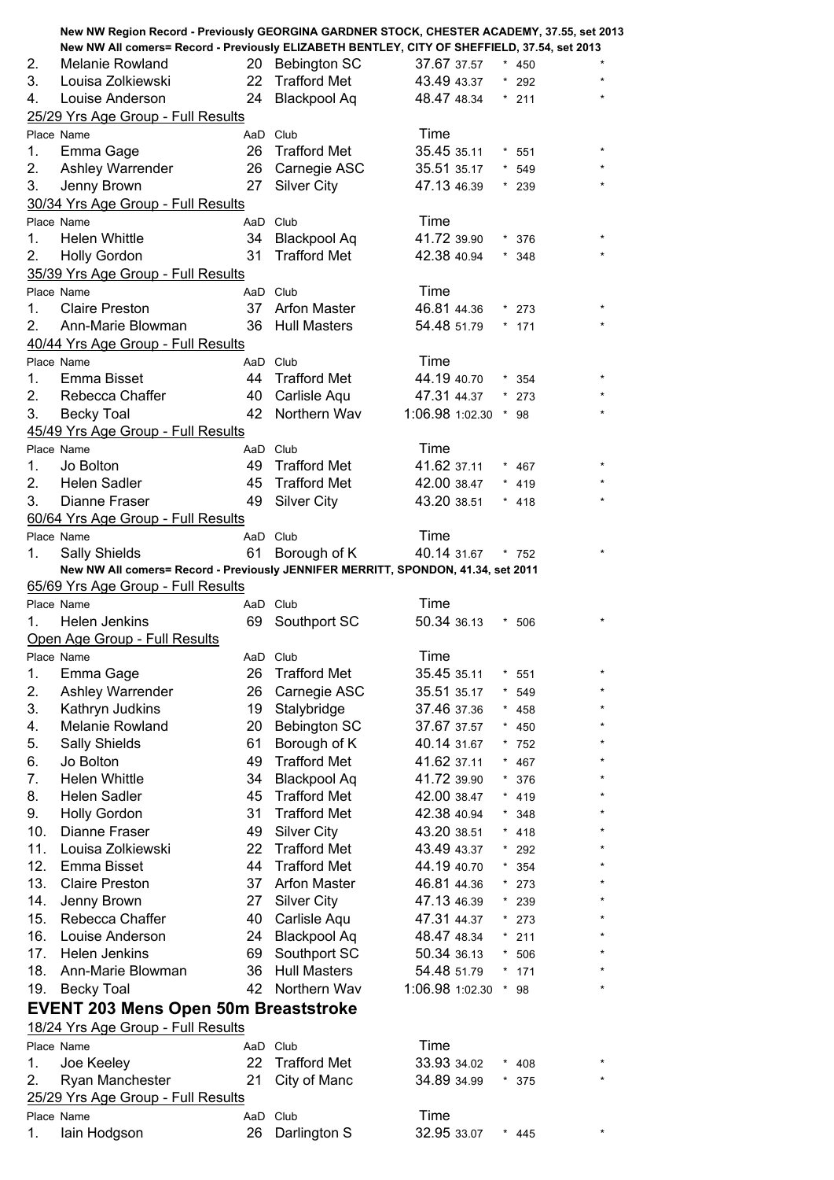**New NW Region Record - Previously GEORGINA GARDNER STOCK, CHESTER ACADEMY, 37.55, set 2013**

**New NW All comers= Record - Previously ELIZABETH BENTLEY, CITY OF SHEFFIELD, 37.54, set 2013**

| Place | Name | AaD | Club | Time | | | | |
|---|---|---|---|---|---|---|---|---|
| 2. | Melanie Rowland | 20 | Bebington SC | 37.67 | 37.57 | * | 450 | * |
| 3. | Louisa Zolkiewski | 22 | Trafford Met | 43.49 | 43.37 | * | 292 | * |
| 4. | Louise Anderson | 24 | Blackpool Aq | 48.47 | 48.34 | * | 211 | * |

25/29 Yrs Age Group - Full Results

| Place | Name | AaD | Club | Time | | | | |
|---|---|---|---|---|---|---|---|---|
| 1. | Emma Gage | 26 | Trafford Met | 35.45 | 35.11 | * | 551 | * |
| 2. | Ashley Warrender | 26 | Carnegie ASC | 35.51 | 35.17 | * | 549 | * |
| 3. | Jenny Brown | 27 | Silver City | 47.13 | 46.39 | * | 239 | * |

30/34 Yrs Age Group - Full Results

| Place | Name | AaD | Club | Time | | | | |
|---|---|---|---|---|---|---|---|---|
| 1. | Helen Whittle | 34 | Blackpool Aq | 41.72 | 39.90 | * | 376 | * |
| 2. | Holly Gordon | 31 | Trafford Met | 42.38 | 40.94 | * | 348 | * |

35/39 Yrs Age Group - Full Results

| Place | Name | AaD | Club | Time | | | | |
|---|---|---|---|---|---|---|---|---|
| 1. | Claire Preston | 37 | Arfon Master | 46.81 | 44.36 | * | 273 | * |
| 2. | Ann-Marie Blowman | 36 | Hull Masters | 54.48 | 51.79 | * | 171 | * |

40/44 Yrs Age Group - Full Results

| Place | Name | AaD | Club | Time | | | | |
|---|---|---|---|---|---|---|---|---|
| 1. | Emma Bisset | 44 | Trafford Met | 44.19 | 40.70 | * | 354 | * |
| 2. | Rebecca Chaffer | 40 | Carlisle Aqu | 47.31 | 44.37 | * | 273 | * |
| 3. | Becky Toal | 42 | Northern Wav | 1:06.98 | 1:02.30 | * | 98 | * |

45/49 Yrs Age Group - Full Results

| Place | Name | AaD | Club | Time | | | | |
|---|---|---|---|---|---|---|---|---|
| 1. | Jo Bolton | 49 | Trafford Met | 41.62 | 37.11 | * | 467 | * |
| 2. | Helen Sadler | 45 | Trafford Met | 42.00 | 38.47 | * | 419 | * |
| 3. | Dianne Fraser | 49 | Silver City | 43.20 | 38.51 | * | 418 | * |

60/64 Yrs Age Group - Full Results

| Place | Name | AaD | Club | Time | | | | |
|---|---|---|---|---|---|---|---|---|
| 1. | Sally Shields | 61 | Borough of K | 40.14 | 31.67 | * | 752 | * |

**New NW All comers= Record - Previously JENNIFER MERRITT, SPONDON, 41.34, set 2011**

65/69 Yrs Age Group - Full Results

| Place | Name | AaD | Club | Time | | | | |
|---|---|---|---|---|---|---|---|---|
| 1. | Helen Jenkins | 69 | Southport SC | 50.34 | 36.13 | * | 506 | * |

Open Age Group - Full Results

| Place | Name | AaD | Club | Time | | | | |
|---|---|---|---|---|---|---|---|---|
| 1. | Emma Gage | 26 | Trafford Met | 35.45 | 35.11 | * | 551 | * |
| 2. | Ashley Warrender | 26 | Carnegie ASC | 35.51 | 35.17 | * | 549 | * |
| 3. | Kathryn Judkins | 19 | Stalybridge | 37.46 | 37.36 | * | 458 | * |
| 4. | Melanie Rowland | 20 | Bebington SC | 37.67 | 37.57 | * | 450 | * |
| 5. | Sally Shields | 61 | Borough of K | 40.14 | 31.67 | * | 752 | * |
| 6. | Jo Bolton | 49 | Trafford Met | 41.62 | 37.11 | * | 467 | * |
| 7. | Helen Whittle | 34 | Blackpool Aq | 41.72 | 39.90 | * | 376 | * |
| 8. | Helen Sadler | 45 | Trafford Met | 42.00 | 38.47 | * | 419 | * |
| 9. | Holly Gordon | 31 | Trafford Met | 42.38 | 40.94 | * | 348 | * |
| 10. | Dianne Fraser | 49 | Silver City | 43.20 | 38.51 | * | 418 | * |
| 11. | Louisa Zolkiewski | 22 | Trafford Met | 43.49 | 43.37 | * | 292 | * |
| 12. | Emma Bisset | 44 | Trafford Met | 44.19 | 40.70 | * | 354 | * |
| 13. | Claire Preston | 37 | Arfon Master | 46.81 | 44.36 | * | 273 | * |
| 14. | Jenny Brown | 27 | Silver City | 47.13 | 46.39 | * | 239 | * |
| 15. | Rebecca Chaffer | 40 | Carlisle Aqu | 47.31 | 44.37 | * | 273 | * |
| 16. | Louise Anderson | 24 | Blackpool Aq | 48.47 | 48.34 | * | 211 | * |
| 17. | Helen Jenkins | 69 | Southport SC | 50.34 | 36.13 | * | 506 | * |
| 18. | Ann-Marie Blowman | 36 | Hull Masters | 54.48 | 51.79 | * | 171 | * |
| 19. | Becky Toal | 42 | Northern Wav | 1:06.98 | 1:02.30 | * | 98 | * |

## EVENT 203 Mens Open 50m Breaststroke

18/24 Yrs Age Group - Full Results

| Place | Name | AaD | Club | Time | | | | |
|---|---|---|---|---|---|---|---|---|
| 1. | Joe Keeley | 22 | Trafford Met | 33.93 | 34.02 | * | 408 | * |
| 2. | Ryan Manchester | 21 | City of Manc | 34.89 | 34.99 | * | 375 | * |

25/29 Yrs Age Group - Full Results

| Place | Name | AaD | Club | Time | | | | |
|---|---|---|---|---|---|---|---|---|
| 1. | Iain Hodgson | 26 | Darlington S | 32.95 | 33.07 | * | 445 | * |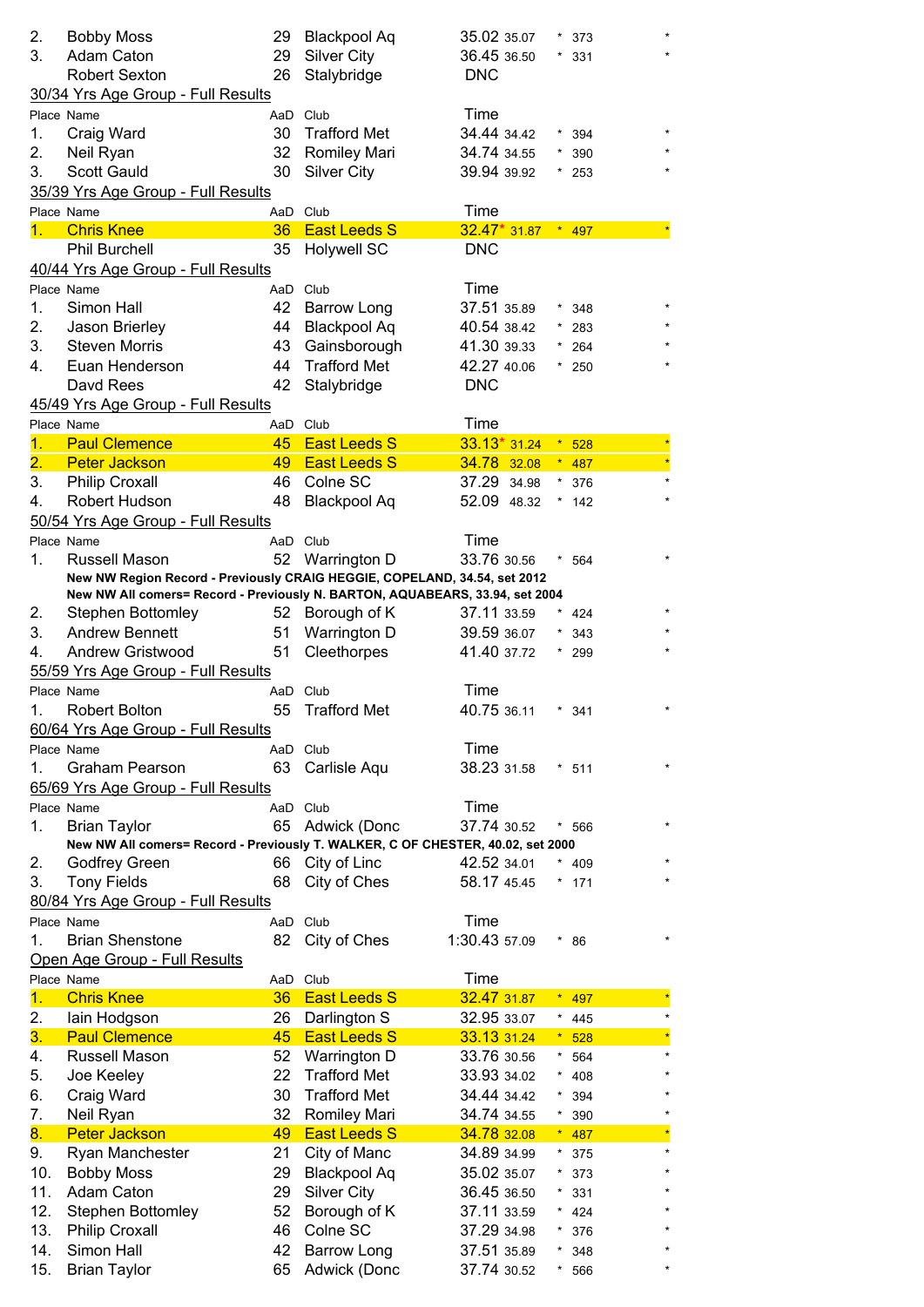| Place | Name | AaD | Club | Time | | | | |
|---|---|---|---|---|---|---|---|---|
| 2. | Bobby Moss | 29 | Blackpool Aq | 35.02 | 35.07 | * | 373 | * |
| 3. | Adam Caton | 29 | Silver City | 36.45 | 36.50 | * | 331 | * |
| | Robert Sexton | 26 | Stalybridge | DNC | | | | |

30/34 Yrs Age Group - Full Results

| Place | Name | AaD | Club | Time | | | | |
|---|---|---|---|---|---|---|---|---|
| 1. | Craig Ward | 30 | Trafford Met | 34.44 | 34.42 | * | 394 | * |
| 2. | Neil Ryan | 32 | Romiley Mari | 34.74 | 34.55 | * | 390 | * |
| 3. | Scott Gauld | 30 | Silver City | 39.94 | 39.92 | * | 253 | * |

35/39 Yrs Age Group - Full Results

| Place | Name | AaD | Club | Time | | | | |
|---|---|---|---|---|---|---|---|---|
| 1. | Chris Knee | 36 | East Leeds S | 32.47* | 31.87 | * | 497 | * |
| | Phil Burchell | 35 | Holywell SC | DNC | | | | |

40/44 Yrs Age Group - Full Results

| Place | Name | AaD | Club | Time | | | | |
|---|---|---|---|---|---|---|---|---|
| 1. | Simon Hall | 42 | Barrow Long | 37.51 | 35.89 | * | 348 | * |
| 2. | Jason Brierley | 44 | Blackpool Aq | 40.54 | 38.42 | * | 283 | * |
| 3. | Steven Morris | 43 | Gainsborough | 41.30 | 39.33 | * | 264 | * |
| 4. | Euan Henderson | 44 | Trafford Met | 42.27 | 40.06 | * | 250 | * |
| | Davd Rees | 42 | Stalybridge | DNC | | | | |

45/49 Yrs Age Group - Full Results

| Place | Name | AaD | Club | Time | | | | |
|---|---|---|---|---|---|---|---|---|
| 1. | Paul Clemence | 45 | East Leeds S | 33.13* | 31.24 | * | 528 | * |
| 2. | Peter Jackson | 49 | East Leeds S | 34.78 | 32.08 | * | 487 | * |
| 3. | Philip Croxall | 46 | Colne SC | 37.29 | 34.98 | * | 376 | * |
| 4. | Robert Hudson | 48 | Blackpool Aq | 52.09 | 48.32 | * | 142 | * |

50/54 Yrs Age Group - Full Results

| Place | Name | AaD | Club | Time | | | | |
|---|---|---|---|---|---|---|---|---|
| 1. | Russell Mason | 52 | Warrington D | 33.76 | 30.56 | * | 564 | * |

**New NW Region Record - Previously CRAIG HEGGIE, COPELAND, 34.54, set 2012**
**New NW All comers= Record - Previously N. BARTON, AQUABEARS, 33.94, set 2004**

| Place | Name | AaD | Club | Time | | | | |
|---|---|---|---|---|---|---|---|---|
| 2. | Stephen Bottomley | 52 | Borough of K | 37.11 | 33.59 | * | 424 | * |
| 3. | Andrew Bennett | 51 | Warrington D | 39.59 | 36.07 | * | 343 | * |
| 4. | Andrew Gristwood | 51 | Cleethorpes | 41.40 | 37.72 | * | 299 | * |

55/59 Yrs Age Group - Full Results

| Place | Name | AaD | Club | Time | | | | |
|---|---|---|---|---|---|---|---|---|
| 1. | Robert Bolton | 55 | Trafford Met | 40.75 | 36.11 | * | 341 | * |

60/64 Yrs Age Group - Full Results

| Place | Name | AaD | Club | Time | | | | |
|---|---|---|---|---|---|---|---|---|
| 1. | Graham Pearson | 63 | Carlisle Aqu | 38.23 | 31.58 | * | 511 | * |

65/69 Yrs Age Group - Full Results

| Place | Name | AaD | Club | Time | | | | |
|---|---|---|---|---|---|---|---|---|
| 1. | Brian Taylor | 65 | Adwick (Donc | 37.74 | 30.52 | * | 566 | * |

**New NW All comers= Record - Previously T. WALKER, C OF CHESTER, 40.02, set 2000**

| Place | Name | AaD | Club | Time | | | | |
|---|---|---|---|---|---|---|---|---|
| 2. | Godfrey Green | 66 | City of Linc | 42.52 | 34.01 | * | 409 | * |
| 3. | Tony Fields | 68 | City of Ches | 58.17 | 45.45 | * | 171 | * |

80/84 Yrs Age Group - Full Results

| Place | Name | AaD | Club | Time | | | | |
|---|---|---|---|---|---|---|---|---|
| 1. | Brian Shenstone | 82 | City of Ches | 1:30.43 | 57.09 | * | 86 | * |

Open Age Group - Full Results

| Place | Name | AaD | Club | Time | | | | |
|---|---|---|---|---|---|---|---|---|
| 1. | Chris Knee | 36 | East Leeds S | 32.47 | 31.87 | * | 497 | * |
| 2. | Iain Hodgson | 26 | Darlington S | 32.95 | 33.07 | * | 445 | * |
| 3. | Paul Clemence | 45 | East Leeds S | 33.13 | 31.24 | * | 528 | * |
| 4. | Russell Mason | 52 | Warrington D | 33.76 | 30.56 | * | 564 | * |
| 5. | Joe Keeley | 22 | Trafford Met | 33.93 | 34.02 | * | 408 | * |
| 6. | Craig Ward | 30 | Trafford Met | 34.44 | 34.42 | * | 394 | * |
| 7. | Neil Ryan | 32 | Romiley Mari | 34.74 | 34.55 | * | 390 | * |
| 8. | Peter Jackson | 49 | East Leeds S | 34.78 | 32.08 | * | 487 | * |
| 9. | Ryan Manchester | 21 | City of Manc | 34.89 | 34.99 | * | 375 | * |
| 10. | Bobby Moss | 29 | Blackpool Aq | 35.02 | 35.07 | * | 373 | * |
| 11. | Adam Caton | 29 | Silver City | 36.45 | 36.50 | * | 331 | * |
| 12. | Stephen Bottomley | 52 | Borough of K | 37.11 | 33.59 | * | 424 | * |
| 13. | Philip Croxall | 46 | Colne SC | 37.29 | 34.98 | * | 376 | * |
| 14. | Simon Hall | 42 | Barrow Long | 37.51 | 35.89 | * | 348 | * |
| 15. | Brian Taylor | 65 | Adwick (Donc | 37.74 | 30.52 | * | 566 | * |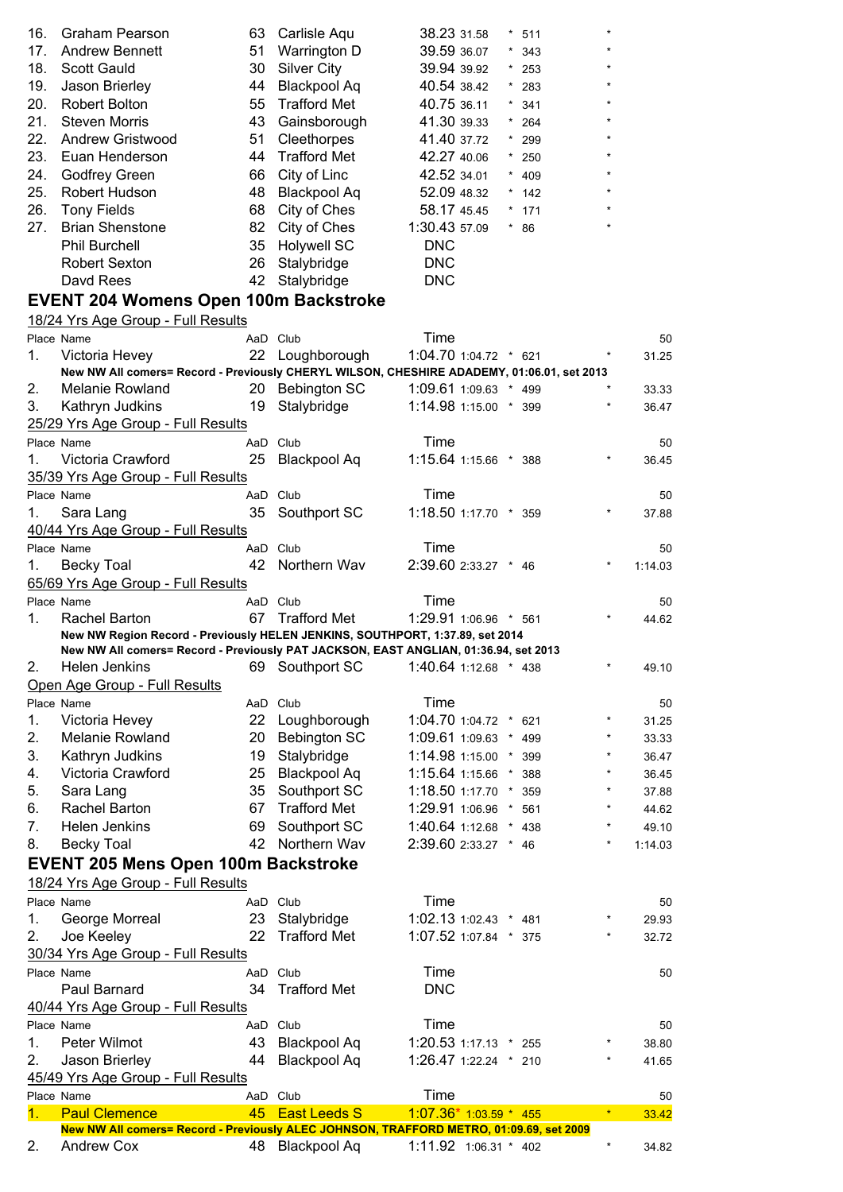| Place | Name | AaD | Club | Time | | | | | 50 |
|---|---|---|---|---|---|---|---|---|---|
| 16. | Graham Pearson | 63 | Carlisle Aqu | 38.23 | 31.58 | * | 511 | * | |
| 17. | Andrew Bennett | 51 | Warrington D | 39.59 | 36.07 | * | 343 | * | |
| 18. | Scott Gauld | 30 | Silver City | 39.94 | 39.92 | * | 253 | * | |
| 19. | Jason Brierley | 44 | Blackpool Aq | 40.54 | 38.42 | * | 283 | * | |
| 20. | Robert Bolton | 55 | Trafford Met | 40.75 | 36.11 | * | 341 | * | |
| 21. | Steven Morris | 43 | Gainsborough | 41.30 | 39.33 | * | 264 | * | |
| 22. | Andrew Gristwood | 51 | Cleethorpes | 41.40 | 37.72 | * | 299 | * | |
| 23. | Euan Henderson | 44 | Trafford Met | 42.27 | 40.06 | * | 250 | * | |
| 24. | Godfrey Green | 66 | City of Linc | 42.52 | 34.01 | * | 409 | * | |
| 25. | Robert Hudson | 48 | Blackpool Aq | 52.09 | 48.32 | * | 142 | * | |
| 26. | Tony Fields | 68 | City of Ches | 58.17 | 45.45 | * | 171 | * | |
| 27. | Brian Shenstone | 82 | City of Ches | 1:30.43 | 57.09 | * | 86 | * | |
| | Phil Burchell | 35 | Holywell SC | DNC | | | | | |
| | Robert Sexton | 26 | Stalybridge | DNC | | | | | |
| | Davd Rees | 42 | Stalybridge | DNC | | | | | |

## EVENT 204 Womens Open 100m Backstroke

### 18/24 Yrs Age Group - Full Results

| Place | Name | AaD | Club | Time | | | | | 50 |
|---|---|---|---|---|---|---|---|---|---|
| 1. | Victoria Hevey | 22 | Loughborough | 1:04.70 | 1:04.72 | * | 621 | * | 31.25 |

New NW All comers= Record - Previously CHERYL WILSON, CHESHIRE ADADEMY, 01:06.01, set 2013

| Place | Name | AaD | Club | Time | | | | | 50 |
|---|---|---|---|---|---|---|---|---|---|
| 2. | Melanie Rowland | 20 | Bebington SC | 1:09.61 | 1:09.63 | * | 499 | * | 33.33 |
| 3. | Kathryn Judkins | 19 | Stalybridge | 1:14.98 | 1:15.00 | * | 399 | * | 36.47 |

### 25/29 Yrs Age Group - Full Results

| Place | Name | AaD | Club | Time | | | | | 50 |
|---|---|---|---|---|---|---|---|---|---|
| 1. | Victoria Crawford | 25 | Blackpool Aq | 1:15.64 | 1:15.66 | * | 388 | * | 36.45 |

### 35/39 Yrs Age Group - Full Results

| Place | Name | AaD | Club | Time | | | | | 50 |
|---|---|---|---|---|---|---|---|---|---|
| 1. | Sara Lang | 35 | Southport SC | 1:18.50 | 1:17.70 | * | 359 | * | 37.88 |

### 40/44 Yrs Age Group - Full Results

| Place | Name | AaD | Club | Time | | | | | 50 |
|---|---|---|---|---|---|---|---|---|---|
| 1. | Becky Toal | 42 | Northern Wav | 2:39.60 | 2:33.27 | * | 46 | * | 1:14.03 |

### 65/69 Yrs Age Group - Full Results

| Place | Name | AaD | Club | Time | | | | | 50 |
|---|---|---|---|---|---|---|---|---|---|
| 1. | Rachel Barton | 67 | Trafford Met | 1:29.91 | 1:06.96 | * | 561 | * | 44.62 |

New NW Region Record - Previously HELEN JENKINS, SOUTHPORT, 1:37.89, set 2014
New NW All comers= Record - Previously PAT JACKSON, EAST ANGLIAN, 01:36.94, set 2013

| Place | Name | AaD | Club | Time | | | | | 50 |
|---|---|---|---|---|---|---|---|---|---|
| 2. | Helen Jenkins | 69 | Southport SC | 1:40.64 | 1:12.68 | * | 438 | * | 49.10 |

### Open Age Group - Full Results

| Place | Name | AaD | Club | Time | | | | | 50 |
|---|---|---|---|---|---|---|---|---|---|
| 1. | Victoria Hevey | 22 | Loughborough | 1:04.70 | 1:04.72 | * | 621 | * | 31.25 |
| 2. | Melanie Rowland | 20 | Bebington SC | 1:09.61 | 1:09.63 | * | 499 | * | 33.33 |
| 3. | Kathryn Judkins | 19 | Stalybridge | 1:14.98 | 1:15.00 | * | 399 | * | 36.47 |
| 4. | Victoria Crawford | 25 | Blackpool Aq | 1:15.64 | 1:15.66 | * | 388 | * | 36.45 |
| 5. | Sara Lang | 35 | Southport SC | 1:18.50 | 1:17.70 | * | 359 | * | 37.88 |
| 6. | Rachel Barton | 67 | Trafford Met | 1:29.91 | 1:06.96 | * | 561 | * | 44.62 |
| 7. | Helen Jenkins | 69 | Southport SC | 1:40.64 | 1:12.68 | * | 438 | * | 49.10 |
| 8. | Becky Toal | 42 | Northern Wav | 2:39.60 | 2:33.27 | * | 46 | * | 1:14.03 |

## EVENT 205 Mens Open 100m Backstroke

### 18/24 Yrs Age Group - Full Results

| Place | Name | AaD | Club | Time | | | | | 50 |
|---|---|---|---|---|---|---|---|---|---|
| 1. | George Morreal | 23 | Stalybridge | 1:02.13 | 1:02.43 | * | 481 | * | 29.93 |
| 2. | Joe Keeley | 22 | Trafford Met | 1:07.52 | 1:07.84 | * | 375 | * | 32.72 |

### 30/34 Yrs Age Group - Full Results

| Place | Name | AaD | Club | Time | | | | | 50 |
|---|---|---|---|---|---|---|---|---|---|
| | Paul Barnard | 34 | Trafford Met | DNC | | | | | |

### 40/44 Yrs Age Group - Full Results

| Place | Name | AaD | Club | Time | | | | | 50 |
|---|---|---|---|---|---|---|---|---|---|
| 1. | Peter Wilmot | 43 | Blackpool Aq | 1:20.53 | 1:17.13 | * | 255 | * | 38.80 |
| 2. | Jason Brierley | 44 | Blackpool Aq | 1:26.47 | 1:22.24 | * | 210 | * | 41.65 |

### 45/49 Yrs Age Group - Full Results

| Place | Name | AaD | Club | Time | | | | | 50 |
|---|---|---|---|---|---|---|---|---|---|
| 1. | Paul Clemence | 45 | East Leeds S | 1:07.36* | 1:03.59 | * | 455 | * | 33.42 |

New NW All comers= Record - Previously ALEC JOHNSON, TRAFFORD METRO, 01:09.69, set 2009

| Place | Name | AaD | Club | Time | | | | | 50 |
|---|---|---|---|---|---|---|---|---|---|
| 2. | Andrew Cox | 48 | Blackpool Aq | 1:11.92 | 1:06.31 | * | 402 | * | 34.82 |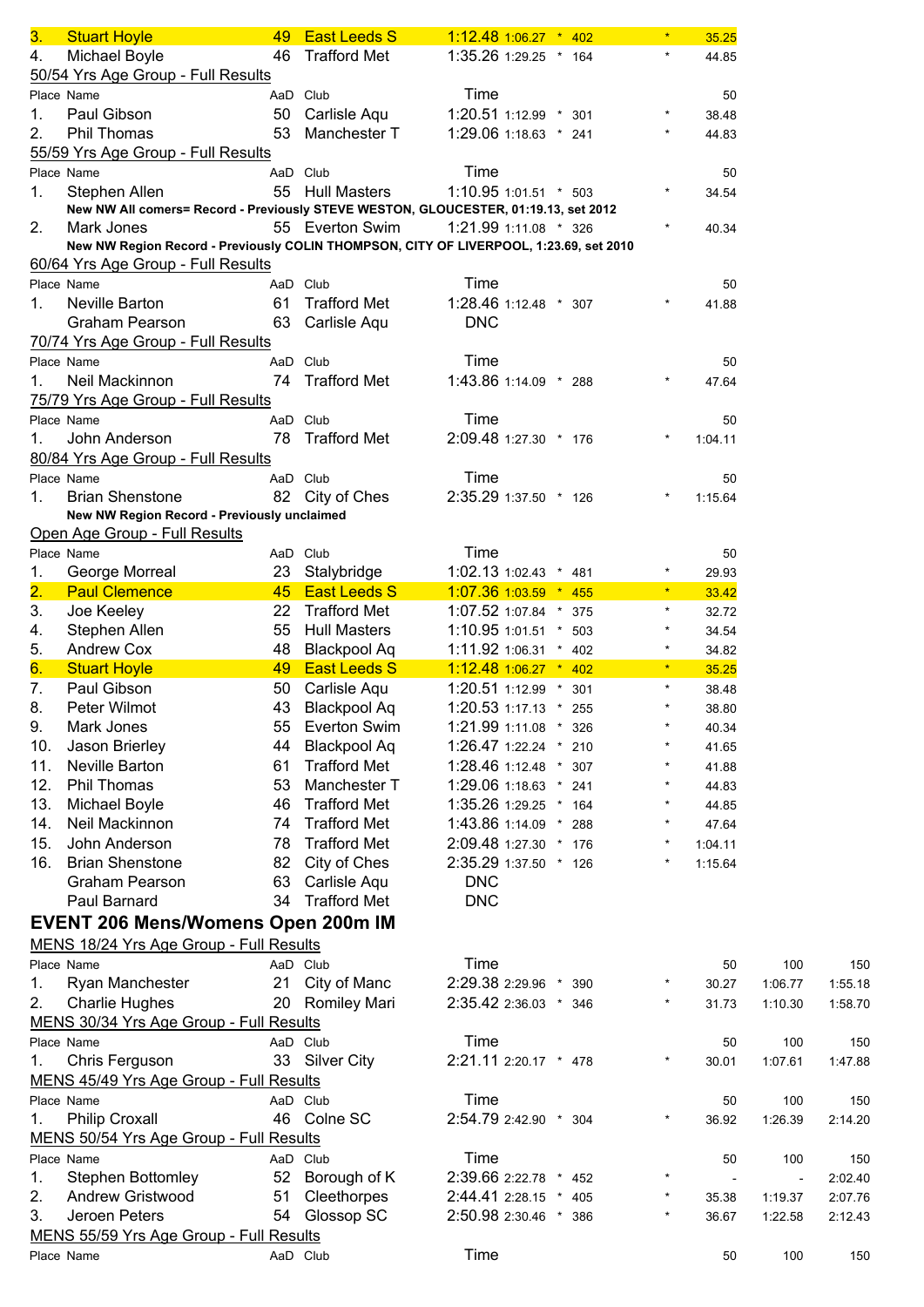| Place | Name | AaD | Club | Time | | | | | 50 |
|---|---|---|---|---|---|---|---|---|---|
| 3. | Stuart Hoyle | 49 | East Leeds S | 1:12.48 | 1:06.27 | * | 402 | * | 35.25 |
| 4. | Michael Boyle | 46 | Trafford Met | 1:35.26 | 1:29.25 | * | 164 | * | 44.85 |

50/54 Yrs Age Group - Full Results

| Place | Name | AaD | Club | Time | | | | | 50 |
|---|---|---|---|---|---|---|---|---|---|
| 1. | Paul Gibson | 50 | Carlisle Aqu | 1:20.51 | 1:12.99 | * | 301 | * | 38.48 |
| 2. | Phil Thomas | 53 | Manchester T | 1:29.06 | 1:18.63 | * | 241 | * | 44.83 |

55/59 Yrs Age Group - Full Results

| Place | Name | AaD | Club | Time | | | | | 50 |
|---|---|---|---|---|---|---|---|---|---|
| 1. | Stephen Allen | 55 | Hull Masters | 1:10.95 | 1:01.51 | * | 503 | * | 34.54 |
| | **New NW All comers= Record - Previously STEVE WESTON, GLOUCESTER, 01:19.13, set 2012** | | | | | | | | |
| 2. | Mark Jones | 55 | Everton Swim | 1:21.99 | 1:11.08 | * | 326 | * | 40.34 |
| | **New NW Region Record - Previously COLIN THOMPSON, CITY OF LIVERPOOL, 1:23.69, set 2010** | | | | | | | | |

60/64 Yrs Age Group - Full Results

| Place | Name | AaD | Club | Time | | | | | 50 |
|---|---|---|---|---|---|---|---|---|---|
| 1. | Neville Barton | 61 | Trafford Met | 1:28.46 | 1:12.48 | * | 307 | * | 41.88 |
| | Graham Pearson | 63 | Carlisle Aqu | DNC | | | | | |

70/74 Yrs Age Group - Full Results

| Place | Name | AaD | Club | Time | | | | | 50 |
|---|---|---|---|---|---|---|---|---|---|
| 1. | Neil Mackinnon | 74 | Trafford Met | 1:43.86 | 1:14.09 | * | 288 | * | 47.64 |

75/79 Yrs Age Group - Full Results

| Place | Name | AaD | Club | Time | | | | | 50 |
|---|---|---|---|---|---|---|---|---|---|
| 1. | John Anderson | 78 | Trafford Met | 2:09.48 | 1:27.30 | * | 176 | * | 1:04.11 |

80/84 Yrs Age Group - Full Results

| Place | Name | AaD | Club | Time | | | | | 50 |
|---|---|---|---|---|---|---|---|---|---|
| 1. | Brian Shenstone | 82 | City of Ches | 2:35.29 | 1:37.50 | * | 126 | * | 1:15.64 |
| | **New NW Region Record - Previously unclaimed** | | | | | | | | |

Open Age Group - Full Results

| Place | Name | AaD | Club | Time | | | | | 50 |
|---|---|---|---|---|---|---|---|---|---|
| 1. | George Morreal | 23 | Stalybridge | 1:02.13 | 1:02.43 | * | 481 | * | 29.93 |
| 2. | Paul Clemence | 45 | East Leeds S | 1:07.36 | 1:03.59 | * | 455 | * | 33.42 |
| 3. | Joe Keeley | 22 | Trafford Met | 1:07.52 | 1:07.84 | * | 375 | * | 32.72 |
| 4. | Stephen Allen | 55 | Hull Masters | 1:10.95 | 1:01.51 | * | 503 | * | 34.54 |
| 5. | Andrew Cox | 48 | Blackpool Aq | 1:11.92 | 1:06.31 | * | 402 | * | 34.82 |
| 6. | Stuart Hoyle | 49 | East Leeds S | 1:12.48 | 1:06.27 | * | 402 | * | 35.25 |
| 7. | Paul Gibson | 50 | Carlisle Aqu | 1:20.51 | 1:12.99 | * | 301 | * | 38.48 |
| 8. | Peter Wilmot | 43 | Blackpool Aq | 1:20.53 | 1:17.13 | * | 255 | * | 38.80 |
| 9. | Mark Jones | 55 | Everton Swim | 1:21.99 | 1:11.08 | * | 326 | * | 40.34 |
| 10. | Jason Brierley | 44 | Blackpool Aq | 1:26.47 | 1:22.24 | * | 210 | * | 41.65 |
| 11. | Neville Barton | 61 | Trafford Met | 1:28.46 | 1:12.48 | * | 307 | * | 41.88 |
| 12. | Phil Thomas | 53 | Manchester T | 1:29.06 | 1:18.63 | * | 241 | * | 44.83 |
| 13. | Michael Boyle | 46 | Trafford Met | 1:35.26 | 1:29.25 | * | 164 | * | 44.85 |
| 14. | Neil Mackinnon | 74 | Trafford Met | 1:43.86 | 1:14.09 | * | 288 | * | 47.64 |
| 15. | John Anderson | 78 | Trafford Met | 2:09.48 | 1:27.30 | * | 176 | * | 1:04.11 |
| 16. | Brian Shenstone | 82 | City of Ches | 2:35.29 | 1:37.50 | * | 126 | * | 1:15.64 |
| | Graham Pearson | 63 | Carlisle Aqu | DNC | | | | | |
| | Paul Barnard | 34 | Trafford Met | DNC | | | | | |

## EVENT 206 Mens/Womens Open 200m IM

MENS 18/24 Yrs Age Group - Full Results

| Place | Name | AaD | Club | Time | | | | | 50 | 100 | 150 |
|---|---|---|---|---|---|---|---|---|---|---|---|
| 1. | Ryan Manchester | 21 | City of Manc | 2:29.38 | 2:29.96 | * | 390 | * | 30.27 | 1:06.77 | 1:55.18 |
| 2. | Charlie Hughes | 20 | Romiley Mari | 2:35.42 | 2:36.03 | * | 346 | * | 31.73 | 1:10.30 | 1:58.70 |

MENS 30/34 Yrs Age Group - Full Results

| Place | Name | AaD | Club | Time | | | | | 50 | 100 | 150 |
|---|---|---|---|---|---|---|---|---|---|---|---|
| 1. | Chris Ferguson | 33 | Silver City | 2:21.11 | 2:20.17 | * | 478 | * | 30.01 | 1:07.61 | 1:47.88 |

MENS 45/49 Yrs Age Group - Full Results

| Place | Name | AaD | Club | Time | | | | | 50 | 100 | 150 |
|---|---|---|---|---|---|---|---|---|---|---|---|
| 1. | Philip Croxall | 46 | Colne SC | 2:54.79 | 2:42.90 | * | 304 | * | 36.92 | 1:26.39 | 2:14.20 |

MENS 50/54 Yrs Age Group - Full Results

| Place | Name | AaD | Club | Time | | | | | 50 | 100 | 150 |
|---|---|---|---|---|---|---|---|---|---|---|---|
| 1. | Stephen Bottomley | 52 | Borough of K | 2:39.66 | 2:22.78 | * | 452 | * | - | - | 2:02.40 |
| 2. | Andrew Gristwood | 51 | Cleethorpes | 2:44.41 | 2:28.15 | * | 405 | * | 35.38 | 1:19.37 | 2:07.76 |
| 3. | Jeroen Peters | 54 | Glossop SC | 2:50.98 | 2:30.46 | * | 386 | * | 36.67 | 1:22.58 | 2:12.43 |

MENS 55/59 Yrs Age Group - Full Results

| Place | Name | AaD | Club | Time | | | | | 50 | 100 | 150 |
|---|---|---|---|---|---|---|---|---|---|---|---|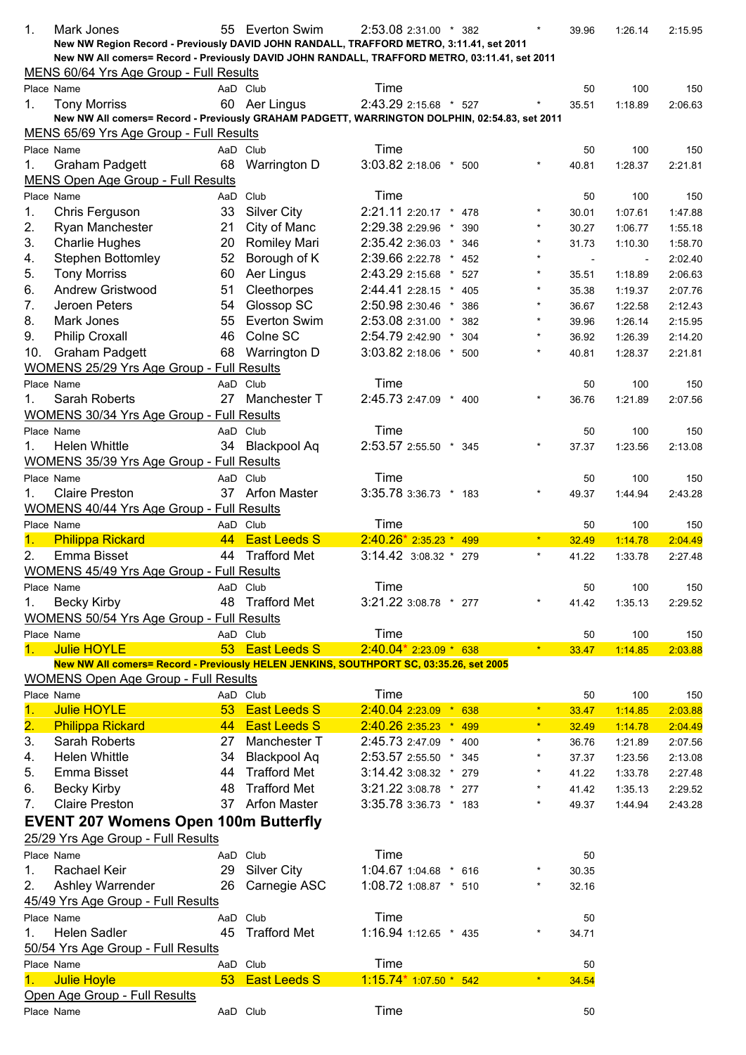| Place | Name | AaD | Club | Time | | | | | 50 | 100 | 150 |
|---|---|---|---|---|---|---|---|---|---|---|---|
| 1. | Mark Jones | 55 | Everton Swim | 2:53.08 | 2:31.00 | * | 382 | * | 39.96 | 1:26.14 | 2:15.95 |

**New NW Region Record - Previously DAVID JOHN RANDALL, TRAFFORD METRO, 3:11.41, set 2011**

**New NW All comers= Record - Previously DAVID JOHN RANDALL, TRAFFORD METRO, 03:11.41, set 2011**

MENS 60/64 Yrs Age Group - Full Results

| Place | Name | AaD | Club | Time | | | | | 50 | 100 | 150 |
|---|---|---|---|---|---|---|---|---|---|---|---|
| 1. | Tony Morriss | 60 | Aer Lingus | 2:43.29 | 2:15.68 | * | 527 | * | 35.51 | 1:18.89 | 2:06.63 |

**New NW All comers= Record - Previously GRAHAM PADGETT, WARRINGTON DOLPHIN, 02:54.83, set 2011**

MENS 65/69 Yrs Age Group - Full Results

| Place | Name | AaD | Club | Time | | | | | 50 | 100 | 150 |
|---|---|---|---|---|---|---|---|---|---|---|---|
| 1. | Graham Padgett | 68 | Warrington D | 3:03.82 | 2:18.06 | * | 500 | * | 40.81 | 1:28.37 | 2:21.81 |

MENS Open Age Group - Full Results

| Place | Name | AaD | Club | Time | | | | | 50 | 100 | 150 |
|---|---|---|---|---|---|---|---|---|---|---|---|
| 1. | Chris Ferguson | 33 | Silver City | 2:21.11 | 2:20.17 | * | 478 | * | 30.01 | 1:07.61 | 1:47.88 |
| 2. | Ryan Manchester | 21 | City of Manc | 2:29.38 | 2:29.96 | * | 390 | * | 30.27 | 1:06.77 | 1:55.18 |
| 3. | Charlie Hughes | 20 | Romiley Mari | 2:35.42 | 2:36.03 | * | 346 | * | 31.73 | 1:10.30 | 1:58.70 |
| 4. | Stephen Bottomley | 52 | Borough of K | 2:39.66 | 2:22.78 | * | 452 | * | - | - | 2:02.40 |
| 5. | Tony Morriss | 60 | Aer Lingus | 2:43.29 | 2:15.68 | * | 527 | * | 35.51 | 1:18.89 | 2:06.63 |
| 6. | Andrew Gristwood | 51 | Cleethorpes | 2:44.41 | 2:28.15 | * | 405 | * | 35.38 | 1:19.37 | 2:07.76 |
| 7. | Jeroen Peters | 54 | Glossop SC | 2:50.98 | 2:30.46 | * | 386 | * | 36.67 | 1:22.58 | 2:12.43 |
| 8. | Mark Jones | 55 | Everton Swim | 2:53.08 | 2:31.00 | * | 382 | * | 39.96 | 1:26.14 | 2:15.95 |
| 9. | Philip Croxall | 46 | Colne SC | 2:54.79 | 2:42.90 | * | 304 | * | 36.92 | 1:26.39 | 2:14.20 |
| 10. | Graham Padgett | 68 | Warrington D | 3:03.82 | 2:18.06 | * | 500 | * | 40.81 | 1:28.37 | 2:21.81 |

WOMENS 25/29 Yrs Age Group - Full Results

| Place | Name | AaD | Club | Time | | | | | 50 | 100 | 150 |
|---|---|---|---|---|---|---|---|---|---|---|---|
| 1. | Sarah Roberts | 27 | Manchester T | 2:45.73 | 2:47.09 | * | 400 | * | 36.76 | 1:21.89 | 2:07.56 |

WOMENS 30/34 Yrs Age Group - Full Results

| Place | Name | AaD | Club | Time | | | | | 50 | 100 | 150 |
|---|---|---|---|---|---|---|---|---|---|---|---|
| 1. | Helen Whittle | 34 | Blackpool Aq | 2:53.57 | 2:55.50 | * | 345 | * | 37.37 | 1:23.56 | 2:13.08 |

WOMENS 35/39 Yrs Age Group - Full Results

| Place | Name | AaD | Club | Time | | | | | 50 | 100 | 150 |
|---|---|---|---|---|---|---|---|---|---|---|---|
| 1. | Claire Preston | 37 | Arfon Master | 3:35.78 | 3:36.73 | * | 183 | * | 49.37 | 1:44.94 | 2:43.28 |

WOMENS 40/44 Yrs Age Group - Full Results

| Place | Name | AaD | Club | Time | | | | | 50 | 100 | 150 |
|---|---|---|---|---|---|---|---|---|---|---|---|
| 1. | Philippa Rickard | 44 | East Leeds S | 2:40.26* | 2:35.23 | * | 499 | * | 32.49 | 1:14.78 | 2:04.49 |
| 2. | Emma Bisset | 44 | Trafford Met | 3:14.42 | 3:08.32 | * | 279 | * | 41.22 | 1:33.78 | 2:27.48 |

WOMENS 45/49 Yrs Age Group - Full Results

| Place | Name | AaD | Club | Time | | | | | 50 | 100 | 150 |
|---|---|---|---|---|---|---|---|---|---|---|---|
| 1. | Becky Kirby | 48 | Trafford Met | 3:21.22 | 3:08.78 | * | 277 | * | 41.42 | 1:35.13 | 2:29.52 |

WOMENS 50/54 Yrs Age Group - Full Results

| Place | Name | AaD | Club | Time | | | | | 50 | 100 | 150 |
|---|---|---|---|---|---|---|---|---|---|---|---|
| 1. | Julie HOYLE | 53 | East Leeds S | 2:40.04* | 2:23.09 | * | 638 | * | 33.47 | 1:14.85 | 2:03.88 |

**New NW All comers= Record - Previously HELEN JENKINS, SOUTHPORT SC, 03:35.26, set 2005**

WOMENS Open Age Group - Full Results

| Place | Name | AaD | Club | Time | | | | | 50 | 100 | 150 |
|---|---|---|---|---|---|---|---|---|---|---|---|
| 1. | Julie HOYLE | 53 | East Leeds S | 2:40.04 | 2:23.09 | * | 638 | * | 33.47 | 1:14.85 | 2:03.88 |
| 2. | Philippa Rickard | 44 | East Leeds S | 2:40.26 | 2:35.23 | * | 499 | * | 32.49 | 1:14.78 | 2:04.49 |
| 3. | Sarah Roberts | 27 | Manchester T | 2:45.73 | 2:47.09 | * | 400 | * | 36.76 | 1:21.89 | 2:07.56 |
| 4. | Helen Whittle | 34 | Blackpool Aq | 2:53.57 | 2:55.50 | * | 345 | * | 37.37 | 1:23.56 | 2:13.08 |
| 5. | Emma Bisset | 44 | Trafford Met | 3:14.42 | 3:08.32 | * | 279 | * | 41.22 | 1:33.78 | 2:27.48 |
| 6. | Becky Kirby | 48 | Trafford Met | 3:21.22 | 3:08.78 | * | 277 | * | 41.42 | 1:35.13 | 2:29.52 |
| 7. | Claire Preston | 37 | Arfon Master | 3:35.78 | 3:36.73 | * | 183 | * | 49.37 | 1:44.94 | 2:43.28 |

## EVENT 207 Womens Open 100m Butterfly

25/29 Yrs Age Group - Full Results

| Place | Name | AaD | Club | Time | | | | | 50 |
|---|---|---|---|---|---|---|---|---|---|
| 1. | Rachael Keir | 29 | Silver City | 1:04.67 | 1:04.68 | * | 616 | * | 30.35 |
| 2. | Ashley Warrender | 26 | Carnegie ASC | 1:08.72 | 1:08.87 | * | 510 | * | 32.16 |

45/49 Yrs Age Group - Full Results

| Place | Name | AaD | Club | Time | | | | | 50 |
|---|---|---|---|---|---|---|---|---|---|
| 1. | Helen Sadler | 45 | Trafford Met | 1:16.94 | 1:12.65 | * | 435 | * | 34.71 |

50/54 Yrs Age Group - Full Results

| Place | Name | AaD | Club | Time | | | | | 50 |
|---|---|---|---|---|---|---|---|---|---|
| 1. | Julie Hoyle | 53 | East Leeds S | 1:15.74* | 1:07.50 | * | 542 | * | 34.54 |

Open Age Group - Full Results

| Place | Name | AaD | Club | Time | 50 |
|---|---|---|---|---|---|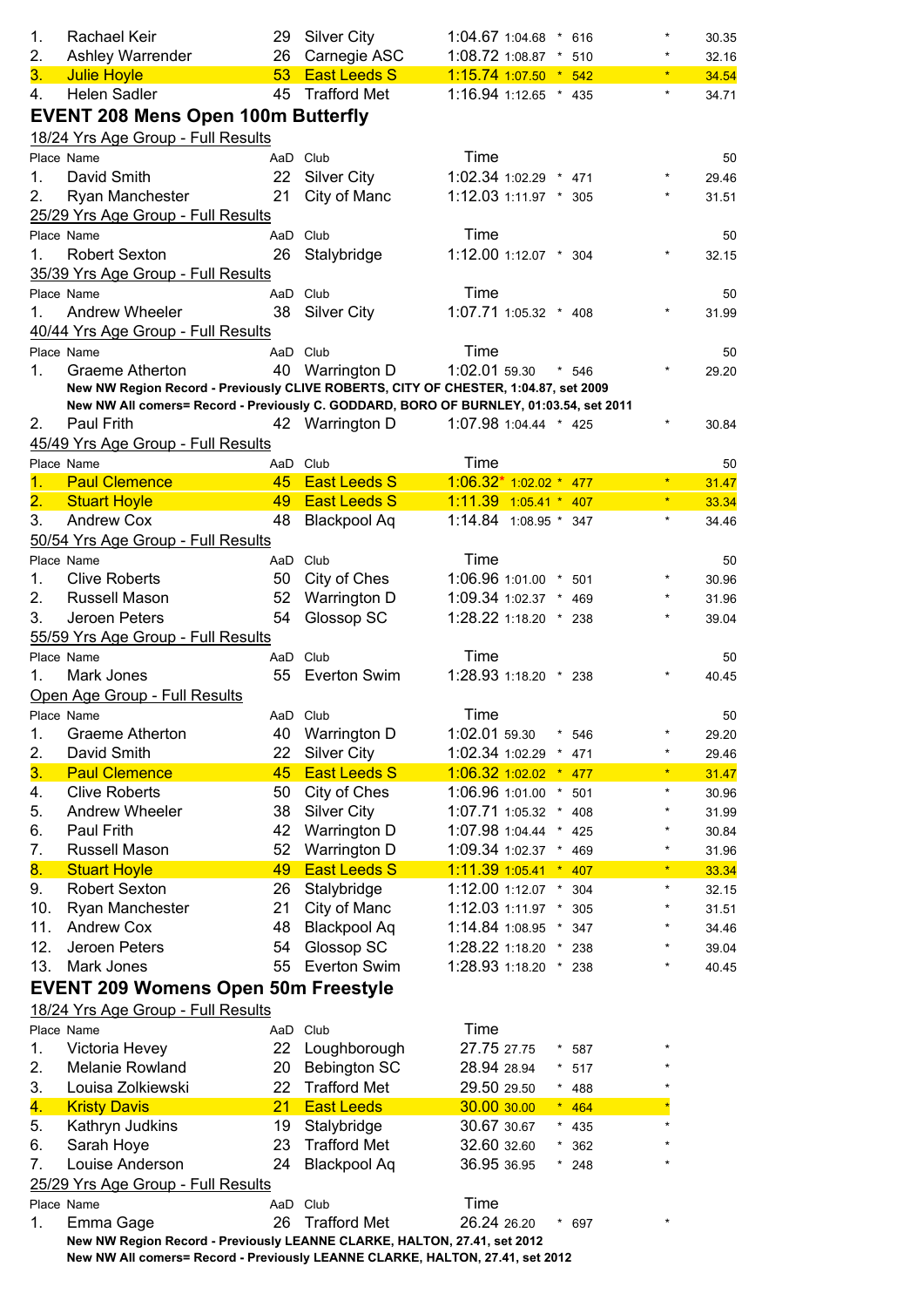| | | | | | | | | |
|---|---|---|---|---|---|---|---|---|
| 1. | Rachael Keir | 29 | Silver City | 1:04.67 | 1:04.68 | * 616 | * | 30.35 |
| 2. | Ashley Warrender | 26 | Carnegie ASC | 1:08.72 | 1:08.87 | * 510 | * | 32.16 |
| 3. | Julie Hoyle | 53 | East Leeds S | 1:15.74 | 1:07.50 | * 542 | * | 34.54 |
| 4. | Helen Sadler | 45 | Trafford Met | 1:16.94 | 1:12.65 | * 435 | * | 34.71 |

## EVENT 208 Mens Open 100m Butterfly

18/24 Yrs Age Group - Full Results

| Place | Name | AaD | Club | Time | | | | 50 |
|---|---|---|---|---|---|---|---|---|
| 1. | David Smith | 22 | Silver City | 1:02.34 | 1:02.29 | * 471 | * | 29.46 |
| 2. | Ryan Manchester | 21 | City of Manc | 1:12.03 | 1:11.97 | * 305 | * | 31.51 |

25/29 Yrs Age Group - Full Results

| Place | Name | AaD | Club | Time | | | | 50 |
|---|---|---|---|---|---|---|---|---|
| 1. | Robert Sexton | 26 | Stalybridge | 1:12.00 | 1:12.07 | * 304 | * | 32.15 |

35/39 Yrs Age Group - Full Results

| Place | Name | AaD | Club | Time | | | | 50 |
|---|---|---|---|---|---|---|---|---|
| 1. | Andrew Wheeler | 38 | Silver City | 1:07.71 | 1:05.32 | * 408 | * | 31.99 |

40/44 Yrs Age Group - Full Results

| Place | Name | AaD | Club | Time | | | | 50 |
|---|---|---|---|---|---|---|---|---|
| 1. | Graeme Atherton | 40 | Warrington D | 1:02.01 | 59.30 | * 546 | * | 29.20 |

**New NW Region Record - Previously CLIVE ROBERTS, CITY OF CHESTER, 1:04.87, set 2009**
**New NW All comers= Record - Previously C. GODDARD, BORO OF BURNLEY, 01:03.54, set 2011**

| Place | Name | AaD | Club | Time | | | | 50 |
|---|---|---|---|---|---|---|---|---|
| 2. | Paul Frith | 42 | Warrington D | 1:07.98 | 1:04.44 | * 425 | * | 30.84 |

45/49 Yrs Age Group - Full Results

| Place | Name | AaD | Club | Time | | | | 50 |
|---|---|---|---|---|---|---|---|---|
| 1. | Paul Clemence | 45 | East Leeds S | 1:06.32* | 1:02.02 | * 477 | * | 31.47 |
| 2. | Stuart Hoyle | 49 | East Leeds S | 1:11.39 | 1:05.41 | * 407 | * | 33.34 |
| 3. | Andrew Cox | 48 | Blackpool Aq | 1:14.84 | 1:08.95 | * 347 | * | 34.46 |

50/54 Yrs Age Group - Full Results

| Place | Name | AaD | Club | Time | | | | 50 |
|---|---|---|---|---|---|---|---|---|
| 1. | Clive Roberts | 50 | City of Ches | 1:06.96 | 1:01.00 | * 501 | * | 30.96 |
| 2. | Russell Mason | 52 | Warrington D | 1:09.34 | 1:02.37 | * 469 | * | 31.96 |
| 3. | Jeroen Peters | 54 | Glossop SC | 1:28.22 | 1:18.20 | * 238 | * | 39.04 |

55/59 Yrs Age Group - Full Results

| Place | Name | AaD | Club | Time | | | | 50 |
|---|---|---|---|---|---|---|---|---|
| 1. | Mark Jones | 55 | Everton Swim | 1:28.93 | 1:18.20 | * 238 | * | 40.45 |

Open Age Group - Full Results

| Place | Name | AaD | Club | Time | | | | 50 |
|---|---|---|---|---|---|---|---|---|
| 1. | Graeme Atherton | 40 | Warrington D | 1:02.01 | 59.30 | * 546 | * | 29.20 |
| 2. | David Smith | 22 | Silver City | 1:02.34 | 1:02.29 | * 471 | * | 29.46 |
| 3. | Paul Clemence | 45 | East Leeds S | 1:06.32 | 1:02.02 | * 477 | * | 31.47 |
| 4. | Clive Roberts | 50 | City of Ches | 1:06.96 | 1:01.00 | * 501 | * | 30.96 |
| 5. | Andrew Wheeler | 38 | Silver City | 1:07.71 | 1:05.32 | * 408 | * | 31.99 |
| 6. | Paul Frith | 42 | Warrington D | 1:07.98 | 1:04.44 | * 425 | * | 30.84 |
| 7. | Russell Mason | 52 | Warrington D | 1:09.34 | 1:02.37 | * 469 | * | 31.96 |
| 8. | Stuart Hoyle | 49 | East Leeds S | 1:11.39 | 1:05.41 | * 407 | * | 33.34 |
| 9. | Robert Sexton | 26 | Stalybridge | 1:12.00 | 1:12.07 | * 304 | * | 32.15 |
| 10. | Ryan Manchester | 21 | City of Manc | 1:12.03 | 1:11.97 | * 305 | * | 31.51 |
| 11. | Andrew Cox | 48 | Blackpool Aq | 1:14.84 | 1:08.95 | * 347 | * | 34.46 |
| 12. | Jeroen Peters | 54 | Glossop SC | 1:28.22 | 1:18.20 | * 238 | * | 39.04 |
| 13. | Mark Jones | 55 | Everton Swim | 1:28.93 | 1:18.20 | * 238 | * | 40.45 |

## EVENT 209 Womens Open 50m Freestyle

18/24 Yrs Age Group - Full Results

| Place | Name | AaD | Club | Time | | | |
|---|---|---|---|---|---|---|---|
| 1. | Victoria Hevey | 22 | Loughborough | 27.75 | 27.75 | * 587 | * |
| 2. | Melanie Rowland | 20 | Bebington SC | 28.94 | 28.94 | * 517 | * |
| 3. | Louisa Zolkiewski | 22 | Trafford Met | 29.50 | 29.50 | * 488 | * |
| 4. | Kristy Davis | 21 | East Leeds | 30.00 | 30.00 | * 464 | * |
| 5. | Kathryn Judkins | 19 | Stalybridge | 30.67 | 30.67 | * 435 | * |
| 6. | Sarah Hoye | 23 | Trafford Met | 32.60 | 32.60 | * 362 | * |
| 7. | Louise Anderson | 24 | Blackpool Aq | 36.95 | 36.95 | * 248 | * |

25/29 Yrs Age Group - Full Results

| Place | Name | AaD | Club | Time | | | |
|---|---|---|---|---|---|---|---|
| 1. | Emma Gage | 26 | Trafford Met | 26.24 | 26.20 | * 697 | * |

**New NW Region Record - Previously LEANNE CLARKE, HALTON, 27.41, set 2012**
**New NW All comers= Record - Previously LEANNE CLARKE, HALTON, 27.41, set 2012**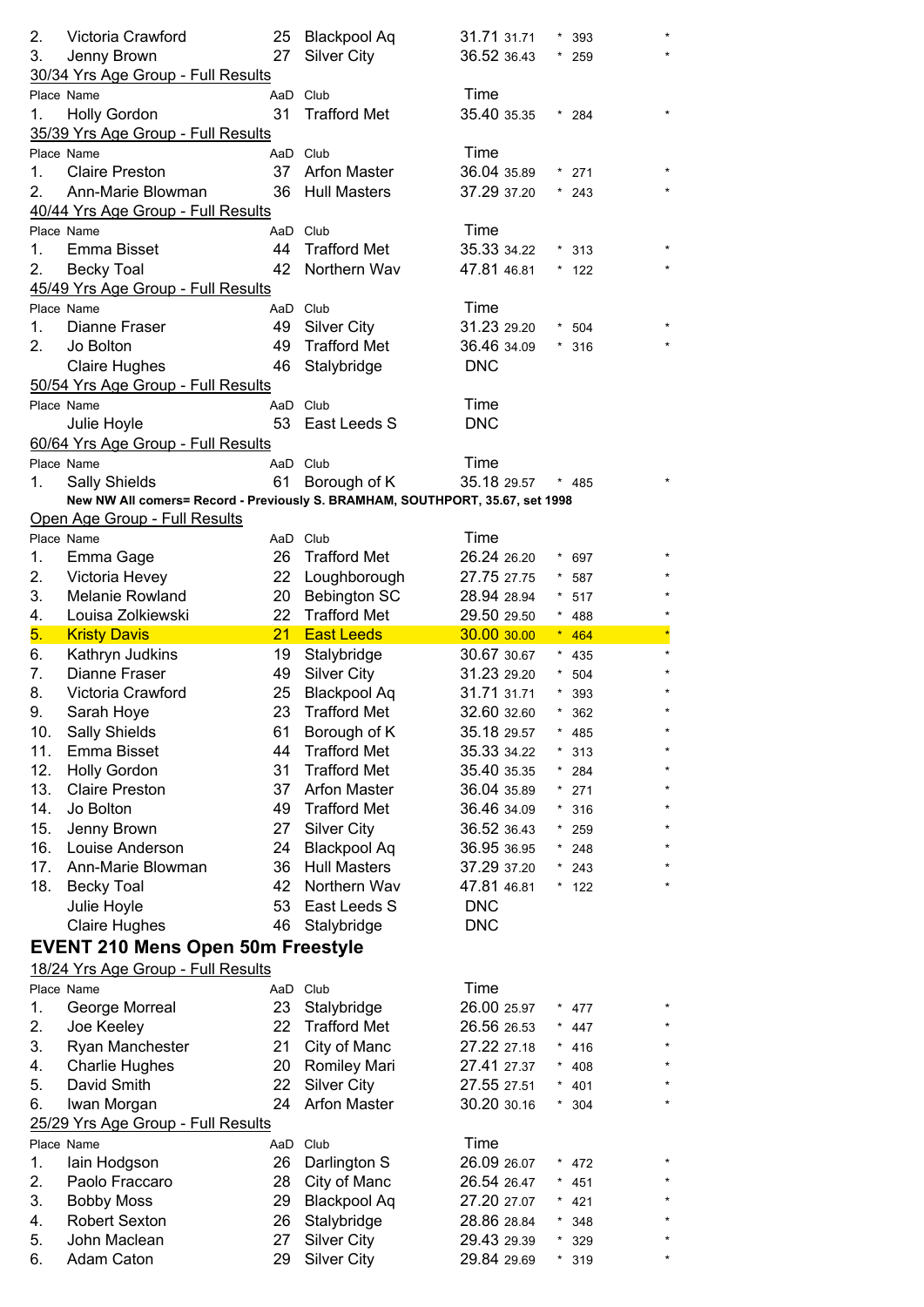| Place | Name | AaD | Club | Time | | | Points | |
|---|---|---|---|---|---|---|---|---|
| 2. | Victoria Crawford | 25 | Blackpool Aq | 31.71 | 31.71 | * | 393 | * |
| 3. | Jenny Brown | 27 | Silver City | 36.52 | 36.43 | * | 259 | * |

30/34 Yrs Age Group - Full Results

| Place | Name | AaD | Club | Time | | | | |
|---|---|---|---|---|---|---|---|---|
| 1. | Holly Gordon | 31 | Trafford Met | 35.40 | 35.35 | * | 284 | * |

35/39 Yrs Age Group - Full Results

| Place | Name | AaD | Club | Time | | | | |
|---|---|---|---|---|---|---|---|---|
| 1. | Claire Preston | 37 | Arfon Master | 36.04 | 35.89 | * | 271 | * |
| 2. | Ann-Marie Blowman | 36 | Hull Masters | 37.29 | 37.20 | * | 243 | * |

40/44 Yrs Age Group - Full Results

| Place | Name | AaD | Club | Time | | | | |
|---|---|---|---|---|---|---|---|---|
| 1. | Emma Bisset | 44 | Trafford Met | 35.33 | 34.22 | * | 313 | * |
| 2. | Becky Toal | 42 | Northern Wav | 47.81 | 46.81 | * | 122 | * |

45/49 Yrs Age Group - Full Results

| Place | Name | AaD | Club | Time | | | | |
|---|---|---|---|---|---|---|---|---|
| 1. | Dianne Fraser | 49 | Silver City | 31.23 | 29.20 | * | 504 | * |
| 2. | Jo Bolton | 49 | Trafford Met | 36.46 | 34.09 | * | 316 | * |
| | Claire Hughes | 46 | Stalybridge | DNC | | | | |

50/54 Yrs Age Group - Full Results

| Place | Name | AaD | Club | Time | | | | |
|---|---|---|---|---|---|---|---|---|
| | Julie Hoyle | 53 | East Leeds S | DNC | | | | |

60/64 Yrs Age Group - Full Results

| Place | Name | AaD | Club | Time | | | | |
|---|---|---|---|---|---|---|---|---|
| 1. | Sally Shields | 61 | Borough of K | 35.18 | 29.57 | * | 485 | * |

**New NW All comers= Record - Previously S. BRAMHAM, SOUTHPORT, 35.67, set 1998**

Open Age Group - Full Results

| Place | Name | AaD | Club | Time | | | | |
|---|---|---|---|---|---|---|---|---|
| 1. | Emma Gage | 26 | Trafford Met | 26.24 | 26.20 | * | 697 | * |
| 2. | Victoria Hevey | 22 | Loughborough | 27.75 | 27.75 | * | 587 | * |
| 3. | Melanie Rowland | 20 | Bebington SC | 28.94 | 28.94 | * | 517 | * |
| 4. | Louisa Zolkiewski | 22 | Trafford Met | 29.50 | 29.50 | * | 488 | * |
| 5. | Kristy Davis | 21 | East Leeds | 30.00 | 30.00 | * | 464 | * |
| 6. | Kathryn Judkins | 19 | Stalybridge | 30.67 | 30.67 | * | 435 | * |
| 7. | Dianne Fraser | 49 | Silver City | 31.23 | 29.20 | * | 504 | * |
| 8. | Victoria Crawford | 25 | Blackpool Aq | 31.71 | 31.71 | * | 393 | * |
| 9. | Sarah Hoye | 23 | Trafford Met | 32.60 | 32.60 | * | 362 | * |
| 10. | Sally Shields | 61 | Borough of K | 35.18 | 29.57 | * | 485 | * |
| 11. | Emma Bisset | 44 | Trafford Met | 35.33 | 34.22 | * | 313 | * |
| 12. | Holly Gordon | 31 | Trafford Met | 35.40 | 35.35 | * | 284 | * |
| 13. | Claire Preston | 37 | Arfon Master | 36.04 | 35.89 | * | 271 | * |
| 14. | Jo Bolton | 49 | Trafford Met | 36.46 | 34.09 | * | 316 | * |
| 15. | Jenny Brown | 27 | Silver City | 36.52 | 36.43 | * | 259 | * |
| 16. | Louise Anderson | 24 | Blackpool Aq | 36.95 | 36.95 | * | 248 | * |
| 17. | Ann-Marie Blowman | 36 | Hull Masters | 37.29 | 37.20 | * | 243 | * |
| 18. | Becky Toal | 42 | Northern Wav | 47.81 | 46.81 | * | 122 | * |
| | Julie Hoyle | 53 | East Leeds S | DNC | | | | |
| | Claire Hughes | 46 | Stalybridge | DNC | | | | |

## EVENT 210 Mens Open 50m Freestyle

18/24 Yrs Age Group - Full Results

| Place | Name | AaD | Club | Time | | | | |
|---|---|---|---|---|---|---|---|---|
| 1. | George Morreal | 23 | Stalybridge | 26.00 | 25.97 | * | 477 | * |
| 2. | Joe Keeley | 22 | Trafford Met | 26.56 | 26.53 | * | 447 | * |
| 3. | Ryan Manchester | 21 | City of Manc | 27.22 | 27.18 | * | 416 | * |
| 4. | Charlie Hughes | 20 | Romiley Mari | 27.41 | 27.37 | * | 408 | * |
| 5. | David Smith | 22 | Silver City | 27.55 | 27.51 | * | 401 | * |
| 6. | Iwan Morgan | 24 | Arfon Master | 30.20 | 30.16 | * | 304 | * |

25/29 Yrs Age Group - Full Results

| Place | Name | AaD | Club | Time | | | | |
|---|---|---|---|---|---|---|---|---|
| 1. | Iain Hodgson | 26 | Darlington S | 26.09 | 26.07 | * | 472 | * |
| 2. | Paolo Fraccaro | 28 | City of Manc | 26.54 | 26.47 | * | 451 | * |
| 3. | Bobby Moss | 29 | Blackpool Aq | 27.20 | 27.07 | * | 421 | * |
| 4. | Robert Sexton | 26 | Stalybridge | 28.86 | 28.84 | * | 348 | * |
| 5. | John Maclean | 27 | Silver City | 29.43 | 29.39 | * | 329 | * |
| 6. | Adam Caton | 29 | Silver City | 29.84 | 29.69 | * | 319 | * |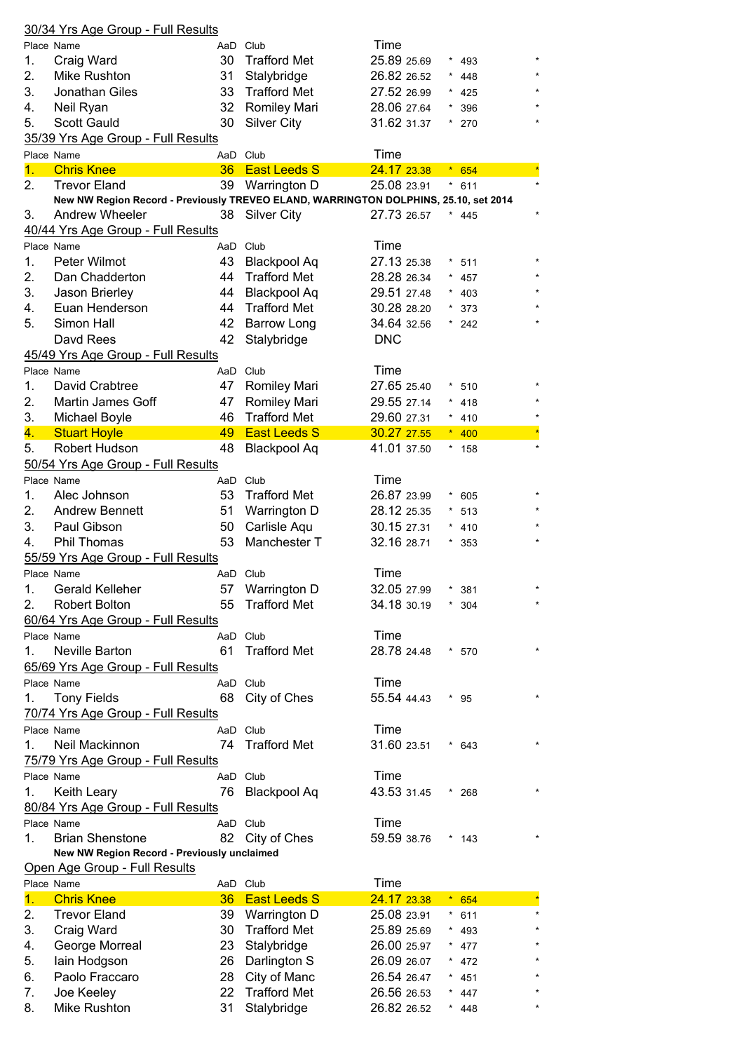## 30/34 Yrs Age Group - Full Results

| Place | Name | AaD | Club | Time | | | | |
|---|---|---|---|---|---|---|---|---|
| 1. | Craig Ward | 30 | Trafford Met | 25.89 | 25.69 | * | 493 | * |
| 2. | Mike Rushton | 31 | Stalybridge | 26.82 | 26.52 | * | 448 | * |
| 3. | Jonathan Giles | 33 | Trafford Met | 27.52 | 26.99 | * | 425 | * |
| 4. | Neil Ryan | 32 | Romiley Mari | 28.06 | 27.64 | * | 396 | * |
| 5. | Scott Gauld | 30 | Silver City | 31.62 | 31.37 | * | 270 | * |

## 35/39 Yrs Age Group - Full Results

| Place | Name | AaD | Club | Time | | | | |
|---|---|---|---|---|---|---|---|---|
| 1. | Chris Knee | 36 | East Leeds S | 24.17 | 23.38 | * | 654 | * |
| 2. | Trevor Eland | 39 | Warrington D | 25.08 | 23.91 | * | 611 | * |
| | **New NW Region Record - Previously TREVEO ELAND, WARRINGTON DOLPHINS, 25.10, set 2014** | | | | | | | |
| 3. | Andrew Wheeler | 38 | Silver City | 27.73 | 26.57 | * | 445 | * |

## 40/44 Yrs Age Group - Full Results

| Place | Name | AaD | Club | Time | | | | |
|---|---|---|---|---|---|---|---|---|
| 1. | Peter Wilmot | 43 | Blackpool Aq | 27.13 | 25.38 | * | 511 | * |
| 2. | Dan Chadderton | 44 | Trafford Met | 28.28 | 26.34 | * | 457 | * |
| 3. | Jason Brierley | 44 | Blackpool Aq | 29.51 | 27.48 | * | 403 | * |
| 4. | Euan Henderson | 44 | Trafford Met | 30.28 | 28.20 | * | 373 | * |
| 5. | Simon Hall | 42 | Barrow Long | 34.64 | 32.56 | * | 242 | * |
| | Davd Rees | 42 | Stalybridge | DNC | | | | |

## 45/49 Yrs Age Group - Full Results

| Place | Name | AaD | Club | Time | | | | |
|---|---|---|---|---|---|---|---|---|
| 1. | David Crabtree | 47 | Romiley Mari | 27.65 | 25.40 | * | 510 | * |
| 2. | Martin James Goff | 47 | Romiley Mari | 29.55 | 27.14 | * | 418 | * |
| 3. | Michael Boyle | 46 | Trafford Met | 29.60 | 27.31 | * | 410 | * |
| 4. | Stuart Hoyle | 49 | East Leeds S | 30.27 | 27.55 | * | 400 | * |
| 5. | Robert Hudson | 48 | Blackpool Aq | 41.01 | 37.50 | * | 158 | * |

## 50/54 Yrs Age Group - Full Results

| Place | Name | AaD | Club | Time | | | | |
|---|---|---|---|---|---|---|---|---|
| 1. | Alec Johnson | 53 | Trafford Met | 26.87 | 23.99 | * | 605 | * |
| 2. | Andrew Bennett | 51 | Warrington D | 28.12 | 25.35 | * | 513 | * |
| 3. | Paul Gibson | 50 | Carlisle Aqu | 30.15 | 27.31 | * | 410 | * |
| 4. | Phil Thomas | 53 | Manchester T | 32.16 | 28.71 | * | 353 | * |

## 55/59 Yrs Age Group - Full Results

| Place | Name | AaD | Club | Time | | | | |
|---|---|---|---|---|---|---|---|---|
| 1. | Gerald Kelleher | 57 | Warrington D | 32.05 | 27.99 | * | 381 | * |
| 2. | Robert Bolton | 55 | Trafford Met | 34.18 | 30.19 | * | 304 | * |

## 60/64 Yrs Age Group - Full Results

| Place | Name | AaD | Club | Time | | | | |
|---|---|---|---|---|---|---|---|---|
| 1. | Neville Barton | 61 | Trafford Met | 28.78 | 24.48 | * | 570 | * |

## 65/69 Yrs Age Group - Full Results

| Place | Name | AaD | Club | Time | | | | |
|---|---|---|---|---|---|---|---|---|
| 1. | Tony Fields | 68 | City of Ches | 55.54 | 44.43 | * | 95 | * |

## 70/74 Yrs Age Group - Full Results

| Place | Name | AaD | Club | Time | | | | |
|---|---|---|---|---|---|---|---|---|
| 1. | Neil Mackinnon | 74 | Trafford Met | 31.60 | 23.51 | * | 643 | * |

## 75/79 Yrs Age Group - Full Results

| Place | Name | AaD | Club | Time | | | | |
|---|---|---|---|---|---|---|---|---|
| 1. | Keith Leary | 76 | Blackpool Aq | 43.53 | 31.45 | * | 268 | * |

## 80/84 Yrs Age Group - Full Results

| Place | Name | AaD | Club | Time | | | | |
|---|---|---|---|---|---|---|---|---|
| 1. | Brian Shenstone | 82 | City of Ches | 59.59 | 38.76 | * | 143 | * |
| | **New NW Region Record - Previously unclaimed** | | | | | | | |

## Open Age Group - Full Results

| Place | Name | AaD | Club | Time | | | | |
|---|---|---|---|---|---|---|---|---|
| 1. | Chris Knee | 36 | East Leeds S | 24.17 | 23.38 | * | 654 | * |
| 2. | Trevor Eland | 39 | Warrington D | 25.08 | 23.91 | * | 611 | * |
| 3. | Craig Ward | 30 | Trafford Met | 25.89 | 25.69 | * | 493 | * |
| 4. | George Morreal | 23 | Stalybridge | 26.00 | 25.97 | * | 477 | * |
| 5. | Iain Hodgson | 26 | Darlington S | 26.09 | 26.07 | * | 472 | * |
| 6. | Paolo Fraccaro | 28 | City of Manc | 26.54 | 26.47 | * | 451 | * |
| 7. | Joe Keeley | 22 | Trafford Met | 26.56 | 26.53 | * | 447 | * |
| 8. | Mike Rushton | 31 | Stalybridge | 26.82 | 26.52 | * | 448 | * |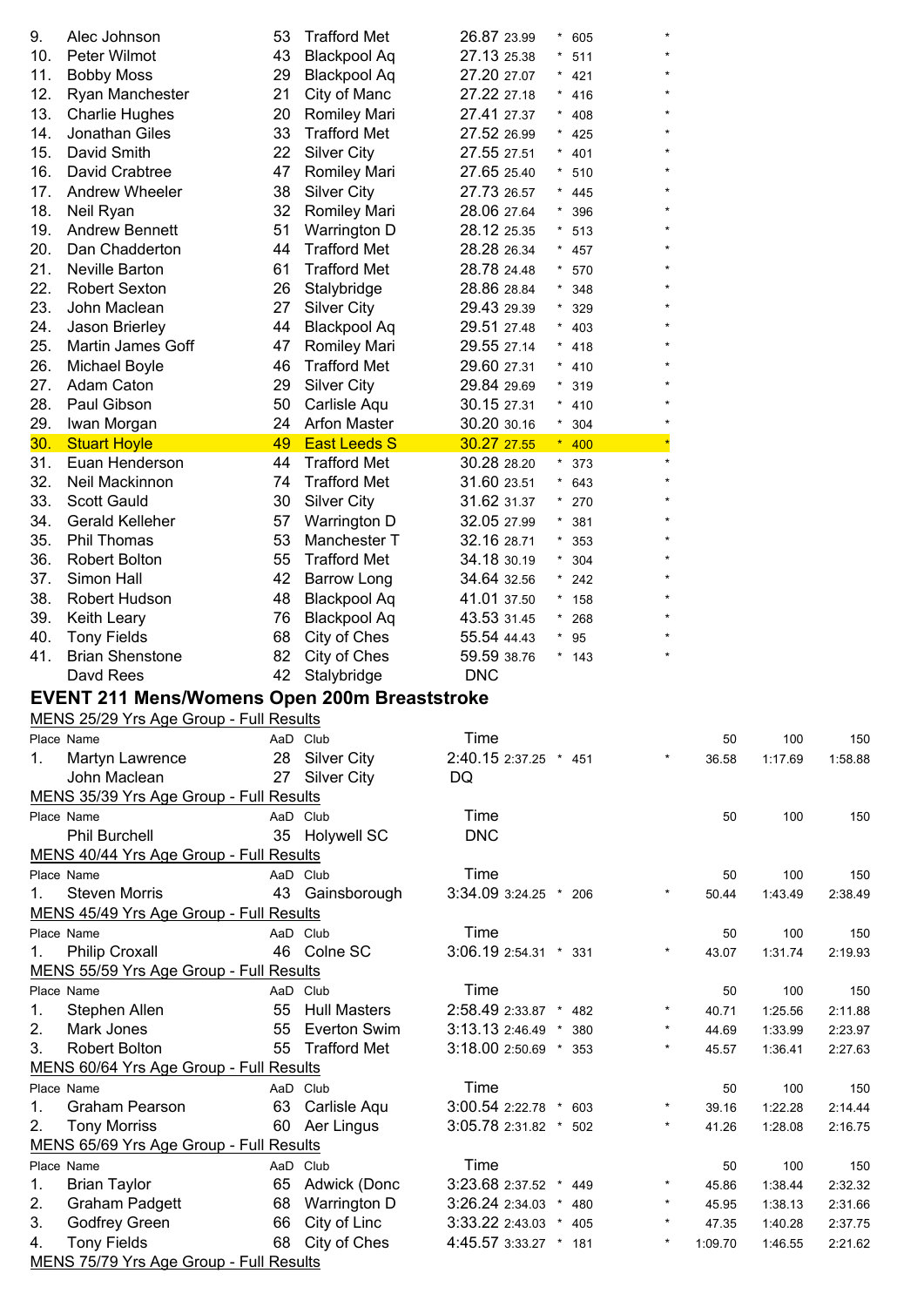| Place | Name | AaD | Club | Time | | | | |
|---|---|---|---|---|---|---|---|---|
| 9. | Alec Johnson | 53 | Trafford Met | 26.87 | 23.99 | * | 605 | * |
| 10. | Peter Wilmot | 43 | Blackpool Aq | 27.13 | 25.38 | * | 511 | * |
| 11. | Bobby Moss | 29 | Blackpool Aq | 27.20 | 27.07 | * | 421 | * |
| 12. | Ryan Manchester | 21 | City of Manc | 27.22 | 27.18 | * | 416 | * |
| 13. | Charlie Hughes | 20 | Romiley Mari | 27.41 | 27.37 | * | 408 | * |
| 14. | Jonathan Giles | 33 | Trafford Met | 27.52 | 26.99 | * | 425 | * |
| 15. | David Smith | 22 | Silver City | 27.55 | 27.51 | * | 401 | * |
| 16. | David Crabtree | 47 | Romiley Mari | 27.65 | 25.40 | * | 510 | * |
| 17. | Andrew Wheeler | 38 | Silver City | 27.73 | 26.57 | * | 445 | * |
| 18. | Neil Ryan | 32 | Romiley Mari | 28.06 | 27.64 | * | 396 | * |
| 19. | Andrew Bennett | 51 | Warrington D | 28.12 | 25.35 | * | 513 | * |
| 20. | Dan Chadderton | 44 | Trafford Met | 28.28 | 26.34 | * | 457 | * |
| 21. | Neville Barton | 61 | Trafford Met | 28.78 | 24.48 | * | 570 | * |
| 22. | Robert Sexton | 26 | Stalybridge | 28.86 | 28.84 | * | 348 | * |
| 23. | John Maclean | 27 | Silver City | 29.43 | 29.39 | * | 329 | * |
| 24. | Jason Brierley | 44 | Blackpool Aq | 29.51 | 27.48 | * | 403 | * |
| 25. | Martin James Goff | 47 | Romiley Mari | 29.55 | 27.14 | * | 418 | * |
| 26. | Michael Boyle | 46 | Trafford Met | 29.60 | 27.31 | * | 410 | * |
| 27. | Adam Caton | 29 | Silver City | 29.84 | 29.69 | * | 319 | * |
| 28. | Paul Gibson | 50 | Carlisle Aqu | 30.15 | 27.31 | * | 410 | * |
| 29. | Iwan Morgan | 24 | Arfon Master | 30.20 | 30.16 | * | 304 | * |
| 30. | Stuart Hoyle | 49 | East Leeds S | 30.27 | 27.55 | * | 400 | * |
| 31. | Euan Henderson | 44 | Trafford Met | 30.28 | 28.20 | * | 373 | * |
| 32. | Neil Mackinnon | 74 | Trafford Met | 31.60 | 23.51 | * | 643 | * |
| 33. | Scott Gauld | 30 | Silver City | 31.62 | 31.37 | * | 270 | * |
| 34. | Gerald Kelleher | 57 | Warrington D | 32.05 | 27.99 | * | 381 | * |
| 35. | Phil Thomas | 53 | Manchester T | 32.16 | 28.71 | * | 353 | * |
| 36. | Robert Bolton | 55 | Trafford Met | 34.18 | 30.19 | * | 304 | * |
| 37. | Simon Hall | 42 | Barrow Long | 34.64 | 32.56 | * | 242 | * |
| 38. | Robert Hudson | 48 | Blackpool Aq | 41.01 | 37.50 | * | 158 | * |
| 39. | Keith Leary | 76 | Blackpool Aq | 43.53 | 31.45 | * | 268 | * |
| 40. | Tony Fields | 68 | City of Ches | 55.54 | 44.43 | * | 95 | * |
| 41. | Brian Shenstone | 82 | City of Ches | 59.59 | 38.76 | * | 143 | * |
| | Davd Rees | 42 | Stalybridge | DNC | | | | |

## EVENT 211 Mens/Womens Open 200m Breaststroke

MENS 25/29 Yrs Age Group - Full Results

| Place | Name | AaD | Club | Time | | | | | 50 | 100 | 150 |
|---|---|---|---|---|---|---|---|---|---|---|---|
| 1. | Martyn Lawrence | 28 | Silver City | 2:40.15 | 2:37.25 | * | 451 | * | 36.58 | 1:17.69 | 1:58.88 |
| | John Maclean | 27 | Silver City | DQ | | | | | | | |

MENS 35/39 Yrs Age Group - Full Results

| Place | Name | AaD | Club | Time | 50 | 100 | 150 |
|---|---|---|---|---|---|---|---|
| | Phil Burchell | 35 | Holywell SC | DNC | | | |

MENS 40/44 Yrs Age Group - Full Results

| Place | Name | AaD | Club | Time | | | | | 50 | 100 | 150 |
|---|---|---|---|---|---|---|---|---|---|---|---|
| 1. | Steven Morris | 43 | Gainsborough | 3:34.09 | 3:24.25 | * | 206 | * | 50.44 | 1:43.49 | 2:38.49 |

MENS 45/49 Yrs Age Group - Full Results

| Place | Name | AaD | Club | Time | | | | | 50 | 100 | 150 |
|---|---|---|---|---|---|---|---|---|---|---|---|
| 1. | Philip Croxall | 46 | Colne SC | 3:06.19 | 2:54.31 | * | 331 | * | 43.07 | 1:31.74 | 2:19.93 |

MENS 55/59 Yrs Age Group - Full Results

| Place | Name | AaD | Club | Time | | | | | 50 | 100 | 150 |
|---|---|---|---|---|---|---|---|---|---|---|---|
| 1. | Stephen Allen | 55 | Hull Masters | 2:58.49 | 2:33.87 | * | 482 | * | 40.71 | 1:25.56 | 2:11.88 |
| 2. | Mark Jones | 55 | Everton Swim | 3:13.13 | 2:46.49 | * | 380 | * | 44.69 | 1:33.99 | 2:23.97 |
| 3. | Robert Bolton | 55 | Trafford Met | 3:18.00 | 2:50.69 | * | 353 | * | 45.57 | 1:36.41 | 2:27.63 |

MENS 60/64 Yrs Age Group - Full Results

| Place | Name | AaD | Club | Time | | | | | 50 | 100 | 150 |
|---|---|---|---|---|---|---|---|---|---|---|---|
| 1. | Graham Pearson | 63 | Carlisle Aqu | 3:00.54 | 2:22.78 | * | 603 | * | 39.16 | 1:22.28 | 2:14.44 |
| 2. | Tony Morriss | 60 | Aer Lingus | 3:05.78 | 2:31.82 | * | 502 | * | 41.26 | 1:28.08 | 2:16.75 |

MENS 65/69 Yrs Age Group - Full Results

| Place | Name | AaD | Club | Time | | | | | 50 | 100 | 150 |
|---|---|---|---|---|---|---|---|---|---|---|---|
| 1. | Brian Taylor | 65 | Adwick (Donc | 3:23.68 | 2:37.52 | * | 449 | * | 45.86 | 1:38.44 | 2:32.32 |
| 2. | Graham Padgett | 68 | Warrington D | 3:26.24 | 2:34.03 | * | 480 | * | 45.95 | 1:38.13 | 2:31.66 |
| 3. | Godfrey Green | 66 | City of Linc | 3:33.22 | 2:43.03 | * | 405 | * | 47.35 | 1:40.28 | 2:37.75 |
| 4. | Tony Fields | 68 | City of Ches | 4:45.57 | 3:33.27 | * | 181 | * | 1:09.70 | 1:46.55 | 2:21.62 |

MENS 75/79 Yrs Age Group - Full Results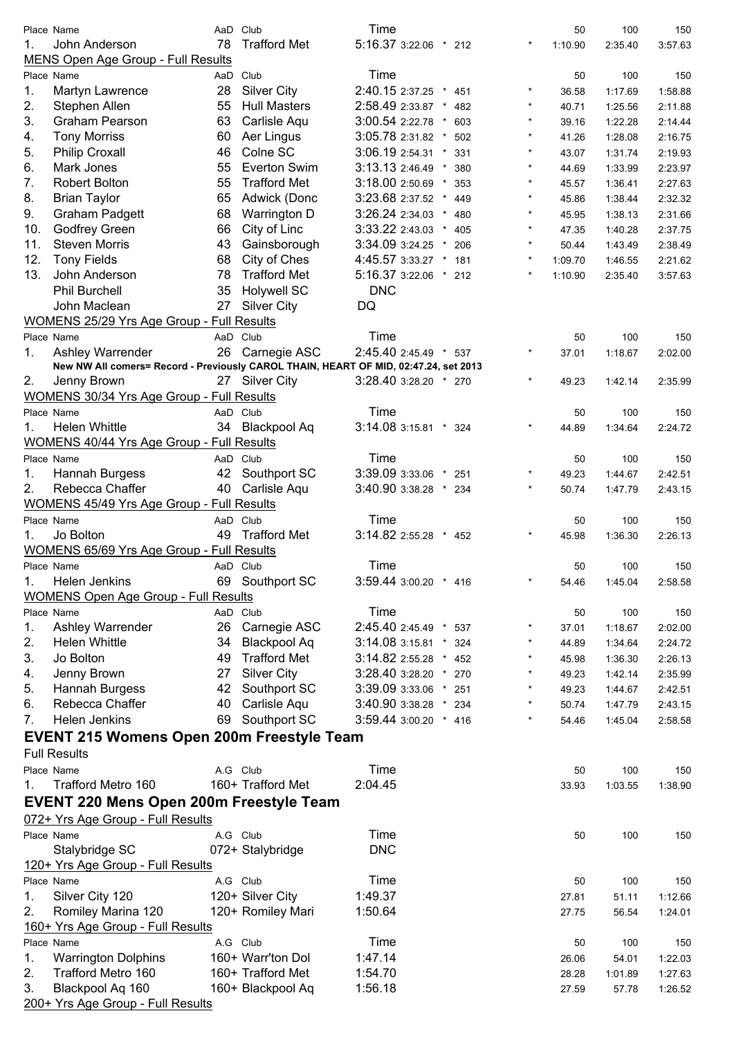| Place | Name | AaD | Club | Time | | | | | 50 | 100 | 150 |
|---|---|---|---|---|---|---|---|---|---|---|---|
| 1. | John Anderson | 78 | Trafford Met | 5:16.37 | 3:22.06 | * | 212 | * | 1:10.90 | 2:35.40 | 3:57.63 |

MENS Open Age Group - Full Results

| Place | Name | AaD | Club | Time | | | | | 50 | 100 | 150 |
|---|---|---|---|---|---|---|---|---|---|---|---|
| 1. | Martyn Lawrence | 28 | Silver City | 2:40.15 | 2:37.25 | * | 451 | * | 36.58 | 1:17.69 | 1:58.88 |
| 2. | Stephen Allen | 55 | Hull Masters | 2:58.49 | 2:33.87 | * | 482 | * | 40.71 | 1:25.56 | 2:11.88 |
| 3. | Graham Pearson | 63 | Carlisle Aqu | 3:00.54 | 2:22.78 | * | 603 | * | 39.16 | 1:22.28 | 2:14.44 |
| 4. | Tony Morriss | 60 | Aer Lingus | 3:05.78 | 2:31.82 | * | 502 | * | 41.26 | 1:28.08 | 2:16.75 |
| 5. | Philip Croxall | 46 | Colne SC | 3:06.19 | 2:54.31 | * | 331 | * | 43.07 | 1:31.74 | 2:19.93 |
| 6. | Mark Jones | 55 | Everton Swim | 3:13.13 | 2:46.49 | * | 380 | * | 44.69 | 1:33.99 | 2:23.97 |
| 7. | Robert Bolton | 55 | Trafford Met | 3:18.00 | 2:50.69 | * | 353 | * | 45.57 | 1:36.41 | 2:27.63 |
| 8. | Brian Taylor | 65 | Adwick (Donc | 3:23.68 | 2:37.52 | * | 449 | * | 45.86 | 1:38.44 | 2:32.32 |
| 9. | Graham Padgett | 68 | Warrington D | 3:26.24 | 2:34.03 | * | 480 | * | 45.95 | 1:38.13 | 2:31.66 |
| 10. | Godfrey Green | 66 | City of Linc | 3:33.22 | 2:43.03 | * | 405 | * | 47.35 | 1:40.28 | 2:37.75 |
| 11. | Steven Morris | 43 | Gainsborough | 3:34.09 | 3:24.25 | * | 206 | * | 50.44 | 1:43.49 | 2:38.49 |
| 12. | Tony Fields | 68 | City of Ches | 4:45.57 | 3:33.27 | * | 181 | * | 1:09.70 | 1:46.55 | 2:21.62 |
| 13. | John Anderson | 78 | Trafford Met | 5:16.37 | 3:22.06 | * | 212 | * | 1:10.90 | 2:35.40 | 3:57.63 |
| | Phil Burchell | 35 | Holywell SC | DNC | | | | | | | |
| | John Maclean | 27 | Silver City | DQ | | | | | | | |

WOMENS 25/29 Yrs Age Group - Full Results

| Place | Name | AaD | Club | Time | | | | | 50 | 100 | 150 |
|---|---|---|---|---|---|---|---|---|---|---|---|
| 1. | Ashley Warrender | 26 | Carnegie ASC | 2:45.40 | 2:45.49 | * | 537 | * | 37.01 | 1:18.67 | 2:02.00 |
| | **New NW All comers= Record - Previously CAROL THAIN, HEART OF MID, 02:47.24, set 2013** | | | | | | | | | | |
| 2. | Jenny Brown | 27 | Silver City | 3:28.40 | 3:28.20 | * | 270 | * | 49.23 | 1:42.14 | 2:35.99 |

WOMENS 30/34 Yrs Age Group - Full Results

| Place | Name | AaD | Club | Time | | | | | 50 | 100 | 150 |
|---|---|---|---|---|---|---|---|---|---|---|---|
| 1. | Helen Whittle | 34 | Blackpool Aq | 3:14.08 | 3:15.81 | * | 324 | * | 44.89 | 1:34.64 | 2:24.72 |

WOMENS 40/44 Yrs Age Group - Full Results

| Place | Name | AaD | Club | Time | | | | | 50 | 100 | 150 |
|---|---|---|---|---|---|---|---|---|---|---|---|
| 1. | Hannah Burgess | 42 | Southport SC | 3:39.09 | 3:33.06 | * | 251 | * | 49.23 | 1:44.67 | 2:42.51 |
| 2. | Rebecca Chaffer | 40 | Carlisle Aqu | 3:40.90 | 3:38.28 | * | 234 | * | 50.74 | 1:47.79 | 2:43.15 |

WOMENS 45/49 Yrs Age Group - Full Results

| Place | Name | AaD | Club | Time | | | | | 50 | 100 | 150 |
|---|---|---|---|---|---|---|---|---|---|---|---|
| 1. | Jo Bolton | 49 | Trafford Met | 3:14.82 | 2:55.28 | * | 452 | * | 45.98 | 1:36.30 | 2:26.13 |

WOMENS 65/69 Yrs Age Group - Full Results

| Place | Name | AaD | Club | Time | | | | | 50 | 100 | 150 |
|---|---|---|---|---|---|---|---|---|---|---|---|
| 1. | Helen Jenkins | 69 | Southport SC | 3:59.44 | 3:00.20 | * | 416 | * | 54.46 | 1:45.04 | 2:58.58 |

WOMENS Open Age Group - Full Results

| Place | Name | AaD | Club | Time | | | | | 50 | 100 | 150 |
|---|---|---|---|---|---|---|---|---|---|---|---|
| 1. | Ashley Warrender | 26 | Carnegie ASC | 2:45.40 | 2:45.49 | * | 537 | * | 37.01 | 1:18.67 | 2:02.00 |
| 2. | Helen Whittle | 34 | Blackpool Aq | 3:14.08 | 3:15.81 | * | 324 | * | 44.89 | 1:34.64 | 2:24.72 |
| 3. | Jo Bolton | 49 | Trafford Met | 3:14.82 | 2:55.28 | * | 452 | * | 45.98 | 1:36.30 | 2:26.13 |
| 4. | Jenny Brown | 27 | Silver City | 3:28.40 | 3:28.20 | * | 270 | * | 49.23 | 1:42.14 | 2:35.99 |
| 5. | Hannah Burgess | 42 | Southport SC | 3:39.09 | 3:33.06 | * | 251 | * | 49.23 | 1:44.67 | 2:42.51 |
| 6. | Rebecca Chaffer | 40 | Carlisle Aqu | 3:40.90 | 3:38.28 | * | 234 | * | 50.74 | 1:47.79 | 2:43.15 |
| 7. | Helen Jenkins | 69 | Southport SC | 3:59.44 | 3:00.20 | * | 416 | * | 54.46 | 1:45.04 | 2:58.58 |

## EVENT 215 Womens Open 200m Freestyle Team

Full Results

| Place | Name | A.G | Club | Time | 50 | 100 | 150 |
|---|---|---|---|---|---|---|---|
| 1. | Trafford Metro 160 | 160+ | Trafford Met | 2:04.45 | 33.93 | 1:03.55 | 1:38.90 |

## EVENT 220 Mens Open 200m Freestyle Team

072+ Yrs Age Group - Full Results

| Place | Name | A.G | Club | Time | 50 | 100 | 150 |
|---|---|---|---|---|---|---|---|
| | Stalybridge SC | 072+ | Stalybridge | DNC | | | |

120+ Yrs Age Group - Full Results

| Place | Name | A.G | Club | Time | 50 | 100 | 150 |
|---|---|---|---|---|---|---|---|
| 1. | Silver City 120 | 120+ | Silver City | 1:49.37 | 27.81 | 51.11 | 1:12.66 |
| 2. | Romiley Marina 120 | 120+ | Romiley Mari | 1:50.64 | 27.75 | 56.54 | 1:24.01 |

160+ Yrs Age Group - Full Results

| Place | Name | A.G | Club | Time | 50 | 100 | 150 |
|---|---|---|---|---|---|---|---|
| 1. | Warrington Dolphins | 160+ | Warr'ton Dol | 1:47.14 | 26.06 | 54.01 | 1:22.03 |
| 2. | Trafford Metro 160 | 160+ | Trafford Met | 1:54.70 | 28.28 | 1:01.89 | 1:27.63 |
| 3. | Blackpool Aq 160 | 160+ | Blackpool Aq | 1:56.18 | 27.59 | 57.78 | 1:26.52 |

200+ Yrs Age Group - Full Results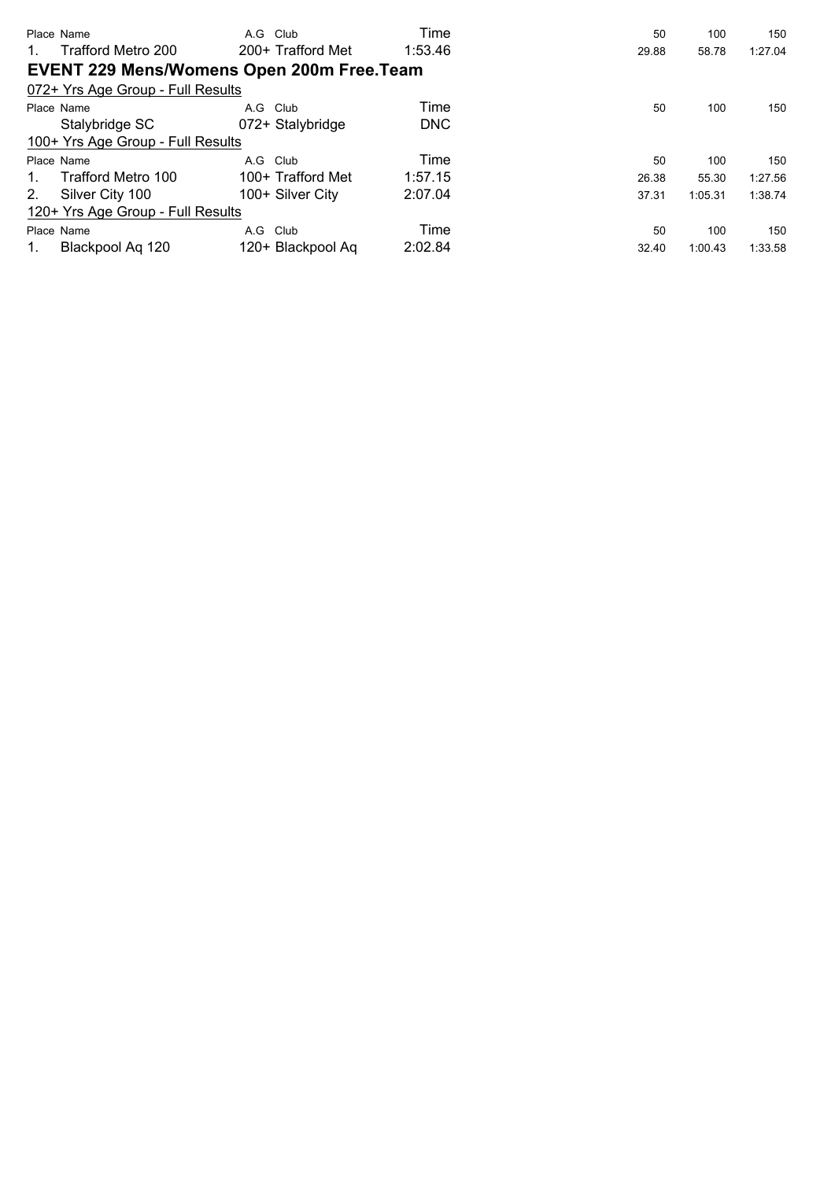| Place | Name | A.G | Club | Time | 50 | 100 | 150 |
|---|---|---|---|---|---|---|---|
| 1. | Trafford Metro 200 | 200+ | Trafford Met | 1:53.46 | 29.88 | 58.78 | 1:27.04 |

## EVENT 229 Mens/Womens Open 200m Free.Team

072+ Yrs Age Group - Full Results

| Place | Name | A.G | Club | Time | 50 | 100 | 150 |
|---|---|---|---|---|---|---|---|
| | Stalybridge SC | 072+ | Stalybridge | DNC | | | |

100+ Yrs Age Group - Full Results

| Place | Name | A.G | Club | Time | 50 | 100 | 150 |
|---|---|---|---|---|---|---|---|
| 1. | Trafford Metro 100 | 100+ | Trafford Met | 1:57.15 | 26.38 | 55.30 | 1:27.56 |
| 2. | Silver City 100 | 100+ | Silver City | 2:07.04 | 37.31 | 1:05.31 | 1:38.74 |

120+ Yrs Age Group - Full Results

| Place | Name | A.G | Club | Time | 50 | 100 | 150 |
|---|---|---|---|---|---|---|---|
| 1. | Blackpool Aq 120 | 120+ | Blackpool Aq | 2:02.84 | 32.40 | 1:00.43 | 1:33.58 |